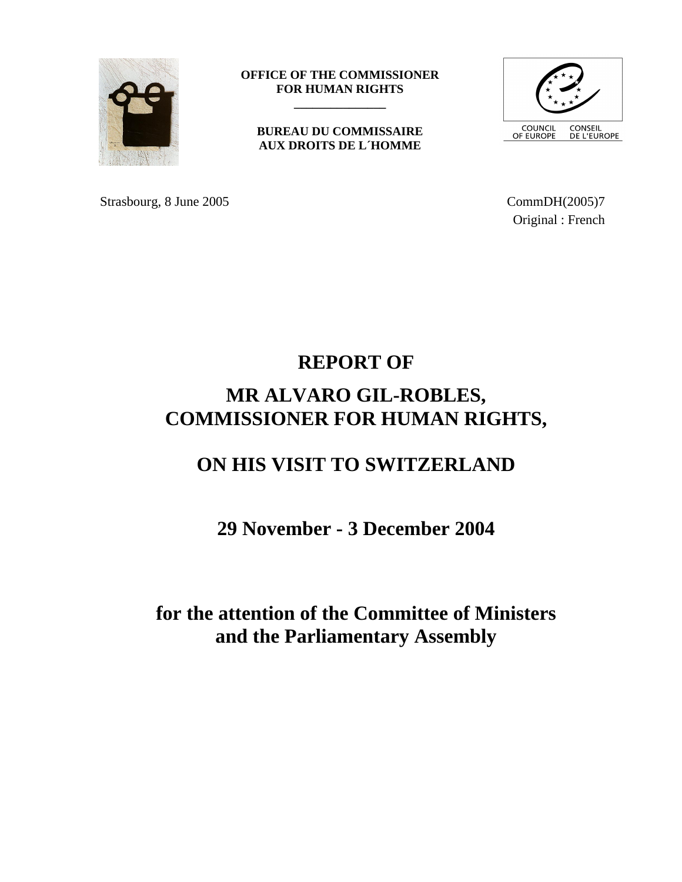**OFFICE OF THE COMMISSIONER FOR HUMAN RIGHTS**

**BUREAU DU COMMISSAIRE AUX DROITS DE L´HOMME**

COUNCIL OF EUROPE — CONSEIL DE L'EUROPE

Strasbourg, 8 June 2005

CommDH(2005)7
Original : French

# REPORT OF

# MR ALVARO GIL-ROBLES, COMMISSIONER FOR HUMAN RIGHTS,

# ON HIS VISIT TO SWITZERLAND

## 29 November - 3 December 2004

## for the attention of the Committee of Ministers and the Parliamentary Assembly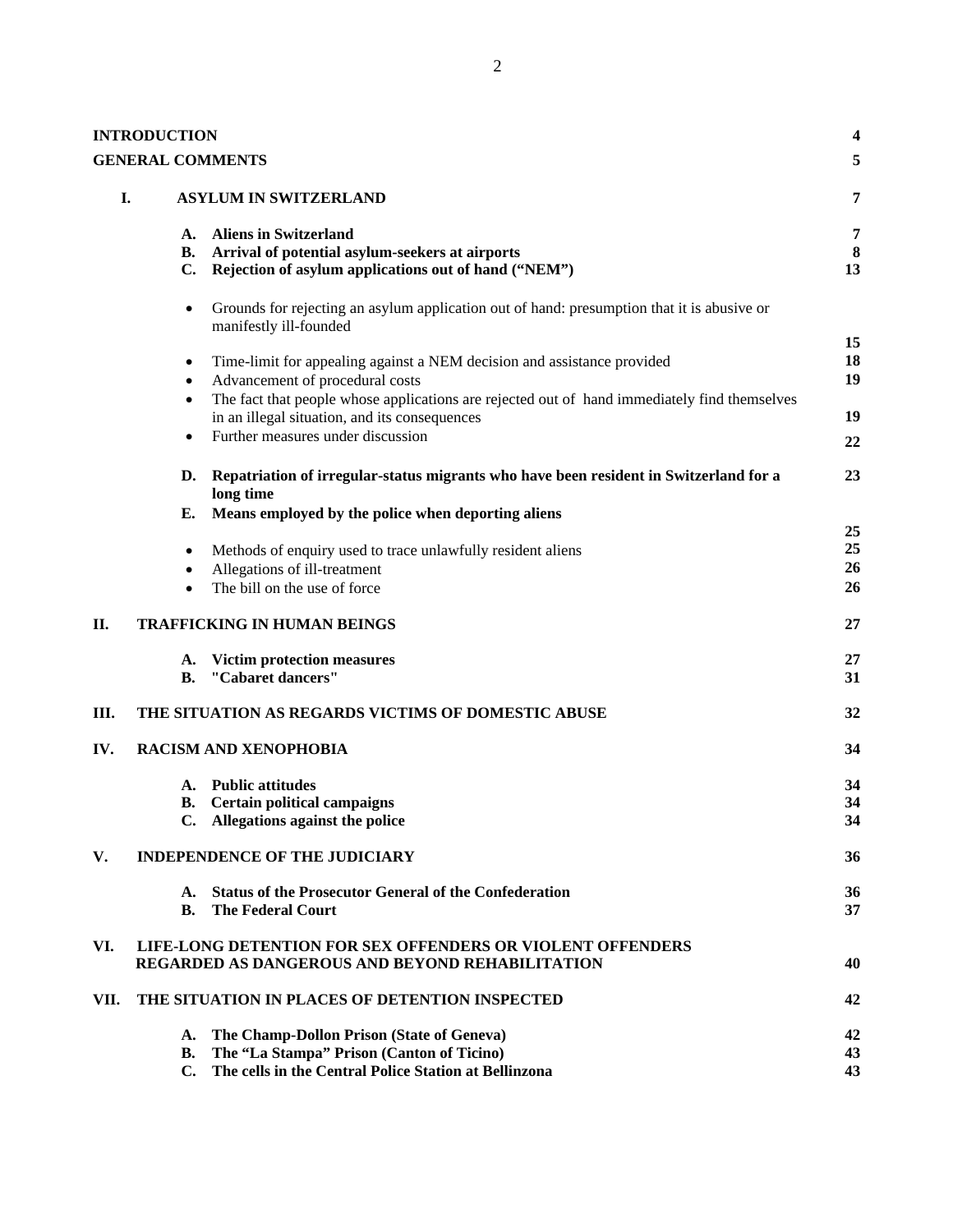| | | |
|---|---|---|
| **INTRODUCTION** | | **4** |
| **GENERAL COMMENTS** | | **5** |
| **I.** | **ASYLUM IN SWITZERLAND** | **7** |
| | **A. Aliens in Switzerland** | **7** |
| | **B. Arrival of potential asylum-seekers at airports** | **8** |
| | **C. Rejection of asylum applications out of hand ("NEM")** | **13** |
| | • Grounds for rejecting an asylum application out of hand: presumption that it is abusive or manifestly ill-founded | **15** |
| | • Time-limit for appealing against a NEM decision and assistance provided | **18** |
| | • Advancement of procedural costs | **19** |
| | • The fact that people whose applications are rejected out of hand immediately find themselves in an illegal situation, and its consequences | **19** |
| | • Further measures under discussion | **22** |
| | **D. Repatriation of irregular-status migrants who have been resident in Switzerland for a long time** | **23** |
| | **E. Means employed by the police when deporting aliens** | **25** |
| | • Methods of enquiry used to trace unlawfully resident aliens | **25** |
| | • Allegations of ill-treatment | **26** |
| | • The bill on the use of force | **26** |
| **II.** | **TRAFFICKING IN HUMAN BEINGS** | **27** |
| | **A. Victim protection measures** | **27** |
| | **B. "Cabaret dancers"** | **31** |
| **III.** | **THE SITUATION AS REGARDS VICTIMS OF DOMESTIC ABUSE** | **32** |
| **IV.** | **RACISM AND XENOPHOBIA** | **34** |
| | **A. Public attitudes** | **34** |
| | **B. Certain political campaigns** | **34** |
| | **C. Allegations against the police** | **34** |
| **V.** | **INDEPENDENCE OF THE JUDICIARY** | **36** |
| | **A. Status of the Prosecutor General of the Confederation** | **36** |
| | **B. The Federal Court** | **37** |
| **VI.** | **LIFE-LONG DETENTION FOR SEX OFFENDERS OR VIOLENT OFFENDERS REGARDED AS DANGEROUS AND BEYOND REHABILITATION** | **40** |
| **VII.** | **THE SITUATION IN PLACES OF DETENTION INSPECTED** | **42** |
| | **A. The Champ-Dollon Prison (State of Geneva)** | **42** |
| | **B. The "La Stampa" Prison (Canton of Ticino)** | **43** |
| | **C. The cells in the Central Police Station at Bellinzona** | **43** |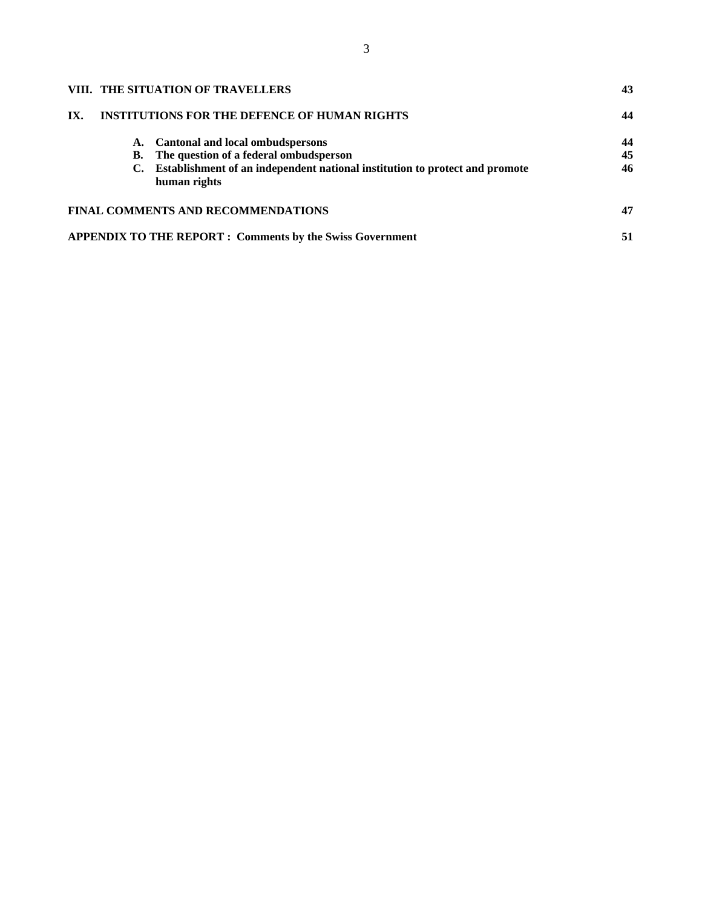| | | |
|---|---|---|
| **VIII.** | **THE SITUATION OF TRAVELLERS** | **43** |
| **IX.** | **INSTITUTIONS FOR THE DEFENCE OF HUMAN RIGHTS** | **44** |
| | **A. Cantonal and local ombudspersons** | **44** |
| | **B. The question of a federal ombudsperson** | **45** |
| | **C. Establishment of an independent national institution to protect and promote human rights** | **46** |
| | **FINAL COMMENTS AND RECOMMENDATIONS** | **47** |
| | **APPENDIX TO THE REPORT : Comments by the Swiss Government** | **51** |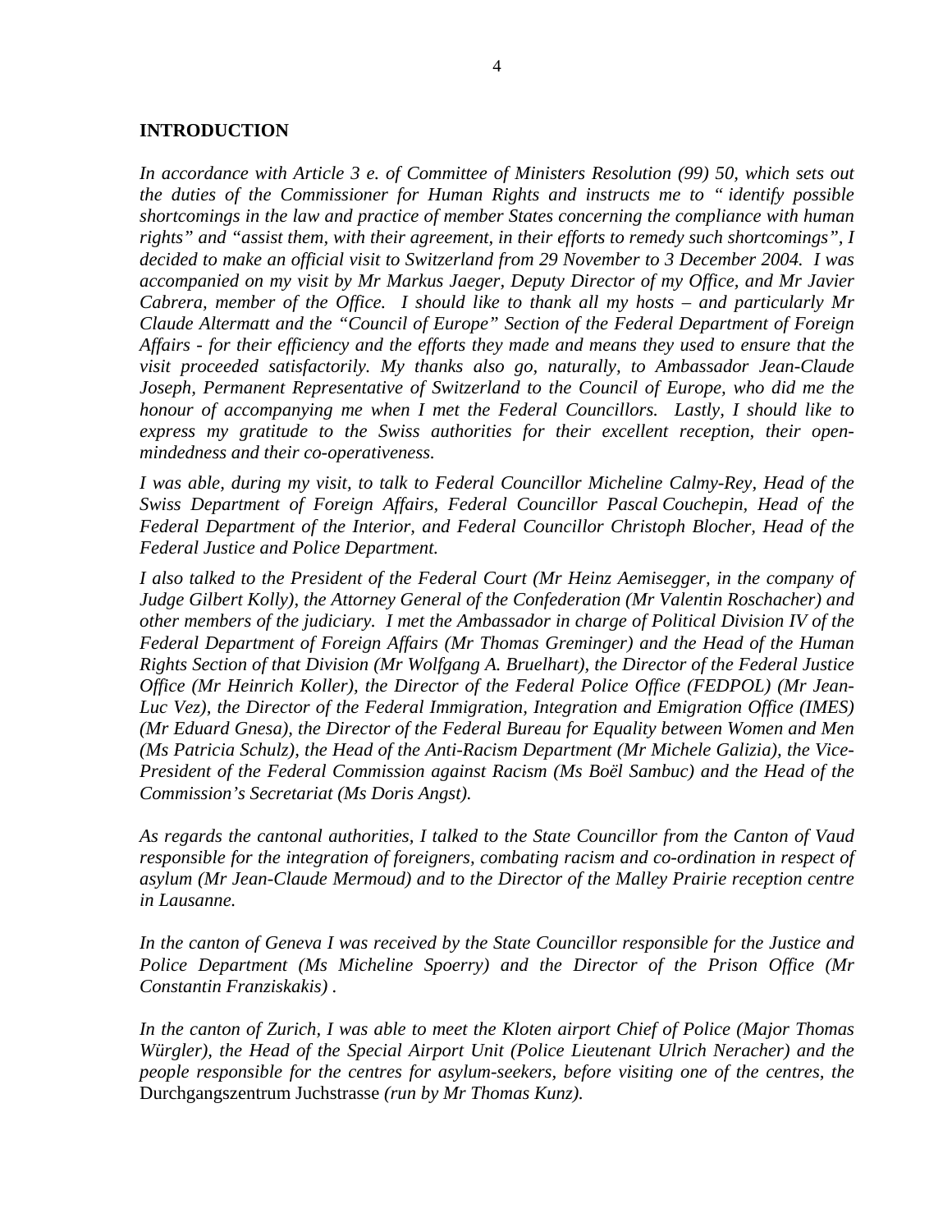## INTRODUCTION

*In accordance with Article 3 e. of Committee of Ministers Resolution (99) 50, which sets out the duties of the Commissioner for Human Rights and instructs me to " identify possible shortcomings in the law and practice of member States concerning the compliance with human rights" and "assist them, with their agreement, in their efforts to remedy such shortcomings", I decided to make an official visit to Switzerland from 29 November to 3 December 2004. I was accompanied on my visit by Mr Markus Jaeger, Deputy Director of my Office, and Mr Javier Cabrera, member of the Office. I should like to thank all my hosts – and particularly Mr Claude Altermatt and the "Council of Europe" Section of the Federal Department of Foreign Affairs - for their efficiency and the efforts they made and means they used to ensure that the visit proceeded satisfactorily. My thanks also go, naturally, to Ambassador Jean-Claude Joseph, Permanent Representative of Switzerland to the Council of Europe, who did me the honour of accompanying me when I met the Federal Councillors. Lastly, I should like to express my gratitude to the Swiss authorities for their excellent reception, their open-mindedness and their co-operativeness.*

*I was able, during my visit, to talk to Federal Councillor Micheline Calmy-Rey, Head of the Swiss Department of Foreign Affairs, Federal Councillor Pascal Couchepin, Head of the Federal Department of the Interior, and Federal Councillor Christoph Blocher, Head of the Federal Justice and Police Department.*

*I also talked to the President of the Federal Court (Mr Heinz Aemisegger, in the company of Judge Gilbert Kolly), the Attorney General of the Confederation (Mr Valentin Roschacher) and other members of the judiciary. I met the Ambassador in charge of Political Division IV of the Federal Department of Foreign Affairs (Mr Thomas Greminger) and the Head of the Human Rights Section of that Division (Mr Wolfgang A. Bruelhart), the Director of the Federal Justice Office (Mr Heinrich Koller), the Director of the Federal Police Office (FEDPOL) (Mr Jean-Luc Vez), the Director of the Federal Immigration, Integration and Emigration Office (IMES) (Mr Eduard Gnesa), the Director of the Federal Bureau for Equality between Women and Men (Ms Patricia Schulz), the Head of the Anti-Racism Department (Mr Michele Galizia), the Vice-President of the Federal Commission against Racism (Ms Boël Sambuc) and the Head of the Commission's Secretariat (Ms Doris Angst).*

*As regards the cantonal authorities, I talked to the State Councillor from the Canton of Vaud responsible for the integration of foreigners, combating racism and co-ordination in respect of asylum (Mr Jean-Claude Mermoud) and to the Director of the Malley Prairie reception centre in Lausanne.*

*In the canton of Geneva I was received by the State Councillor responsible for the Justice and Police Department (Ms Micheline Spoerry) and the Director of the Prison Office (Mr Constantin Franziskakis) .*

*In the canton of Zurich, I was able to meet the Kloten airport Chief of Police (Major Thomas Würgler), the Head of the Special Airport Unit (Police Lieutenant Ulrich Neracher) and the people responsible for the centres for asylum-seekers, before visiting one of the centres, the* Durchgangszentrum Juchstrasse *(run by Mr Thomas Kunz).*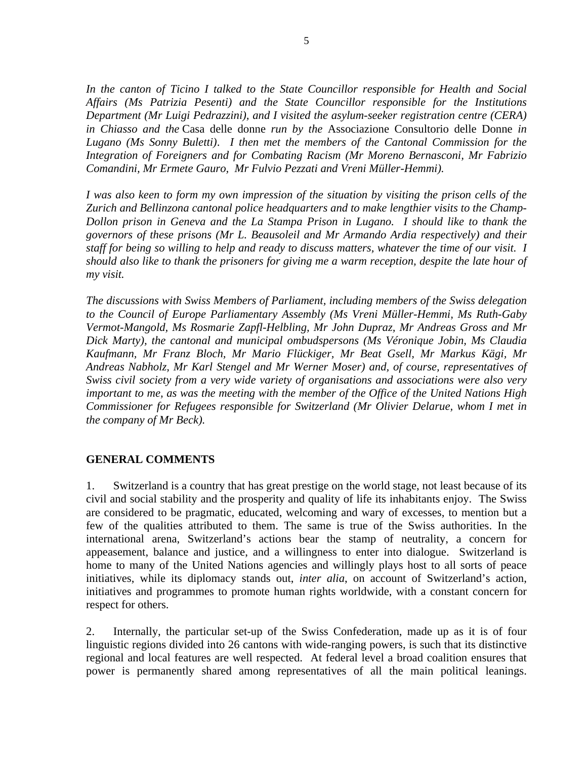*In the canton of Ticino I talked to the State Councillor responsible for Health and Social Affairs (Ms Patrizia Pesenti) and the State Councillor responsible for the Institutions Department (Mr Luigi Pedrazzini), and I visited the asylum-seeker registration centre (CERA) in Chiasso and the* Casa delle donne *run by the* Associazione Consultorio delle Donne *in Lugano (Ms Sonny Buletti). I then met the members of the Cantonal Commission for the Integration of Foreigners and for Combating Racism (Mr Moreno Bernasconi, Mr Fabrizio Comandini, Mr Ermete Gauro, Mr Fulvio Pezzati and Vreni Müller-Hemmi).*

*I was also keen to form my own impression of the situation by visiting the prison cells of the Zurich and Bellinzona cantonal police headquarters and to make lengthier visits to the Champ-Dollon prison in Geneva and the La Stampa Prison in Lugano. I should like to thank the governors of these prisons (Mr L. Beausoleil and Mr Armando Ardia respectively) and their staff for being so willing to help and ready to discuss matters, whatever the time of our visit. I should also like to thank the prisoners for giving me a warm reception, despite the late hour of my visit.*

*The discussions with Swiss Members of Parliament, including members of the Swiss delegation to the Council of Europe Parliamentary Assembly (Ms Vreni Müller-Hemmi, Ms Ruth-Gaby Vermot-Mangold, Ms Rosmarie Zapfl-Helbling, Mr John Dupraz, Mr Andreas Gross and Mr Dick Marty), the cantonal and municipal ombudspersons (Ms Véronique Jobin, Ms Claudia Kaufmann, Mr Franz Bloch, Mr Mario Flückiger, Mr Beat Gsell, Mr Markus Kägi, Mr Andreas Nabholz, Mr Karl Stengel and Mr Werner Moser) and, of course, representatives of Swiss civil society from a very wide variety of organisations and associations were also very important to me, as was the meeting with the member of the Office of the United Nations High Commissioner for Refugees responsible for Switzerland (Mr Olivier Delarue, whom I met in the company of Mr Beck).*

## GENERAL COMMENTS

1. Switzerland is a country that has great prestige on the world stage, not least because of its civil and social stability and the prosperity and quality of life its inhabitants enjoy. The Swiss are considered to be pragmatic, educated, welcoming and wary of excesses, to mention but a few of the qualities attributed to them. The same is true of the Swiss authorities. In the international arena, Switzerland's actions bear the stamp of neutrality, a concern for appeasement, balance and justice, and a willingness to enter into dialogue. Switzerland is home to many of the United Nations agencies and willingly plays host to all sorts of peace initiatives, while its diplomacy stands out, *inter alia*, on account of Switzerland's action, initiatives and programmes to promote human rights worldwide, with a constant concern for respect for others.

2. Internally, the particular set-up of the Swiss Confederation, made up as it is of four linguistic regions divided into 26 cantons with wide-ranging powers, is such that its distinctive regional and local features are well respected. At federal level a broad coalition ensures that power is permanently shared among representatives of all the main political leanings.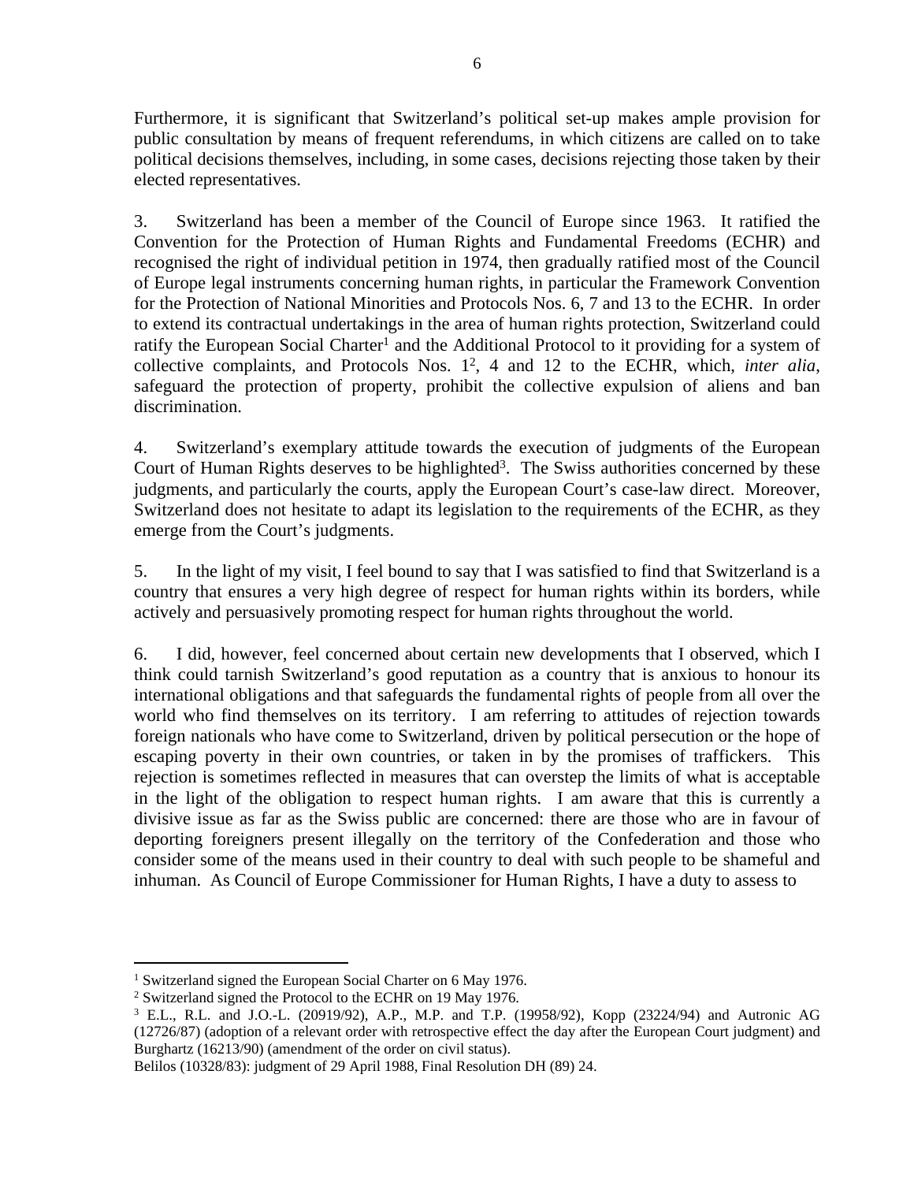Furthermore, it is significant that Switzerland's political set-up makes ample provision for public consultation by means of frequent referendums, in which citizens are called on to take political decisions themselves, including, in some cases, decisions rejecting those taken by their elected representatives.

3. Switzerland has been a member of the Council of Europe since 1963. It ratified the Convention for the Protection of Human Rights and Fundamental Freedoms (ECHR) and recognised the right of individual petition in 1974, then gradually ratified most of the Council of Europe legal instruments concerning human rights, in particular the Framework Convention for the Protection of National Minorities and Protocols Nos. 6, 7 and 13 to the ECHR. In order to extend its contractual undertakings in the area of human rights protection, Switzerland could ratify the European Social Charter[1] and the Additional Protocol to it providing for a system of collective complaints, and Protocols Nos. 1[2], 4 and 12 to the ECHR, which, *inter alia*, safeguard the protection of property, prohibit the collective expulsion of aliens and ban discrimination.

4. Switzerland's exemplary attitude towards the execution of judgments of the European Court of Human Rights deserves to be highlighted[3]. The Swiss authorities concerned by these judgments, and particularly the courts, apply the European Court's case-law direct. Moreover, Switzerland does not hesitate to adapt its legislation to the requirements of the ECHR, as they emerge from the Court's judgments.

5. In the light of my visit, I feel bound to say that I was satisfied to find that Switzerland is a country that ensures a very high degree of respect for human rights within its borders, while actively and persuasively promoting respect for human rights throughout the world.

6. I did, however, feel concerned about certain new developments that I observed, which I think could tarnish Switzerland's good reputation as a country that is anxious to honour its international obligations and that safeguards the fundamental rights of people from all over the world who find themselves on its territory. I am referring to attitudes of rejection towards foreign nationals who have come to Switzerland, driven by political persecution or the hope of escaping poverty in their own countries, or taken in by the promises of traffickers. This rejection is sometimes reflected in measures that can overstep the limits of what is acceptable in the light of the obligation to respect human rights. I am aware that this is currently a divisive issue as far as the Swiss public are concerned: there are those who are in favour of deporting foreigners present illegally on the territory of the Confederation and those who consider some of the means used in their country to deal with such people to be shameful and inhuman. As Council of Europe Commissioner for Human Rights, I have a duty to assess to

---

[1] Switzerland signed the European Social Charter on 6 May 1976.

[2] Switzerland signed the Protocol to the ECHR on 19 May 1976.

[3] E.L., R.L. and J.O.-L. (20919/92), A.P., M.P. and T.P. (19958/92), Kopp (23224/94) and Autronic AG (12726/87) (adoption of a relevant order with retrospective effect the day after the European Court judgment) and Burghartz (16213/90) (amendment of the order on civil status).

Belilos (10328/83): judgment of 29 April 1988, Final Resolution DH (89) 24.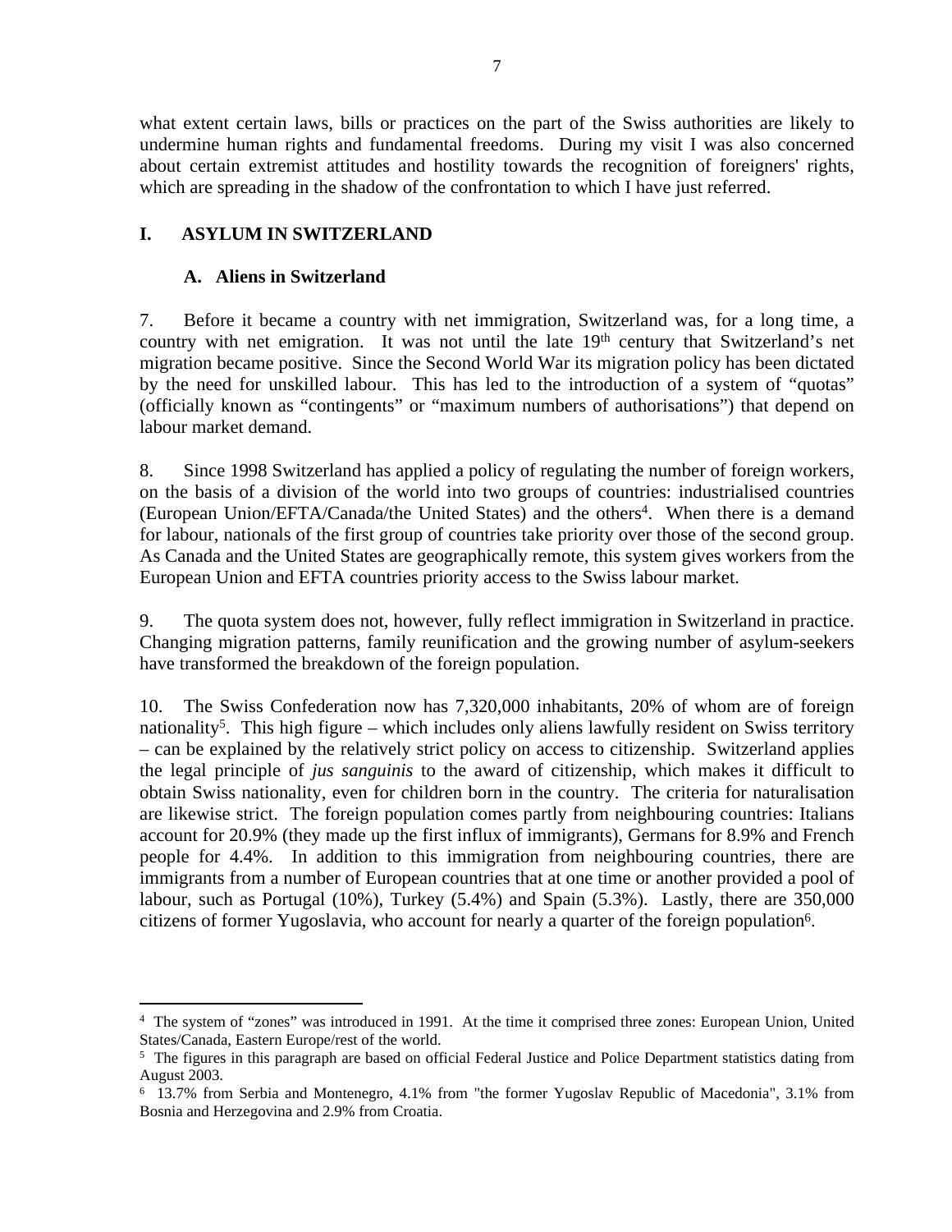what extent certain laws, bills or practices on the part of the Swiss authorities are likely to undermine human rights and fundamental freedoms. During my visit I was also concerned about certain extremist attitudes and hostility towards the recognition of foreigners' rights, which are spreading in the shadow of the confrontation to which I have just referred.

## I. ASYLUM IN SWITZERLAND

### A. Aliens in Switzerland

7. Before it became a country with net immigration, Switzerland was, for a long time, a country with net emigration. It was not until the late 19th century that Switzerland's net migration became positive. Since the Second World War its migration policy has been dictated by the need for unskilled labour. This has led to the introduction of a system of "quotas" (officially known as "contingents" or "maximum numbers of authorisations") that depend on labour market demand.

8. Since 1998 Switzerland has applied a policy of regulating the number of foreign workers, on the basis of a division of the world into two groups of countries: industrialised countries (European Union/EFTA/Canada/the United States) and the others[4]. When there is a demand for labour, nationals of the first group of countries take priority over those of the second group. As Canada and the United States are geographically remote, this system gives workers from the European Union and EFTA countries priority access to the Swiss labour market.

9. The quota system does not, however, fully reflect immigration in Switzerland in practice. Changing migration patterns, family reunification and the growing number of asylum-seekers have transformed the breakdown of the foreign population.

10. The Swiss Confederation now has 7,320,000 inhabitants, 20% of whom are of foreign nationality[5]. This high figure – which includes only aliens lawfully resident on Swiss territory – can be explained by the relatively strict policy on access to citizenship. Switzerland applies the legal principle of *jus sanguinis* to the award of citizenship, which makes it difficult to obtain Swiss nationality, even for children born in the country. The criteria for naturalisation are likewise strict. The foreign population comes partly from neighbouring countries: Italians account for 20.9% (they made up the first influx of immigrants), Germans for 8.9% and French people for 4.4%. In addition to this immigration from neighbouring countries, there are immigrants from a number of European countries that at one time or another provided a pool of labour, such as Portugal (10%), Turkey (5.4%) and Spain (5.3%). Lastly, there are 350,000 citizens of former Yugoslavia, who account for nearly a quarter of the foreign population[6].

---

[4] The system of "zones" was introduced in 1991. At the time it comprised three zones: European Union, United States/Canada, Eastern Europe/rest of the world.

[5] The figures in this paragraph are based on official Federal Justice and Police Department statistics dating from August 2003.

[6] 13.7% from Serbia and Montenegro, 4.1% from "the former Yugoslav Republic of Macedonia", 3.1% from Bosnia and Herzegovina and 2.9% from Croatia.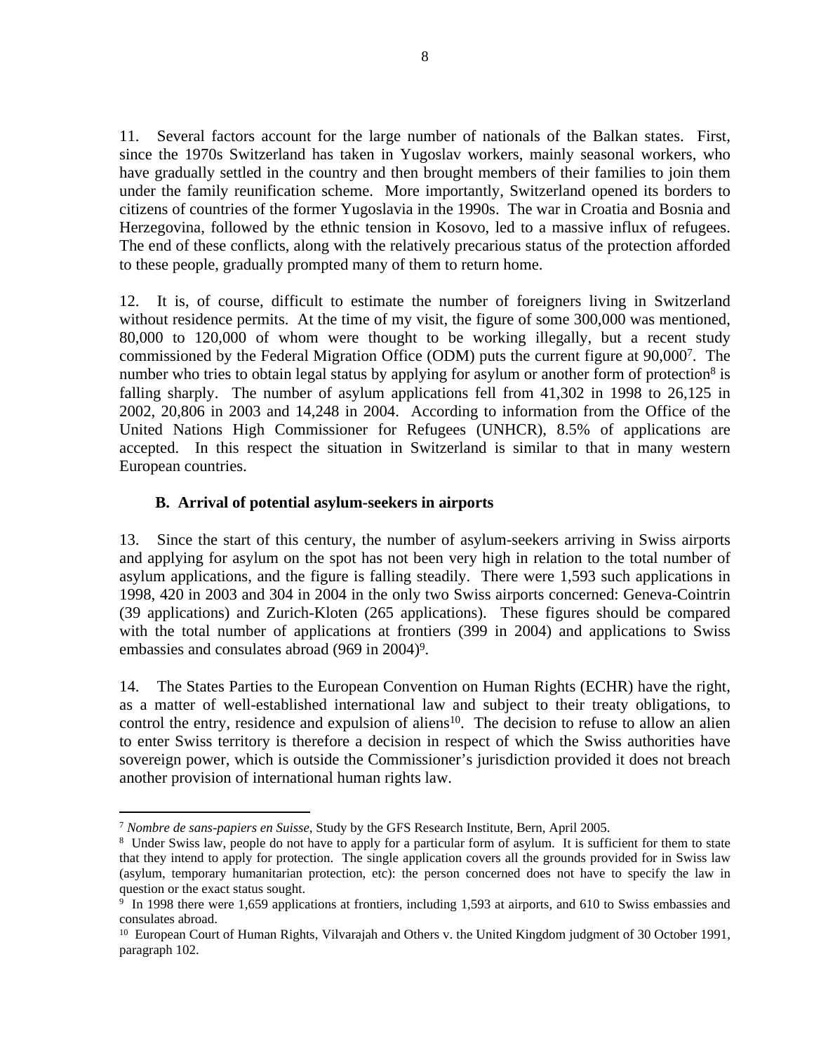11. Several factors account for the large number of nationals of the Balkan states. First, since the 1970s Switzerland has taken in Yugoslav workers, mainly seasonal workers, who have gradually settled in the country and then brought members of their families to join them under the family reunification scheme. More importantly, Switzerland opened its borders to citizens of countries of the former Yugoslavia in the 1990s. The war in Croatia and Bosnia and Herzegovina, followed by the ethnic tension in Kosovo, led to a massive influx of refugees. The end of these conflicts, along with the relatively precarious status of the protection afforded to these people, gradually prompted many of them to return home.

12. It is, of course, difficult to estimate the number of foreigners living in Switzerland without residence permits. At the time of my visit, the figure of some 300,000 was mentioned, 80,000 to 120,000 of whom were thought to be working illegally, but a recent study commissioned by the Federal Migration Office (ODM) puts the current figure at 90,000[7]. The number who tries to obtain legal status by applying for asylum or another form of protection[8] is falling sharply. The number of asylum applications fell from 41,302 in 1998 to 26,125 in 2002, 20,806 in 2003 and 14,248 in 2004. According to information from the Office of the United Nations High Commissioner for Refugees (UNHCR), 8.5% of applications are accepted. In this respect the situation in Switzerland is similar to that in many western European countries.

### B. Arrival of potential asylum-seekers in airports

13. Since the start of this century, the number of asylum-seekers arriving in Swiss airports and applying for asylum on the spot has not been very high in relation to the total number of asylum applications, and the figure is falling steadily. There were 1,593 such applications in 1998, 420 in 2003 and 304 in 2004 in the only two Swiss airports concerned: Geneva-Cointrin (39 applications) and Zurich-Kloten (265 applications). These figures should be compared with the total number of applications at frontiers (399 in 2004) and applications to Swiss embassies and consulates abroad (969 in 2004)[9].

14. The States Parties to the European Convention on Human Rights (ECHR) have the right, as a matter of well-established international law and subject to their treaty obligations, to control the entry, residence and expulsion of aliens[10]. The decision to refuse to allow an alien to enter Swiss territory is therefore a decision in respect of which the Swiss authorities have sovereign power, which is outside the Commissioner's jurisdiction provided it does not breach another provision of international human rights law.

---

[7] *Nombre de sans-papiers en Suisse*, Study by the GFS Research Institute, Bern, April 2005.

[8] Under Swiss law, people do not have to apply for a particular form of asylum. It is sufficient for them to state that they intend to apply for protection. The single application covers all the grounds provided for in Swiss law (asylum, temporary humanitarian protection, etc): the person concerned does not have to specify the law in question or the exact status sought.

[9] In 1998 there were 1,659 applications at frontiers, including 1,593 at airports, and 610 to Swiss embassies and consulates abroad.

[10] European Court of Human Rights, Vilvarajah and Others v. the United Kingdom judgment of 30 October 1991, paragraph 102.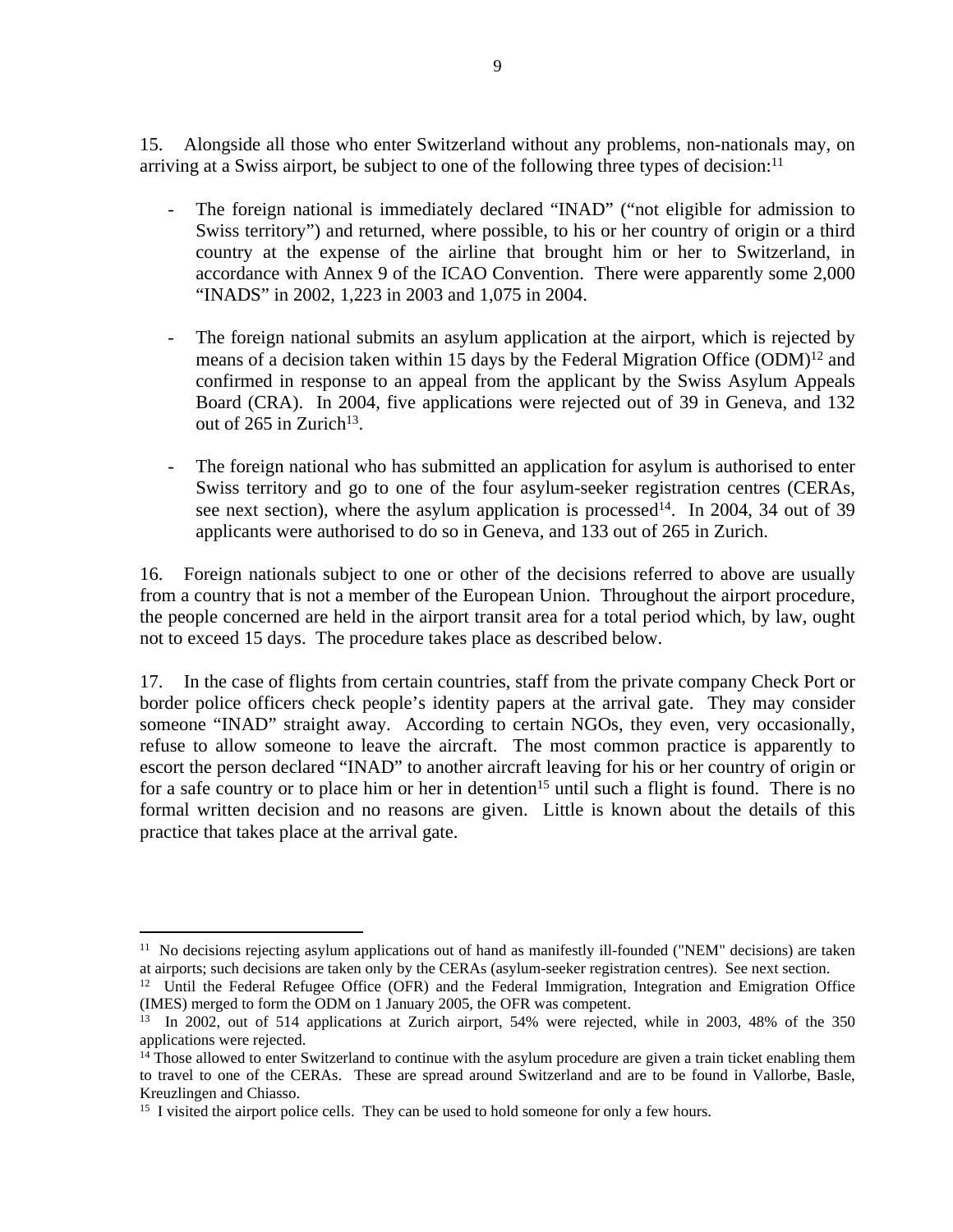15. Alongside all those who enter Switzerland without any problems, non-nationals may, on arriving at a Swiss airport, be subject to one of the following three types of decision:[11]

- The foreign national is immediately declared "INAD" ("not eligible for admission to Swiss territory") and returned, where possible, to his or her country of origin or a third country at the expense of the airline that brought him or her to Switzerland, in accordance with Annex 9 of the ICAO Convention. There were apparently some 2,000 "INADS" in 2002, 1,223 in 2003 and 1,075 in 2004.

- The foreign national submits an asylum application at the airport, which is rejected by means of a decision taken within 15 days by the Federal Migration Office (ODM)[12] and confirmed in response to an appeal from the applicant by the Swiss Asylum Appeals Board (CRA). In 2004, five applications were rejected out of 39 in Geneva, and 132 out of 265 in Zurich[13].

- The foreign national who has submitted an application for asylum is authorised to enter Swiss territory and go to one of the four asylum-seeker registration centres (CERAs, see next section), where the asylum application is processed[14]. In 2004, 34 out of 39 applicants were authorised to do so in Geneva, and 133 out of 265 in Zurich.

16. Foreign nationals subject to one or other of the decisions referred to above are usually from a country that is not a member of the European Union. Throughout the airport procedure, the people concerned are held in the airport transit area for a total period which, by law, ought not to exceed 15 days. The procedure takes place as described below.

17. In the case of flights from certain countries, staff from the private company Check Port or border police officers check people's identity papers at the arrival gate. They may consider someone "INAD" straight away. According to certain NGOs, they even, very occasionally, refuse to allow someone to leave the aircraft. The most common practice is apparently to escort the person declared "INAD" to another aircraft leaving for his or her country of origin or for a safe country or to place him or her in detention[15] until such a flight is found. There is no formal written decision and no reasons are given. Little is known about the details of this practice that takes place at the arrival gate.

---

[11] No decisions rejecting asylum applications out of hand as manifestly ill-founded ("NEM" decisions) are taken at airports; such decisions are taken only by the CERAs (asylum-seeker registration centres). See next section.

[12] Until the Federal Refugee Office (OFR) and the Federal Immigration, Integration and Emigration Office (IMES) merged to form the ODM on 1 January 2005, the OFR was competent.

[13] In 2002, out of 514 applications at Zurich airport, 54% were rejected, while in 2003, 48% of the 350 applications were rejected.

[14] Those allowed to enter Switzerland to continue with the asylum procedure are given a train ticket enabling them to travel to one of the CERAs. These are spread around Switzerland and are to be found in Vallorbe, Basle, Kreuzlingen and Chiasso.

[15] I visited the airport police cells. They can be used to hold someone for only a few hours.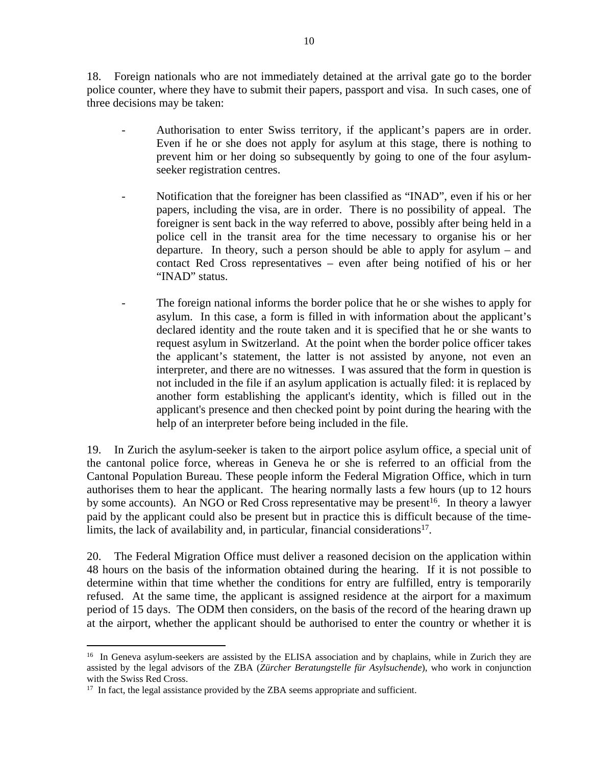18. Foreign nationals who are not immediately detained at the arrival gate go to the border police counter, where they have to submit their papers, passport and visa. In such cases, one of three decisions may be taken:

- Authorisation to enter Swiss territory, if the applicant's papers are in order. Even if he or she does not apply for asylum at this stage, there is nothing to prevent him or her doing so subsequently by going to one of the four asylum-seeker registration centres.

- Notification that the foreigner has been classified as "INAD", even if his or her papers, including the visa, are in order. There is no possibility of appeal. The foreigner is sent back in the way referred to above, possibly after being held in a police cell in the transit area for the time necessary to organise his or her departure. In theory, such a person should be able to apply for asylum – and contact Red Cross representatives – even after being notified of his or her "INAD" status.

- The foreign national informs the border police that he or she wishes to apply for asylum. In this case, a form is filled in with information about the applicant's declared identity and the route taken and it is specified that he or she wants to request asylum in Switzerland. At the point when the border police officer takes the applicant's statement, the latter is not assisted by anyone, not even an interpreter, and there are no witnesses. I was assured that the form in question is not included in the file if an asylum application is actually filed: it is replaced by another form establishing the applicant's identity, which is filled out in the applicant's presence and then checked point by point during the hearing with the help of an interpreter before being included in the file.

19. In Zurich the asylum-seeker is taken to the airport police asylum office, a special unit of the cantonal police force, whereas in Geneva he or she is referred to an official from the Cantonal Population Bureau. These people inform the Federal Migration Office, which in turn authorises them to hear the applicant. The hearing normally lasts a few hours (up to 12 hours by some accounts). An NGO or Red Cross representative may be present[16]. In theory a lawyer paid by the applicant could also be present but in practice this is difficult because of the time-limits, the lack of availability and, in particular, financial considerations[17].

20. The Federal Migration Office must deliver a reasoned decision on the application within 48 hours on the basis of the information obtained during the hearing. If it is not possible to determine within that time whether the conditions for entry are fulfilled, entry is temporarily refused. At the same time, the applicant is assigned residence at the airport for a maximum period of 15 days. The ODM then considers, on the basis of the record of the hearing drawn up at the airport, whether the applicant should be authorised to enter the country or whether it is

---

[16] In Geneva asylum-seekers are assisted by the ELISA association and by chaplains, while in Zurich they are assisted by the legal advisors of the ZBA (*Zürcher Beratungstelle für Asylsuchende*), who work in conjunction with the Swiss Red Cross.

[17] In fact, the legal assistance provided by the ZBA seems appropriate and sufficient.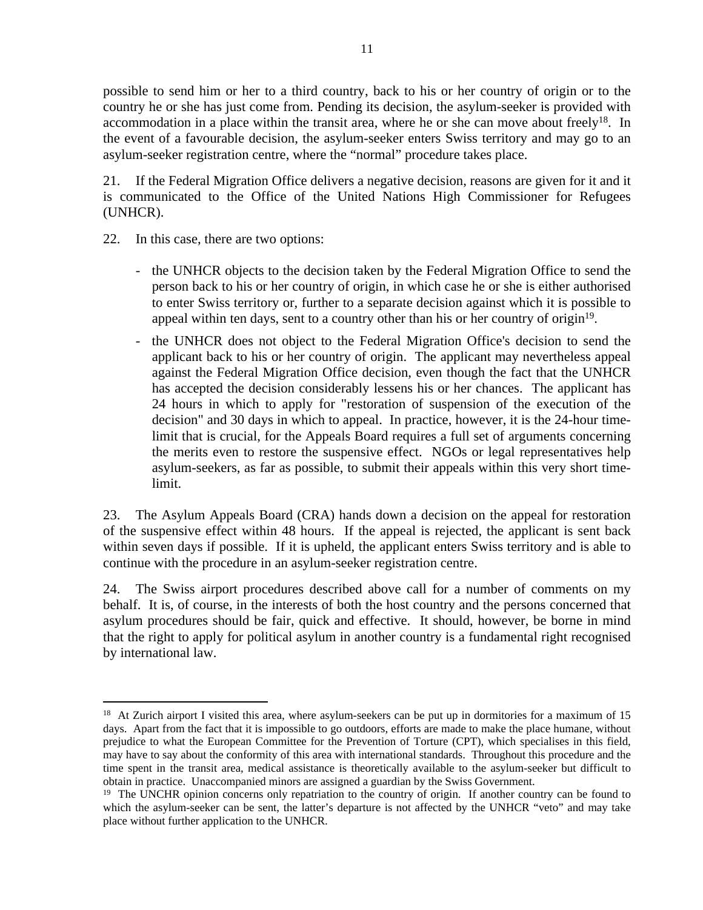possible to send him or her to a third country, back to his or her country of origin or to the country he or she has just come from. Pending its decision, the asylum-seeker is provided with accommodation in a place within the transit area, where he or she can move about freely[18]. In the event of a favourable decision, the asylum-seeker enters Swiss territory and may go to an asylum-seeker registration centre, where the "normal" procedure takes place.

21. If the Federal Migration Office delivers a negative decision, reasons are given for it and it is communicated to the Office of the United Nations High Commissioner for Refugees (UNHCR).

22. In this case, there are two options:

- the UNHCR objects to the decision taken by the Federal Migration Office to send the person back to his or her country of origin, in which case he or she is either authorised to enter Swiss territory or, further to a separate decision against which it is possible to appeal within ten days, sent to a country other than his or her country of origin[19].
- the UNHCR does not object to the Federal Migration Office's decision to send the applicant back to his or her country of origin. The applicant may nevertheless appeal against the Federal Migration Office decision, even though the fact that the UNHCR has accepted the decision considerably lessens his or her chances. The applicant has 24 hours in which to apply for "restoration of suspension of the execution of the decision" and 30 days in which to appeal. In practice, however, it is the 24-hour time-limit that is crucial, for the Appeals Board requires a full set of arguments concerning the merits even to restore the suspensive effect. NGOs or legal representatives help asylum-seekers, as far as possible, to submit their appeals within this very short time-limit.

23. The Asylum Appeals Board (CRA) hands down a decision on the appeal for restoration of the suspensive effect within 48 hours. If the appeal is rejected, the applicant is sent back within seven days if possible. If it is upheld, the applicant enters Swiss territory and is able to continue with the procedure in an asylum-seeker registration centre.

24. The Swiss airport procedures described above call for a number of comments on my behalf. It is, of course, in the interests of both the host country and the persons concerned that asylum procedures should be fair, quick and effective. It should, however, be borne in mind that the right to apply for political asylum in another country is a fundamental right recognised by international law.

---

[18] At Zurich airport I visited this area, where asylum-seekers can be put up in dormitories for a maximum of 15 days. Apart from the fact that it is impossible to go outdoors, efforts are made to make the place humane, without prejudice to what the European Committee for the Prevention of Torture (CPT), which specialises in this field, may have to say about the conformity of this area with international standards. Throughout this procedure and the time spent in the transit area, medical assistance is theoretically available to the asylum-seeker but difficult to obtain in practice. Unaccompanied minors are assigned a guardian by the Swiss Government.

[19] The UNCHR opinion concerns only repatriation to the country of origin. If another country can be found to which the asylum-seeker can be sent, the latter's departure is not affected by the UNHCR "veto" and may take place without further application to the UNHCR.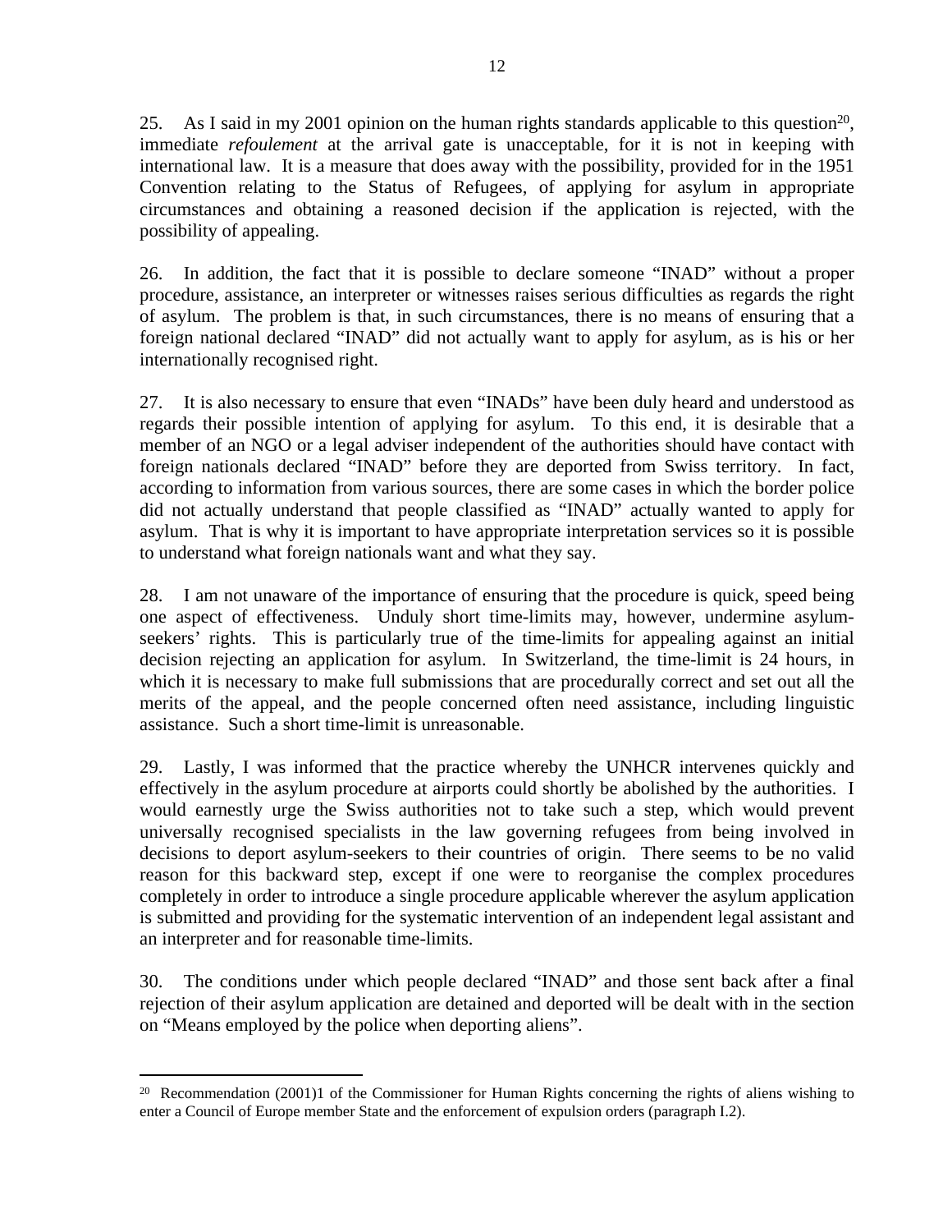25. As I said in my 2001 opinion on the human rights standards applicable to this question[20], immediate *refoulement* at the arrival gate is unacceptable, for it is not in keeping with international law. It is a measure that does away with the possibility, provided for in the 1951 Convention relating to the Status of Refugees, of applying for asylum in appropriate circumstances and obtaining a reasoned decision if the application is rejected, with the possibility of appealing.

26. In addition, the fact that it is possible to declare someone "INAD" without a proper procedure, assistance, an interpreter or witnesses raises serious difficulties as regards the right of asylum. The problem is that, in such circumstances, there is no means of ensuring that a foreign national declared "INAD" did not actually want to apply for asylum, as is his or her internationally recognised right.

27. It is also necessary to ensure that even "INADs" have been duly heard and understood as regards their possible intention of applying for asylum. To this end, it is desirable that a member of an NGO or a legal adviser independent of the authorities should have contact with foreign nationals declared "INAD" before they are deported from Swiss territory. In fact, according to information from various sources, there are some cases in which the border police did not actually understand that people classified as "INAD" actually wanted to apply for asylum. That is why it is important to have appropriate interpretation services so it is possible to understand what foreign nationals want and what they say.

28. I am not unaware of the importance of ensuring that the procedure is quick, speed being one aspect of effectiveness. Unduly short time-limits may, however, undermine asylum-seekers' rights. This is particularly true of the time-limits for appealing against an initial decision rejecting an application for asylum. In Switzerland, the time-limit is 24 hours, in which it is necessary to make full submissions that are procedurally correct and set out all the merits of the appeal, and the people concerned often need assistance, including linguistic assistance. Such a short time-limit is unreasonable.

29. Lastly, I was informed that the practice whereby the UNHCR intervenes quickly and effectively in the asylum procedure at airports could shortly be abolished by the authorities. I would earnestly urge the Swiss authorities not to take such a step, which would prevent universally recognised specialists in the law governing refugees from being involved in decisions to deport asylum-seekers to their countries of origin. There seems to be no valid reason for this backward step, except if one were to reorganise the complex procedures completely in order to introduce a single procedure applicable wherever the asylum application is submitted and providing for the systematic intervention of an independent legal assistant and an interpreter and for reasonable time-limits.

30. The conditions under which people declared "INAD" and those sent back after a final rejection of their asylum application are detained and deported will be dealt with in the section on "Means employed by the police when deporting aliens".

---

[20] Recommendation (2001)1 of the Commissioner for Human Rights concerning the rights of aliens wishing to enter a Council of Europe member State and the enforcement of expulsion orders (paragraph I.2).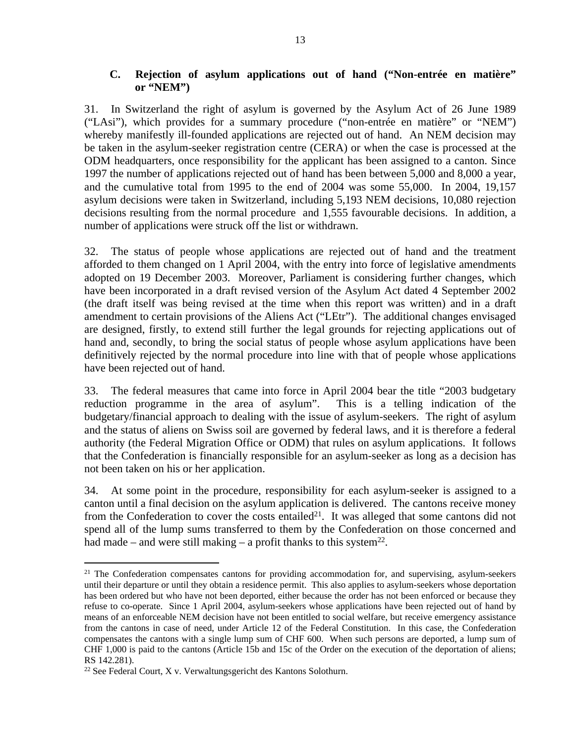### C. Rejection of asylum applications out of hand ("Non-entrée en matière" or "NEM")

31. In Switzerland the right of asylum is governed by the Asylum Act of 26 June 1989 ("LAsi"), which provides for a summary procedure ("non-entrée en matière" or "NEM") whereby manifestly ill-founded applications are rejected out of hand. An NEM decision may be taken in the asylum-seeker registration centre (CERA) or when the case is processed at the ODM headquarters, once responsibility for the applicant has been assigned to a canton. Since 1997 the number of applications rejected out of hand has been between 5,000 and 8,000 a year, and the cumulative total from 1995 to the end of 2004 was some 55,000. In 2004, 19,157 asylum decisions were taken in Switzerland, including 5,193 NEM decisions, 10,080 rejection decisions resulting from the normal procedure and 1,555 favourable decisions. In addition, a number of applications were struck off the list or withdrawn.

32. The status of people whose applications are rejected out of hand and the treatment afforded to them changed on 1 April 2004, with the entry into force of legislative amendments adopted on 19 December 2003. Moreover, Parliament is considering further changes, which have been incorporated in a draft revised version of the Asylum Act dated 4 September 2002 (the draft itself was being revised at the time when this report was written) and in a draft amendment to certain provisions of the Aliens Act ("LEtr"). The additional changes envisaged are designed, firstly, to extend still further the legal grounds for rejecting applications out of hand and, secondly, to bring the social status of people whose asylum applications have been definitively rejected by the normal procedure into line with that of people whose applications have been rejected out of hand.

33. The federal measures that came into force in April 2004 bear the title "2003 budgetary reduction programme in the area of asylum". This is a telling indication of the budgetary/financial approach to dealing with the issue of asylum-seekers. The right of asylum and the status of aliens on Swiss soil are governed by federal laws, and it is therefore a federal authority (the Federal Migration Office or ODM) that rules on asylum applications. It follows that the Confederation is financially responsible for an asylum-seeker as long as a decision has not been taken on his or her application.

34. At some point in the procedure, responsibility for each asylum-seeker is assigned to a canton until a final decision on the asylum application is delivered. The cantons receive money from the Confederation to cover the costs entailed[21]. It was alleged that some cantons did not spend all of the lump sums transferred to them by the Confederation on those concerned and had made – and were still making – a profit thanks to this system[22].

---

[21] The Confederation compensates cantons for providing accommodation for, and supervising, asylum-seekers until their departure or until they obtain a residence permit. This also applies to asylum-seekers whose deportation has been ordered but who have not been deported, either because the order has not been enforced or because they refuse to co-operate. Since 1 April 2004, asylum-seekers whose applications have been rejected out of hand by means of an enforceable NEM decision have not been entitled to social welfare, but receive emergency assistance from the cantons in case of need, under Article 12 of the Federal Constitution. In this case, the Confederation compensates the cantons with a single lump sum of CHF 600. When such persons are deported, a lump sum of CHF 1,000 is paid to the cantons (Article 15b and 15c of the Order on the execution of the deportation of aliens; RS 142.281).

[22] See Federal Court, X v. Verwaltungsgericht des Kantons Solothurn.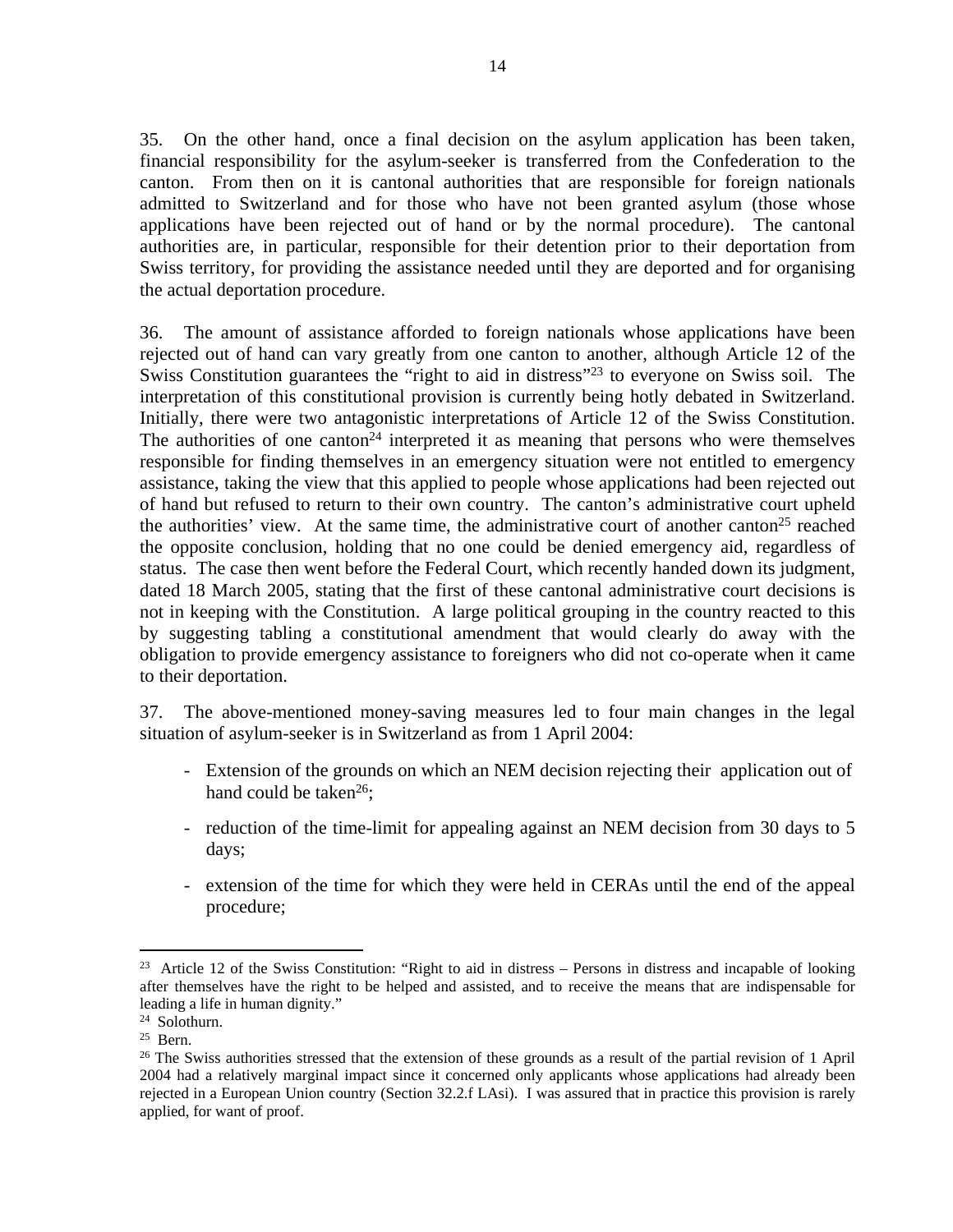35. On the other hand, once a final decision on the asylum application has been taken, financial responsibility for the asylum-seeker is transferred from the Confederation to the canton. From then on it is cantonal authorities that are responsible for foreign nationals admitted to Switzerland and for those who have not been granted asylum (those whose applications have been rejected out of hand or by the normal procedure). The cantonal authorities are, in particular, responsible for their detention prior to their deportation from Swiss territory, for providing the assistance needed until they are deported and for organising the actual deportation procedure.

36. The amount of assistance afforded to foreign nationals whose applications have been rejected out of hand can vary greatly from one canton to another, although Article 12 of the Swiss Constitution guarantees the "right to aid in distress"[23] to everyone on Swiss soil. The interpretation of this constitutional provision is currently being hotly debated in Switzerland. Initially, there were two antagonistic interpretations of Article 12 of the Swiss Constitution. The authorities of one canton[24] interpreted it as meaning that persons who were themselves responsible for finding themselves in an emergency situation were not entitled to emergency assistance, taking the view that this applied to people whose applications had been rejected out of hand but refused to return to their own country. The canton's administrative court upheld the authorities' view. At the same time, the administrative court of another canton[25] reached the opposite conclusion, holding that no one could be denied emergency aid, regardless of status. The case then went before the Federal Court, which recently handed down its judgment, dated 18 March 2005, stating that the first of these cantonal administrative court decisions is not in keeping with the Constitution. A large political grouping in the country reacted to this by suggesting tabling a constitutional amendment that would clearly do away with the obligation to provide emergency assistance to foreigners who did not co-operate when it came to their deportation.

37. The above-mentioned money-saving measures led to four main changes in the legal situation of asylum-seeker is in Switzerland as from 1 April 2004:

- Extension of the grounds on which an NEM decision rejecting their application out of hand could be taken[26];
- reduction of the time-limit for appealing against an NEM decision from 30 days to 5 days;
- extension of the time for which they were held in CERAs until the end of the appeal procedure;

---

[23] Article 12 of the Swiss Constitution: "Right to aid in distress – Persons in distress and incapable of looking after themselves have the right to be helped and assisted, and to receive the means that are indispensable for leading a life in human dignity."

[24] Solothurn.

[25] Bern.

[26] The Swiss authorities stressed that the extension of these grounds as a result of the partial revision of 1 April 2004 had a relatively marginal impact since it concerned only applicants whose applications had already been rejected in a European Union country (Section 32.2.f LAsi). I was assured that in practice this provision is rarely applied, for want of proof.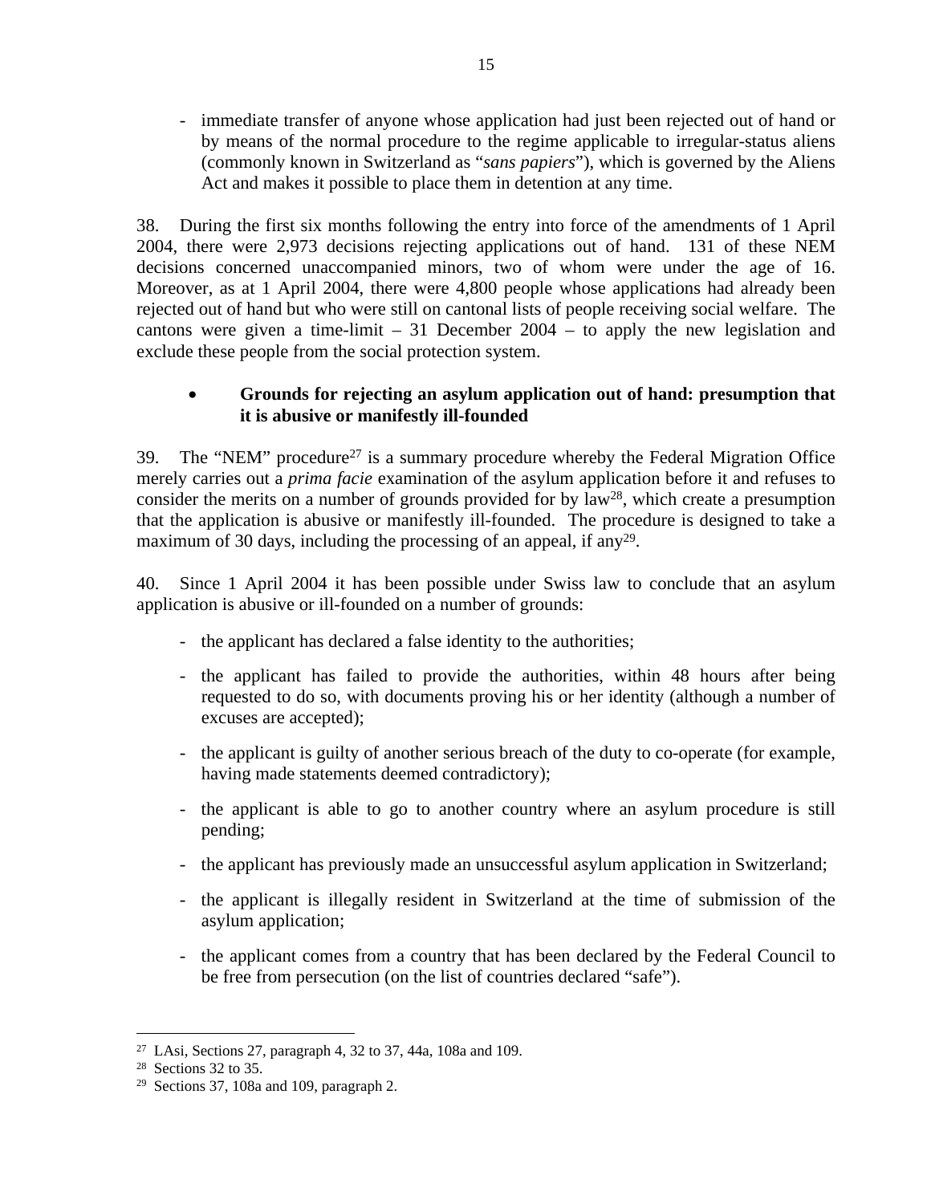- immediate transfer of anyone whose application had just been rejected out of hand or by means of the normal procedure to the regime applicable to irregular-status aliens (commonly known in Switzerland as "*sans papiers*"), which is governed by the Aliens Act and makes it possible to place them in detention at any time.

38. During the first six months following the entry into force of the amendments of 1 April 2004, there were 2,973 decisions rejecting applications out of hand. 131 of these NEM decisions concerned unaccompanied minors, two of whom were under the age of 16. Moreover, as at 1 April 2004, there were 4,800 people whose applications had already been rejected out of hand but who were still on cantonal lists of people receiving social welfare. The cantons were given a time-limit – 31 December 2004 – to apply the new legislation and exclude these people from the social protection system.

- **Grounds for rejecting an asylum application out of hand: presumption that it is abusive or manifestly ill-founded**

39. The "NEM" procedure[27] is a summary procedure whereby the Federal Migration Office merely carries out a *prima facie* examination of the asylum application before it and refuses to consider the merits on a number of grounds provided for by law[28], which create a presumption that the application is abusive or manifestly ill-founded. The procedure is designed to take a maximum of 30 days, including the processing of an appeal, if any[29].

40. Since 1 April 2004 it has been possible under Swiss law to conclude that an asylum application is abusive or ill-founded on a number of grounds:

- the applicant has declared a false identity to the authorities;
- the applicant has failed to provide the authorities, within 48 hours after being requested to do so, with documents proving his or her identity (although a number of excuses are accepted);
- the applicant is guilty of another serious breach of the duty to co-operate (for example, having made statements deemed contradictory);
- the applicant is able to go to another country where an asylum procedure is still pending;
- the applicant has previously made an unsuccessful asylum application in Switzerland;
- the applicant is illegally resident in Switzerland at the time of submission of the asylum application;
- the applicant comes from a country that has been declared by the Federal Council to be free from persecution (on the list of countries declared "safe").

---

[27] LAsi, Sections 27, paragraph 4, 32 to 37, 44a, 108a and 109.

[28] Sections 32 to 35.

[29] Sections 37, 108a and 109, paragraph 2.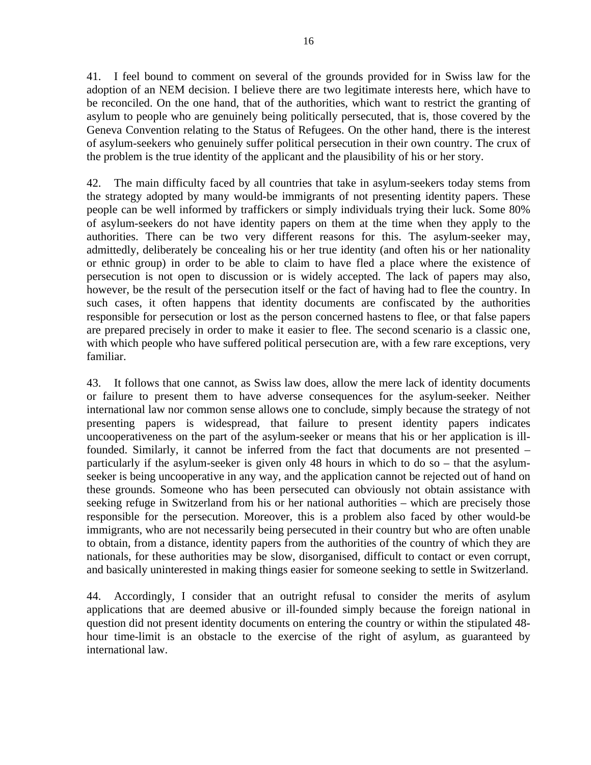41. I feel bound to comment on several of the grounds provided for in Swiss law for the adoption of an NEM decision. I believe there are two legitimate interests here, which have to be reconciled. On the one hand, that of the authorities, which want to restrict the granting of asylum to people who are genuinely being politically persecuted, that is, those covered by the Geneva Convention relating to the Status of Refugees. On the other hand, there is the interest of asylum-seekers who genuinely suffer political persecution in their own country. The crux of the problem is the true identity of the applicant and the plausibility of his or her story.

42. The main difficulty faced by all countries that take in asylum-seekers today stems from the strategy adopted by many would-be immigrants of not presenting identity papers. These people can be well informed by traffickers or simply individuals trying their luck. Some 80% of asylum-seekers do not have identity papers on them at the time when they apply to the authorities. There can be two very different reasons for this. The asylum-seeker may, admittedly, deliberately be concealing his or her true identity (and often his or her nationality or ethnic group) in order to be able to claim to have fled a place where the existence of persecution is not open to discussion or is widely accepted. The lack of papers may also, however, be the result of the persecution itself or the fact of having had to flee the country. In such cases, it often happens that identity documents are confiscated by the authorities responsible for persecution or lost as the person concerned hastens to flee, or that false papers are prepared precisely in order to make it easier to flee. The second scenario is a classic one, with which people who have suffered political persecution are, with a few rare exceptions, very familiar.

43. It follows that one cannot, as Swiss law does, allow the mere lack of identity documents or failure to present them to have adverse consequences for the asylum-seeker. Neither international law nor common sense allows one to conclude, simply because the strategy of not presenting papers is widespread, that failure to present identity papers indicates uncooperativeness on the part of the asylum-seeker or means that his or her application is ill-founded. Similarly, it cannot be inferred from the fact that documents are not presented – particularly if the asylum-seeker is given only 48 hours in which to do so – that the asylum-seeker is being uncooperative in any way, and the application cannot be rejected out of hand on these grounds. Someone who has been persecuted can obviously not obtain assistance with seeking refuge in Switzerland from his or her national authorities – which are precisely those responsible for the persecution. Moreover, this is a problem also faced by other would-be immigrants, who are not necessarily being persecuted in their country but who are often unable to obtain, from a distance, identity papers from the authorities of the country of which they are nationals, for these authorities may be slow, disorganised, difficult to contact or even corrupt, and basically uninterested in making things easier for someone seeking to settle in Switzerland.

44. Accordingly, I consider that an outright refusal to consider the merits of asylum applications that are deemed abusive or ill-founded simply because the foreign national in question did not present identity documents on entering the country or within the stipulated 48-hour time-limit is an obstacle to the exercise of the right of asylum, as guaranteed by international law.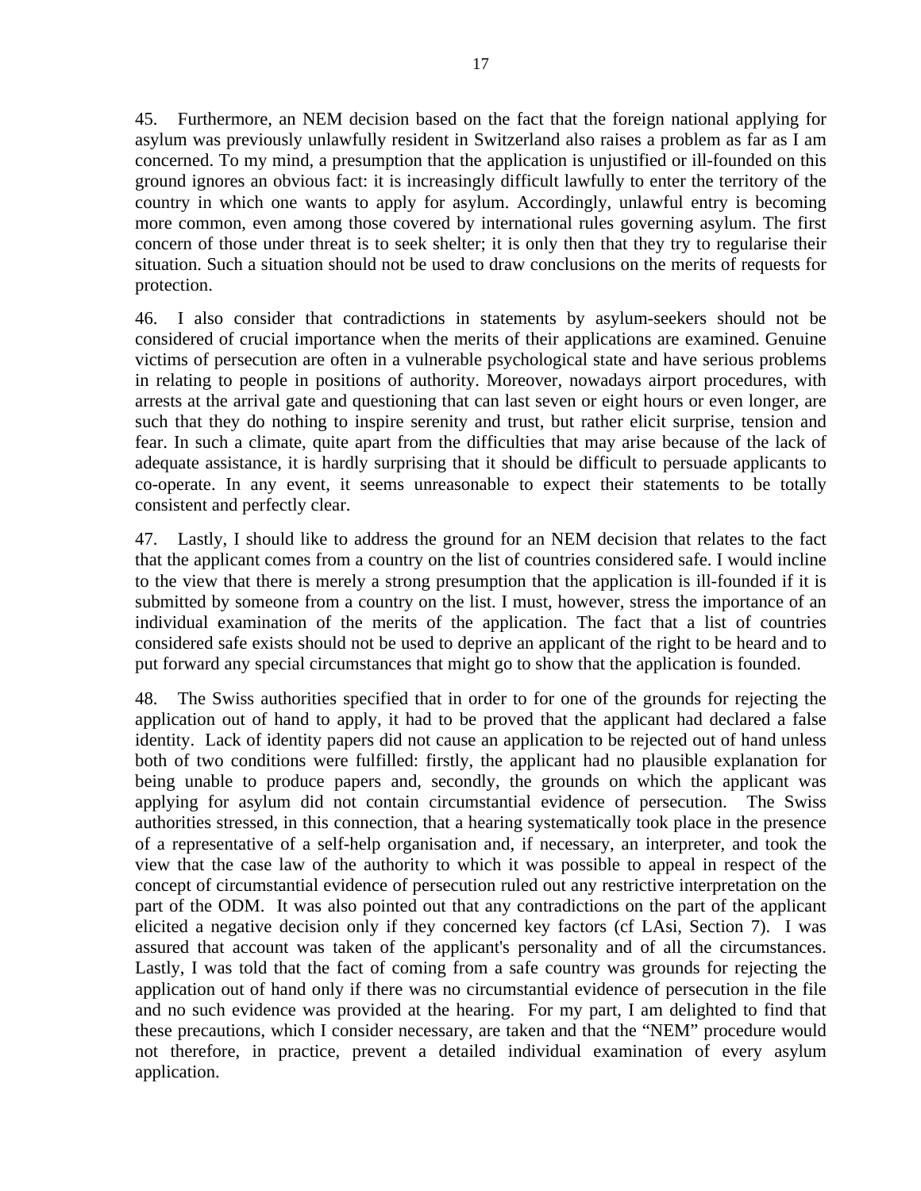45. Furthermore, an NEM decision based on the fact that the foreign national applying for asylum was previously unlawfully resident in Switzerland also raises a problem as far as I am concerned. To my mind, a presumption that the application is unjustified or ill-founded on this ground ignores an obvious fact: it is increasingly difficult lawfully to enter the territory of the country in which one wants to apply for asylum. Accordingly, unlawful entry is becoming more common, even among those covered by international rules governing asylum. The first concern of those under threat is to seek shelter; it is only then that they try to regularise their situation. Such a situation should not be used to draw conclusions on the merits of requests for protection.

46. I also consider that contradictions in statements by asylum-seekers should not be considered of crucial importance when the merits of their applications are examined. Genuine victims of persecution are often in a vulnerable psychological state and have serious problems in relating to people in positions of authority. Moreover, nowadays airport procedures, with arrests at the arrival gate and questioning that can last seven or eight hours or even longer, are such that they do nothing to inspire serenity and trust, but rather elicit surprise, tension and fear. In such a climate, quite apart from the difficulties that may arise because of the lack of adequate assistance, it is hardly surprising that it should be difficult to persuade applicants to co-operate. In any event, it seems unreasonable to expect their statements to be totally consistent and perfectly clear.

47. Lastly, I should like to address the ground for an NEM decision that relates to the fact that the applicant comes from a country on the list of countries considered safe. I would incline to the view that there is merely a strong presumption that the application is ill-founded if it is submitted by someone from a country on the list. I must, however, stress the importance of an individual examination of the merits of the application. The fact that a list of countries considered safe exists should not be used to deprive an applicant of the right to be heard and to put forward any special circumstances that might go to show that the application is founded.

48. The Swiss authorities specified that in order to for one of the grounds for rejecting the application out of hand to apply, it had to be proved that the applicant had declared a false identity. Lack of identity papers did not cause an application to be rejected out of hand unless both of two conditions were fulfilled: firstly, the applicant had no plausible explanation for being unable to produce papers and, secondly, the grounds on which the applicant was applying for asylum did not contain circumstantial evidence of persecution. The Swiss authorities stressed, in this connection, that a hearing systematically took place in the presence of a representative of a self-help organisation and, if necessary, an interpreter, and took the view that the case law of the authority to which it was possible to appeal in respect of the concept of circumstantial evidence of persecution ruled out any restrictive interpretation on the part of the ODM. It was also pointed out that any contradictions on the part of the applicant elicited a negative decision only if they concerned key factors (cf LAsi, Section 7). I was assured that account was taken of the applicant's personality and of all the circumstances. Lastly, I was told that the fact of coming from a safe country was grounds for rejecting the application out of hand only if there was no circumstantial evidence of persecution in the file and no such evidence was provided at the hearing. For my part, I am delighted to find that these precautions, which I consider necessary, are taken and that the "NEM" procedure would not therefore, in practice, prevent a detailed individual examination of every asylum application.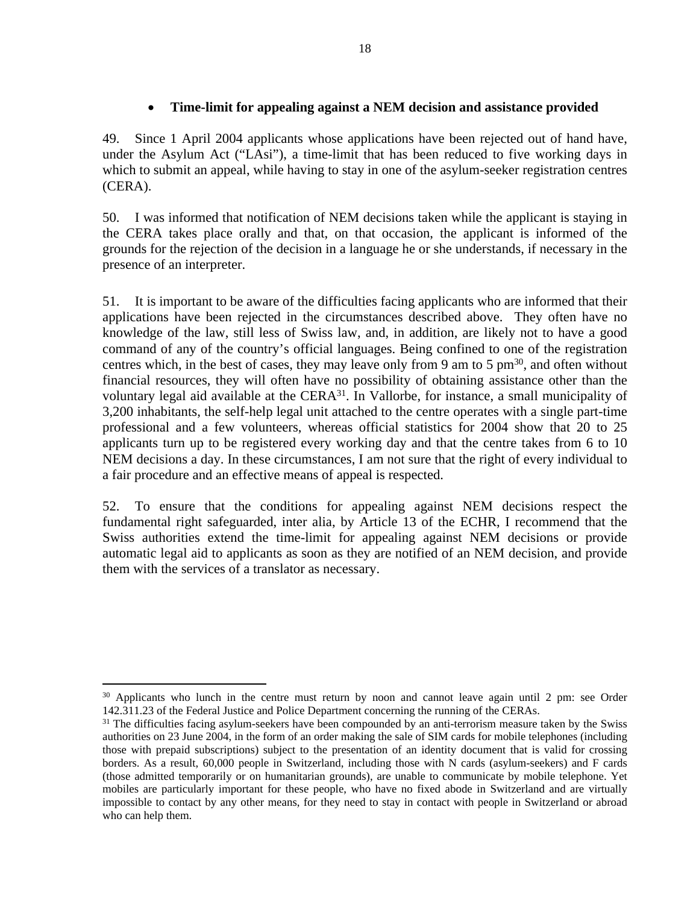- **Time-limit for appealing against a NEM decision and assistance provided**

49. Since 1 April 2004 applicants whose applications have been rejected out of hand have, under the Asylum Act ("LAsi"), a time-limit that has been reduced to five working days in which to submit an appeal, while having to stay in one of the asylum-seeker registration centres (CERA).

50. I was informed that notification of NEM decisions taken while the applicant is staying in the CERA takes place orally and that, on that occasion, the applicant is informed of the grounds for the rejection of the decision in a language he or she understands, if necessary in the presence of an interpreter.

51. It is important to be aware of the difficulties facing applicants who are informed that their applications have been rejected in the circumstances described above. They often have no knowledge of the law, still less of Swiss law, and, in addition, are likely not to have a good command of any of the country's official languages. Being confined to one of the registration centres which, in the best of cases, they may leave only from 9 am to 5 pm[30], and often without financial resources, they will often have no possibility of obtaining assistance other than the voluntary legal aid available at the CERA[31]. In Vallorbe, for instance, a small municipality of 3,200 inhabitants, the self-help legal unit attached to the centre operates with a single part-time professional and a few volunteers, whereas official statistics for 2004 show that 20 to 25 applicants turn up to be registered every working day and that the centre takes from 6 to 10 NEM decisions a day. In these circumstances, I am not sure that the right of every individual to a fair procedure and an effective means of appeal is respected.

52. To ensure that the conditions for appealing against NEM decisions respect the fundamental right safeguarded, inter alia, by Article 13 of the ECHR, I recommend that the Swiss authorities extend the time-limit for appealing against NEM decisions or provide automatic legal aid to applicants as soon as they are notified of an NEM decision, and provide them with the services of a translator as necessary.

---

[30] Applicants who lunch in the centre must return by noon and cannot leave again until 2 pm: see Order 142.311.23 of the Federal Justice and Police Department concerning the running of the CERAs.

[31] The difficulties facing asylum-seekers have been compounded by an anti-terrorism measure taken by the Swiss authorities on 23 June 2004, in the form of an order making the sale of SIM cards for mobile telephones (including those with prepaid subscriptions) subject to the presentation of an identity document that is valid for crossing borders. As a result, 60,000 people in Switzerland, including those with N cards (asylum-seekers) and F cards (those admitted temporarily or on humanitarian grounds), are unable to communicate by mobile telephone. Yet mobiles are particularly important for these people, who have no fixed abode in Switzerland and are virtually impossible to contact by any other means, for they need to stay in contact with people in Switzerland or abroad who can help them.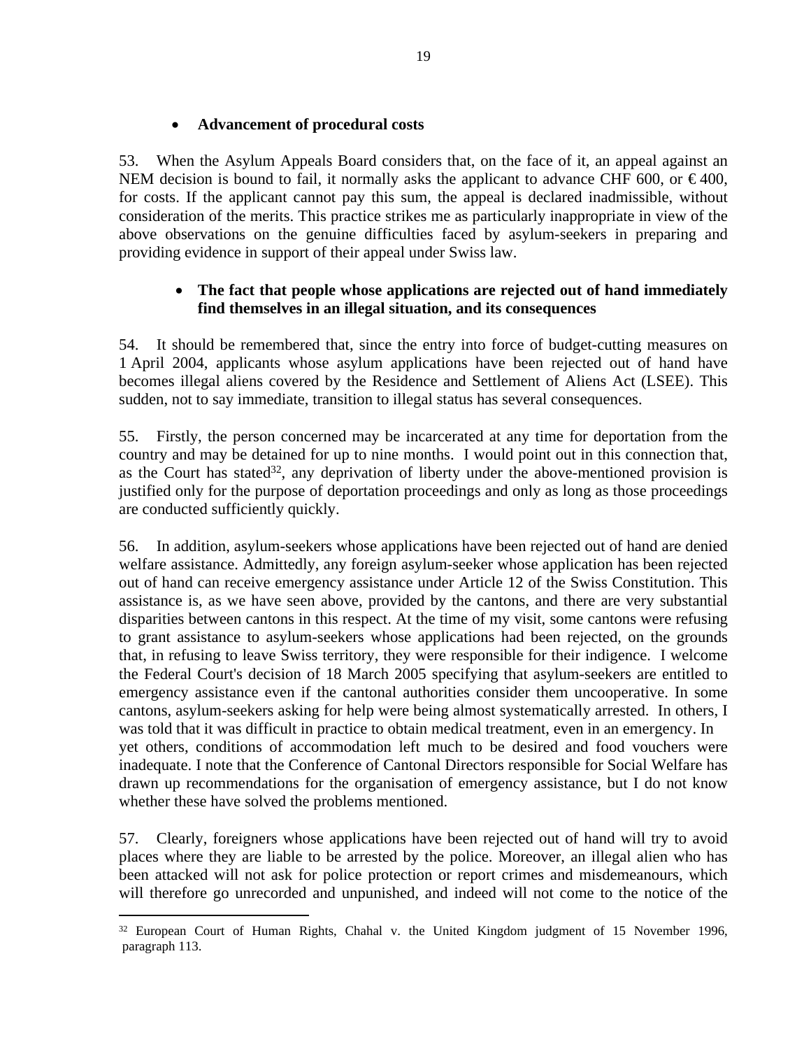- **Advancement of procedural costs**

53. When the Asylum Appeals Board considers that, on the face of it, an appeal against an NEM decision is bound to fail, it normally asks the applicant to advance CHF 600, or € 400, for costs. If the applicant cannot pay this sum, the appeal is declared inadmissible, without consideration of the merits. This practice strikes me as particularly inappropriate in view of the above observations on the genuine difficulties faced by asylum-seekers in preparing and providing evidence in support of their appeal under Swiss law.

- **The fact that people whose applications are rejected out of hand immediately find themselves in an illegal situation, and its consequences**

54. It should be remembered that, since the entry into force of budget-cutting measures on 1 April 2004, applicants whose asylum applications have been rejected out of hand have becomes illegal aliens covered by the Residence and Settlement of Aliens Act (LSEE). This sudden, not to say immediate, transition to illegal status has several consequences.

55. Firstly, the person concerned may be incarcerated at any time for deportation from the country and may be detained for up to nine months. I would point out in this connection that, as the Court has stated[32], any deprivation of liberty under the above-mentioned provision is justified only for the purpose of deportation proceedings and only as long as those proceedings are conducted sufficiently quickly.

56. In addition, asylum-seekers whose applications have been rejected out of hand are denied welfare assistance. Admittedly, any foreign asylum-seeker whose application has been rejected out of hand can receive emergency assistance under Article 12 of the Swiss Constitution. This assistance is, as we have seen above, provided by the cantons, and there are very substantial disparities between cantons in this respect. At the time of my visit, some cantons were refusing to grant assistance to asylum-seekers whose applications had been rejected, on the grounds that, in refusing to leave Swiss territory, they were responsible for their indigence. I welcome the Federal Court's decision of 18 March 2005 specifying that asylum-seekers are entitled to emergency assistance even if the cantonal authorities consider them uncooperative. In some cantons, asylum-seekers asking for help were being almost systematically arrested. In others, I was told that it was difficult in practice to obtain medical treatment, even in an emergency. In yet others, conditions of accommodation left much to be desired and food vouchers were inadequate. I note that the Conference of Cantonal Directors responsible for Social Welfare has drawn up recommendations for the organisation of emergency assistance, but I do not know whether these have solved the problems mentioned.

57. Clearly, foreigners whose applications have been rejected out of hand will try to avoid places where they are liable to be arrested by the police. Moreover, an illegal alien who has been attacked will not ask for police protection or report crimes and misdemeanours, which will therefore go unrecorded and unpunished, and indeed will not come to the notice of the

---

[32] European Court of Human Rights, Chahal v. the United Kingdom judgment of 15 November 1996, paragraph 113.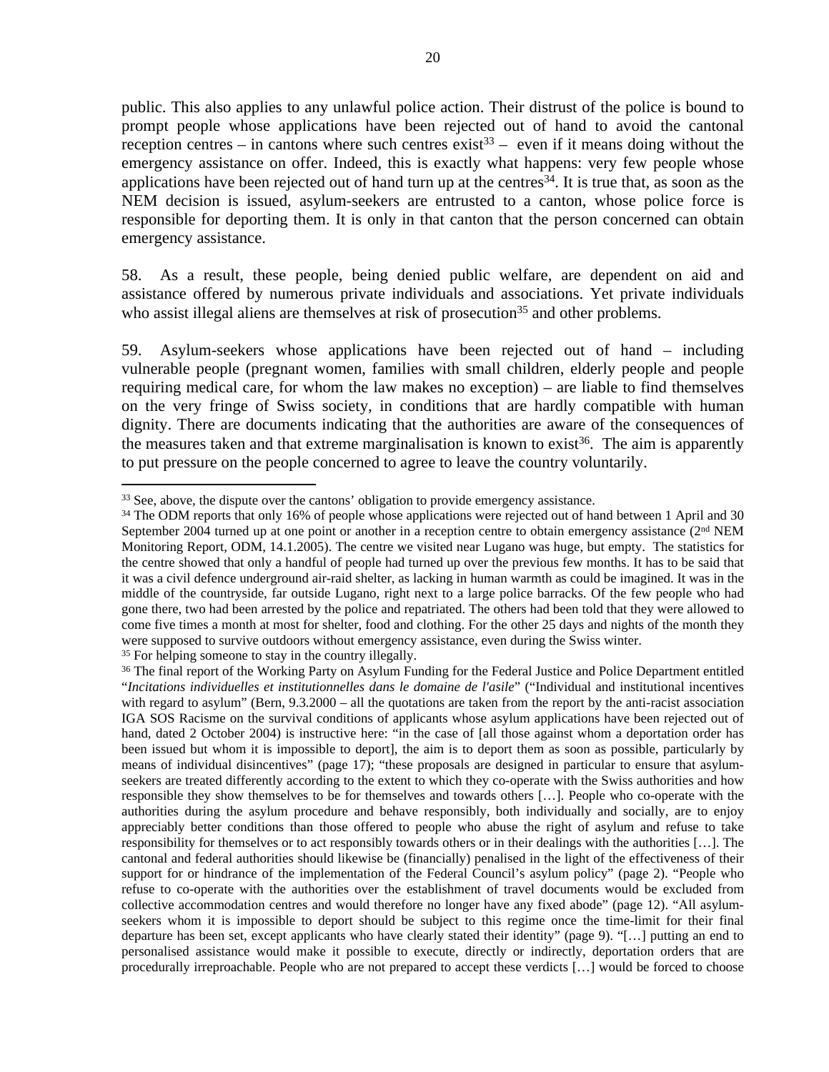public. This also applies to any unlawful police action. Their distrust of the police is bound to prompt people whose applications have been rejected out of hand to avoid the cantonal reception centres – in cantons where such centres exist[33] – even if it means doing without the emergency assistance on offer. Indeed, this is exactly what happens: very few people whose applications have been rejected out of hand turn up at the centres[34]. It is true that, as soon as the NEM decision is issued, asylum-seekers are entrusted to a canton, whose police force is responsible for deporting them. It is only in that canton that the person concerned can obtain emergency assistance.

58. As a result, these people, being denied public welfare, are dependent on aid and assistance offered by numerous private individuals and associations. Yet private individuals who assist illegal aliens are themselves at risk of prosecution[35] and other problems.

59. Asylum-seekers whose applications have been rejected out of hand – including vulnerable people (pregnant women, families with small children, elderly people and people requiring medical care, for whom the law makes no exception) – are liable to find themselves on the very fringe of Swiss society, in conditions that are hardly compatible with human dignity. There are documents indicating that the authorities are aware of the consequences of the measures taken and that extreme marginalisation is known to exist[36]. The aim is apparently to put pressure on the people concerned to agree to leave the country voluntarily.

---

[33] See, above, the dispute over the cantons' obligation to provide emergency assistance.

[34] The ODM reports that only 16% of people whose applications were rejected out of hand between 1 April and 30 September 2004 turned up at one point or another in a reception centre to obtain emergency assistance (2nd NEM Monitoring Report, ODM, 14.1.2005). The centre we visited near Lugano was huge, but empty. The statistics for the centre showed that only a handful of people had turned up over the previous few months. It has to be said that it was a civil defence underground air-raid shelter, as lacking in human warmth as could be imagined. It was in the middle of the countryside, far outside Lugano, right next to a large police barracks. Of the few people who had gone there, two had been arrested by the police and repatriated. The others had been told that they were allowed to come five times a month at most for shelter, food and clothing. For the other 25 days and nights of the month they were supposed to survive outdoors without emergency assistance, even during the Swiss winter.

[35] For helping someone to stay in the country illegally.

[36] The final report of the Working Party on Asylum Funding for the Federal Justice and Police Department entitled "*Incitations individuelles et institutionnelles dans le domaine de l'asile*" ("Individual and institutional incentives with regard to asylum" (Bern, 9.3.2000 – all the quotations are taken from the report by the anti-racist association IGA SOS Racisme on the survival conditions of applicants whose asylum applications have been rejected out of hand, dated 2 October 2004) is instructive here: "in the case of [all those against whom a deportation order has been issued but whom it is impossible to deport], the aim is to deport them as soon as possible, particularly by means of individual disincentives" (page 17); "these proposals are designed in particular to ensure that asylum-seekers are treated differently according to the extent to which they co-operate with the Swiss authorities and how responsible they show themselves to be for themselves and towards others […]. People who co-operate with the authorities during the asylum procedure and behave responsibly, both individually and socially, are to enjoy appreciably better conditions than those offered to people who abuse the right of asylum and refuse to take responsibility for themselves or to act responsibly towards others or in their dealings with the authorities […]. The cantonal and federal authorities should likewise be (financially) penalised in the light of the effectiveness of their support for or hindrance of the implementation of the Federal Council's asylum policy" (page 2). "People who refuse to co-operate with the authorities over the establishment of travel documents would be excluded from collective accommodation centres and would therefore no longer have any fixed abode" (page 12). "All asylum-seekers whom it is impossible to deport should be subject to this regime once the time-limit for their final departure has been set, except applicants who have clearly stated their identity" (page 9). "[…] putting an end to personalised assistance would make it possible to execute, directly or indirectly, deportation orders that are procedurally irreproachable. People who are not prepared to accept these verdicts […] would be forced to choose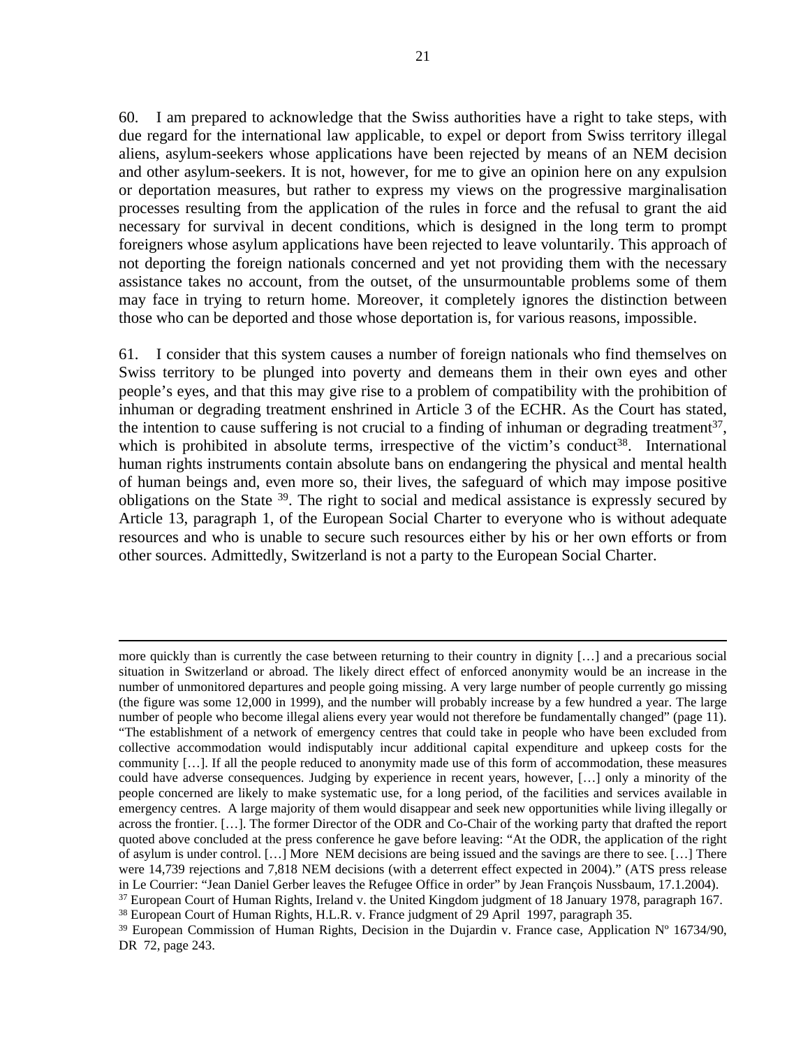60. I am prepared to acknowledge that the Swiss authorities have a right to take steps, with due regard for the international law applicable, to expel or deport from Swiss territory illegal aliens, asylum-seekers whose applications have been rejected by means of an NEM decision and other asylum-seekers. It is not, however, for me to give an opinion here on any expulsion or deportation measures, but rather to express my views on the progressive marginalisation processes resulting from the application of the rules in force and the refusal to grant the aid necessary for survival in decent conditions, which is designed in the long term to prompt foreigners whose asylum applications have been rejected to leave voluntarily. This approach of not deporting the foreign nationals concerned and yet not providing them with the necessary assistance takes no account, from the outset, of the unsurmountable problems some of them may face in trying to return home. Moreover, it completely ignores the distinction between those who can be deported and those whose deportation is, for various reasons, impossible.

61. I consider that this system causes a number of foreign nationals who find themselves on Swiss territory to be plunged into poverty and demeans them in their own eyes and other people's eyes, and that this may give rise to a problem of compatibility with the prohibition of inhuman or degrading treatment enshrined in Article 3 of the ECHR. As the Court has stated, the intention to cause suffering is not crucial to a finding of inhuman or degrading treatment[37], which is prohibited in absolute terms, irrespective of the victim's conduct[38]. International human rights instruments contain absolute bans on endangering the physical and mental health of human beings and, even more so, their lives, the safeguard of which may impose positive obligations on the State [39]. The right to social and medical assistance is expressly secured by Article 13, paragraph 1, of the European Social Charter to everyone who is without adequate resources and who is unable to secure such resources either by his or her own efforts or from other sources. Admittedly, Switzerland is not a party to the European Social Charter.

---

more quickly than is currently the case between returning to their country in dignity […] and a precarious social situation in Switzerland or abroad. The likely direct effect of enforced anonymity would be an increase in the number of unmonitored departures and people going missing. A very large number of people currently go missing (the figure was some 12,000 in 1999), and the number will probably increase by a few hundred a year. The large number of people who become illegal aliens every year would not therefore be fundamentally changed" (page 11). "The establishment of a network of emergency centres that could take in people who have been excluded from collective accommodation would indisputably incur additional capital expenditure and upkeep costs for the community […]. If all the people reduced to anonymity made use of this form of accommodation, these measures could have adverse consequences. Judging by experience in recent years, however, […] only a minority of the people concerned are likely to make systematic use, for a long period, of the facilities and services available in emergency centres. A large majority of them would disappear and seek new opportunities while living illegally or across the frontier. […]. The former Director of the ODR and Co-Chair of the working party that drafted the report quoted above concluded at the press conference he gave before leaving: "At the ODR, the application of the right of asylum is under control. […] More NEM decisions are being issued and the savings are there to see. […] There were 14,739 rejections and 7,818 NEM decisions (with a deterrent effect expected in 2004)." (ATS press release in Le Courrier: "Jean Daniel Gerber leaves the Refugee Office in order" by Jean François Nussbaum, 17.1.2004).

[37] European Court of Human Rights, Ireland v. the United Kingdom judgment of 18 January 1978, paragraph 167.

[38] European Court of Human Rights, H.L.R. v. France judgment of 29 April 1997, paragraph 35.

[39] European Commission of Human Rights, Decision in the Dujardin v. France case, Application Nº 16734/90, DR 72, page 243.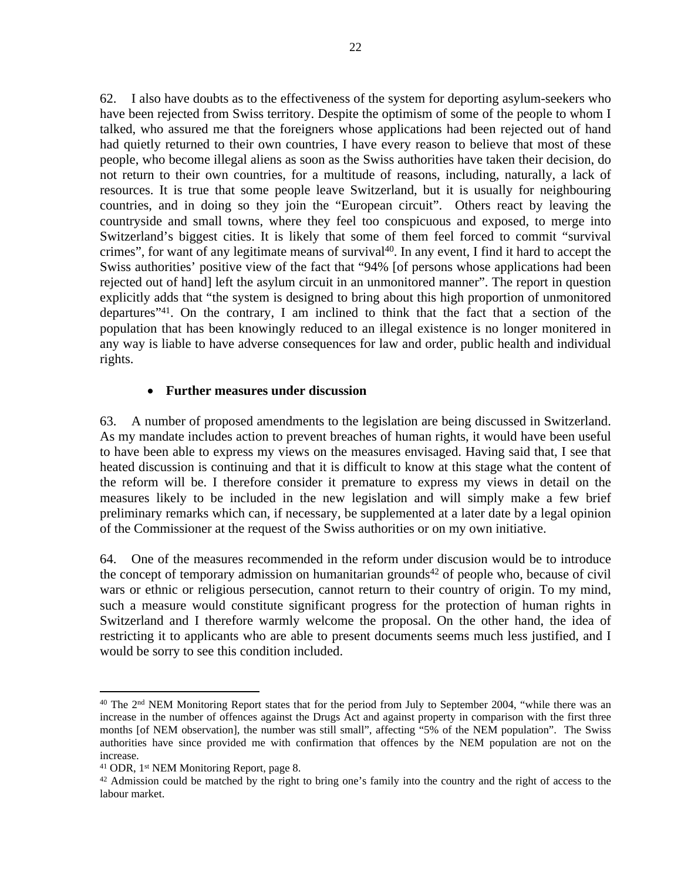62. I also have doubts as to the effectiveness of the system for deporting asylum-seekers who have been rejected from Swiss territory. Despite the optimism of some of the people to whom I talked, who assured me that the foreigners whose applications had been rejected out of hand had quietly returned to their own countries, I have every reason to believe that most of these people, who become illegal aliens as soon as the Swiss authorities have taken their decision, do not return to their own countries, for a multitude of reasons, including, naturally, a lack of resources. It is true that some people leave Switzerland, but it is usually for neighbouring countries, and in doing so they join the "European circuit". Others react by leaving the countryside and small towns, where they feel too conspicuous and exposed, to merge into Switzerland's biggest cities. It is likely that some of them feel forced to commit "survival crimes", for want of any legitimate means of survival[40]. In any event, I find it hard to accept the Swiss authorities' positive view of the fact that "94% [of persons whose applications had been rejected out of hand] left the asylum circuit in an unmonitored manner". The report in question explicitly adds that "the system is designed to bring about this high proportion of unmonitored departures"[41]. On the contrary, I am inclined to think that the fact that a section of the population that has been knowingly reduced to an illegal existence is no longer monitered in any way is liable to have adverse consequences for law and order, public health and individual rights.

- **Further measures under discussion**

63. A number of proposed amendments to the legislation are being discussed in Switzerland. As my mandate includes action to prevent breaches of human rights, it would have been useful to have been able to express my views on the measures envisaged. Having said that, I see that heated discussion is continuing and that it is difficult to know at this stage what the content of the reform will be. I therefore consider it premature to express my views in detail on the measures likely to be included in the new legislation and will simply make a few brief preliminary remarks which can, if necessary, be supplemented at a later date by a legal opinion of the Commissioner at the request of the Swiss authorities or on my own initiative.

64. One of the measures recommended in the reform under discusion would be to introduce the concept of temporary admission on humanitarian grounds[42] of people who, because of civil wars or ethnic or religious persecution, cannot return to their country of origin. To my mind, such a measure would constitute significant progress for the protection of human rights in Switzerland and I therefore warmly welcome the proposal. On the other hand, the idea of restricting it to applicants who are able to present documents seems much less justified, and I would be sorry to see this condition included.

---

[40] The 2nd NEM Monitoring Report states that for the period from July to September 2004, "while there was an increase in the number of offences against the Drugs Act and against property in comparison with the first three months [of NEM observation], the number was still small", affecting "5% of the NEM population". The Swiss authorities have since provided me with confirmation that offences by the NEM population are not on the increase.

[41] ODR, 1st NEM Monitoring Report, page 8.

[42] Admission could be matched by the right to bring one's family into the country and the right of access to the labour market.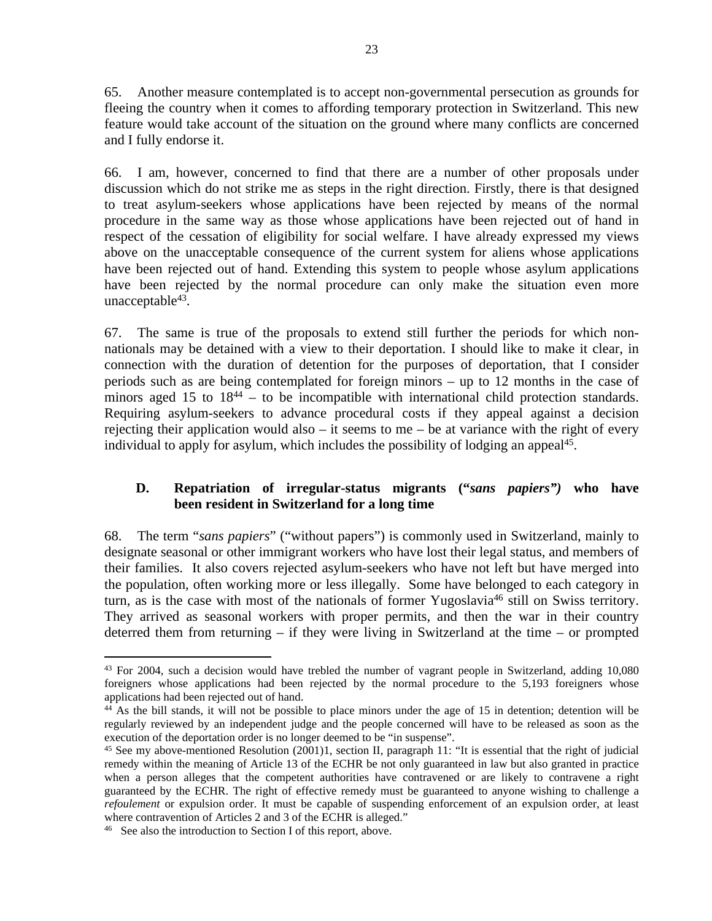65. Another measure contemplated is to accept non-governmental persecution as grounds for fleeing the country when it comes to affording temporary protection in Switzerland. This new feature would take account of the situation on the ground where many conflicts are concerned and I fully endorse it.

66. I am, however, concerned to find that there are a number of other proposals under discussion which do not strike me as steps in the right direction. Firstly, there is that designed to treat asylum-seekers whose applications have been rejected by means of the normal procedure in the same way as those whose applications have been rejected out of hand in respect of the cessation of eligibility for social welfare. I have already expressed my views above on the unacceptable consequence of the current system for aliens whose applications have been rejected out of hand. Extending this system to people whose asylum applications have been rejected by the normal procedure can only make the situation even more unacceptable[43].

67. The same is true of the proposals to extend still further the periods for which non-nationals may be detained with a view to their deportation. I should like to make it clear, in connection with the duration of detention for the purposes of deportation, that I consider periods such as are being contemplated for foreign minors – up to 12 months in the case of minors aged 15 to 18[44] – to be incompatible with international child protection standards. Requiring asylum-seekers to advance procedural costs if they appeal against a decision rejecting their application would also – it seems to me – be at variance with the right of every individual to apply for asylum, which includes the possibility of lodging an appeal[45].

## D. Repatriation of irregular-status migrants ("*sans papiers")* who have been resident in Switzerland for a long time

68. The term "*sans papiers*" ("without papers") is commonly used in Switzerland, mainly to designate seasonal or other immigrant workers who have lost their legal status, and members of their families. It also covers rejected asylum-seekers who have not left but have merged into the population, often working more or less illegally. Some have belonged to each category in turn, as is the case with most of the nationals of former Yugoslavia[46] still on Swiss territory. They arrived as seasonal workers with proper permits, and then the war in their country deterred them from returning – if they were living in Switzerland at the time – or prompted

---

[43] For 2004, such a decision would have trebled the number of vagrant people in Switzerland, adding 10,080 foreigners whose applications had been rejected by the normal procedure to the 5,193 foreigners whose applications had been rejected out of hand.

[44] As the bill stands, it will not be possible to place minors under the age of 15 in detention; detention will be regularly reviewed by an independent judge and the people concerned will have to be released as soon as the execution of the deportation order is no longer deemed to be "in suspense".

[45] See my above-mentioned Resolution (2001)1, section II, paragraph 11: "It is essential that the right of judicial remedy within the meaning of Article 13 of the ECHR be not only guaranteed in law but also granted in practice when a person alleges that the competent authorities have contravened or are likely to contravene a right guaranteed by the ECHR. The right of effective remedy must be guaranteed to anyone wishing to challenge a *refoulement* or expulsion order. It must be capable of suspending enforcement of an expulsion order, at least where contravention of Articles 2 and 3 of the ECHR is alleged."

[46] See also the introduction to Section I of this report, above.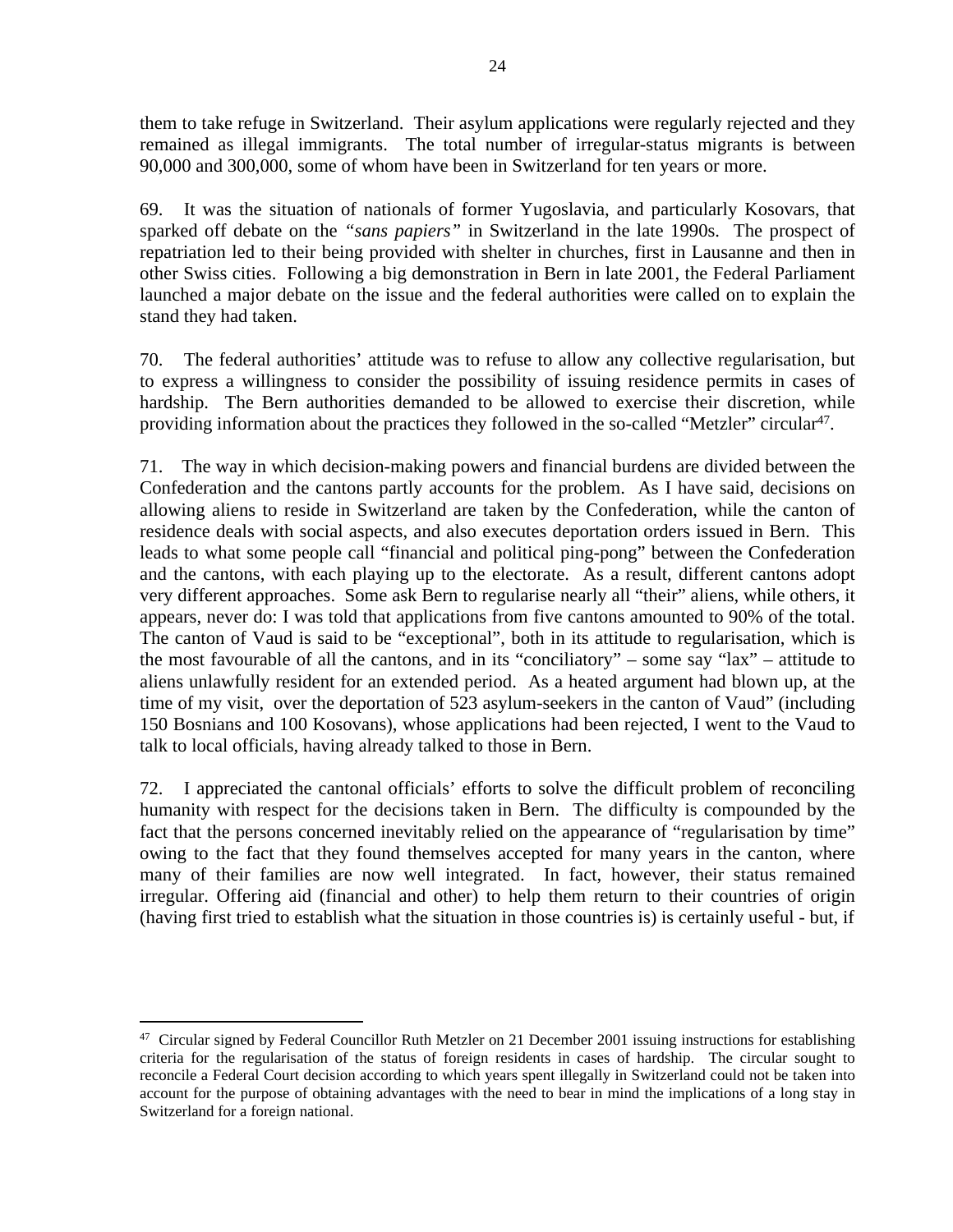them to take refuge in Switzerland. Their asylum applications were regularly rejected and they remained as illegal immigrants. The total number of irregular-status migrants is between 90,000 and 300,000, some of whom have been in Switzerland for ten years or more.

69. It was the situation of nationals of former Yugoslavia, and particularly Kosovars, that sparked off debate on the *"sans papiers"* in Switzerland in the late 1990s. The prospect of repatriation led to their being provided with shelter in churches, first in Lausanne and then in other Swiss cities. Following a big demonstration in Bern in late 2001, the Federal Parliament launched a major debate on the issue and the federal authorities were called on to explain the stand they had taken.

70. The federal authorities' attitude was to refuse to allow any collective regularisation, but to express a willingness to consider the possibility of issuing residence permits in cases of hardship. The Bern authorities demanded to be allowed to exercise their discretion, while providing information about the practices they followed in the so-called "Metzler" circular[47].

71. The way in which decision-making powers and financial burdens are divided between the Confederation and the cantons partly accounts for the problem. As I have said, decisions on allowing aliens to reside in Switzerland are taken by the Confederation, while the canton of residence deals with social aspects, and also executes deportation orders issued in Bern. This leads to what some people call "financial and political ping-pong" between the Confederation and the cantons, with each playing up to the electorate. As a result, different cantons adopt very different approaches. Some ask Bern to regularise nearly all "their" aliens, while others, it appears, never do: I was told that applications from five cantons amounted to 90% of the total. The canton of Vaud is said to be "exceptional", both in its attitude to regularisation, which is the most favourable of all the cantons, and in its "conciliatory" – some say "lax" – attitude to aliens unlawfully resident for an extended period. As a heated argument had blown up, at the time of my visit, over the deportation of 523 asylum-seekers in the canton of Vaud" (including 150 Bosnians and 100 Kosovans), whose applications had been rejected, I went to the Vaud to talk to local officials, having already talked to those in Bern.

72. I appreciated the cantonal officials' efforts to solve the difficult problem of reconciling humanity with respect for the decisions taken in Bern. The difficulty is compounded by the fact that the persons concerned inevitably relied on the appearance of "regularisation by time" owing to the fact that they found themselves accepted for many years in the canton, where many of their families are now well integrated. In fact, however, their status remained irregular. Offering aid (financial and other) to help them return to their countries of origin (having first tried to establish what the situation in those countries is) is certainly useful - but, if

---

[47] Circular signed by Federal Councillor Ruth Metzler on 21 December 2001 issuing instructions for establishing criteria for the regularisation of the status of foreign residents in cases of hardship. The circular sought to reconcile a Federal Court decision according to which years spent illegally in Switzerland could not be taken into account for the purpose of obtaining advantages with the need to bear in mind the implications of a long stay in Switzerland for a foreign national.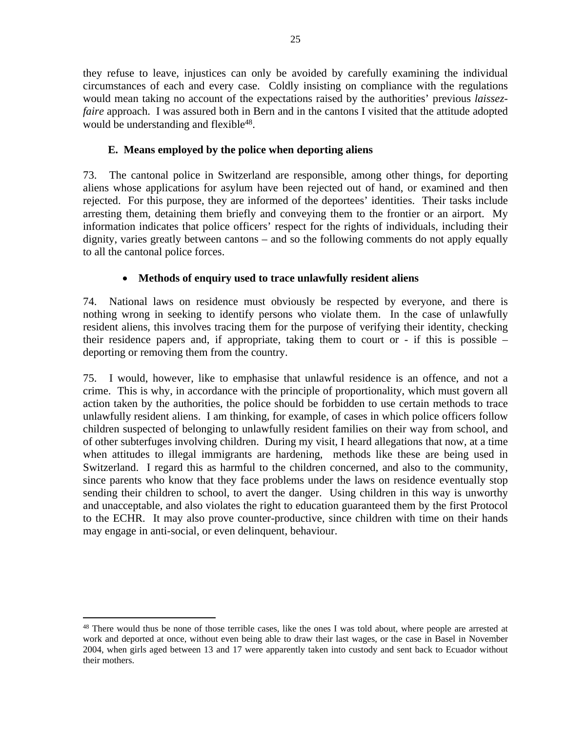they refuse to leave, injustices can only be avoided by carefully examining the individual circumstances of each and every case. Coldly insisting on compliance with the regulations would mean taking no account of the expectations raised by the authorities' previous *laissez-faire* approach. I was assured both in Bern and in the cantons I visited that the attitude adopted would be understanding and flexible[48].

### E. Means employed by the police when deporting aliens

73. The cantonal police in Switzerland are responsible, among other things, for deporting aliens whose applications for asylum have been rejected out of hand, or examined and then rejected. For this purpose, they are informed of the deportees' identities. Their tasks include arresting them, detaining them briefly and conveying them to the frontier or an airport. My information indicates that police officers' respect for the rights of individuals, including their dignity, varies greatly between cantons – and so the following comments do not apply equally to all the cantonal police forces.

- **Methods of enquiry used to trace unlawfully resident aliens**

74. National laws on residence must obviously be respected by everyone, and there is nothing wrong in seeking to identify persons who violate them. In the case of unlawfully resident aliens, this involves tracing them for the purpose of verifying their identity, checking their residence papers and, if appropriate, taking them to court or - if this is possible – deporting or removing them from the country.

75. I would, however, like to emphasise that unlawful residence is an offence, and not a crime. This is why, in accordance with the principle of proportionality, which must govern all action taken by the authorities, the police should be forbidden to use certain methods to trace unlawfully resident aliens. I am thinking, for example, of cases in which police officers follow children suspected of belonging to unlawfully resident families on their way from school, and of other subterfuges involving children. During my visit, I heard allegations that now, at a time when attitudes to illegal immigrants are hardening, methods like these are being used in Switzerland. I regard this as harmful to the children concerned, and also to the community, since parents who know that they face problems under the laws on residence eventually stop sending their children to school, to avert the danger. Using children in this way is unworthy and unacceptable, and also violates the right to education guaranteed them by the first Protocol to the ECHR. It may also prove counter-productive, since children with time on their hands may engage in anti-social, or even delinquent, behaviour.

---

[48] There would thus be none of those terrible cases, like the ones I was told about, where people are arrested at work and deported at once, without even being able to draw their last wages, or the case in Basel in November 2004, when girls aged between 13 and 17 were apparently taken into custody and sent back to Ecuador without their mothers.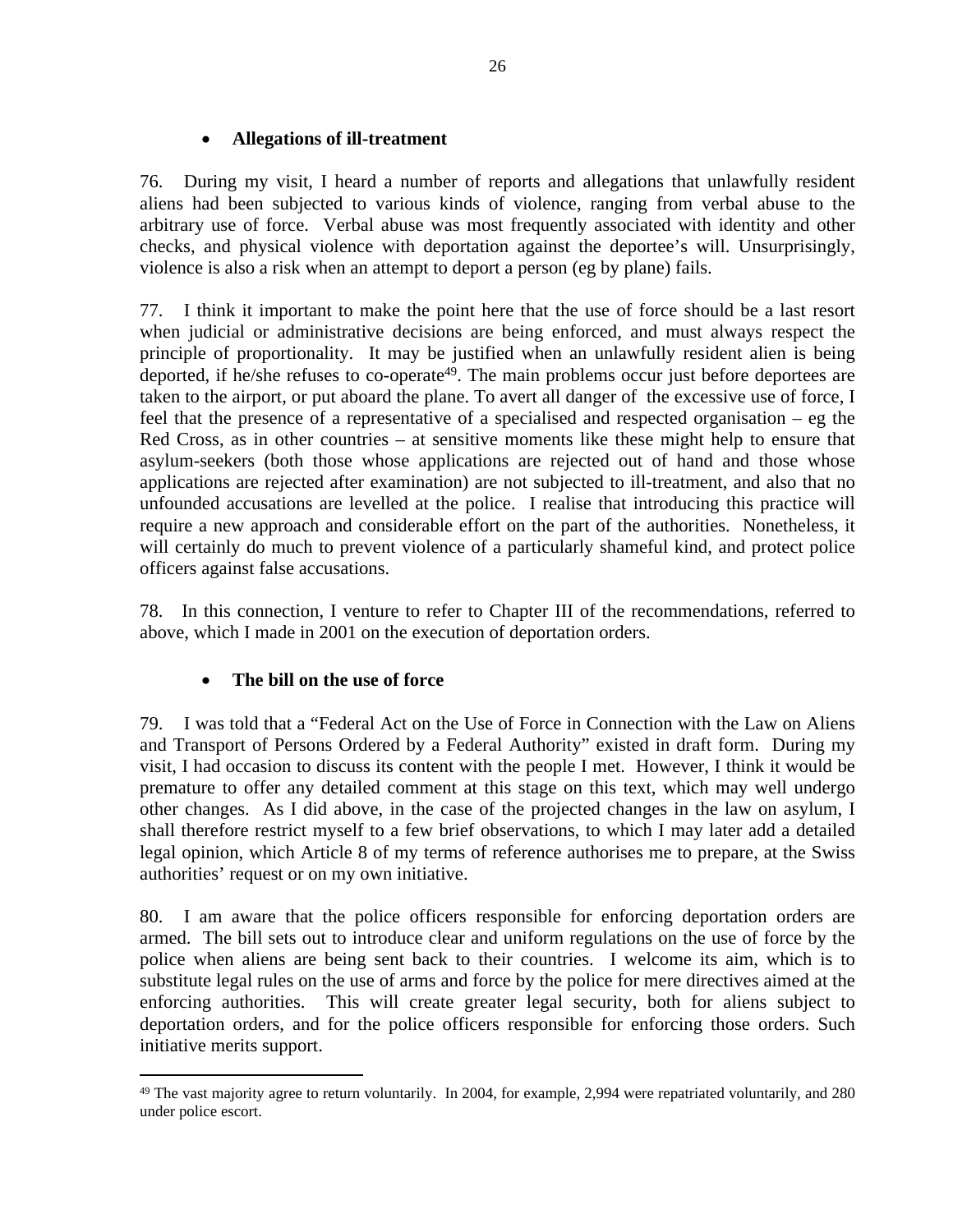- **Allegations of ill-treatment**

76. During my visit, I heard a number of reports and allegations that unlawfully resident aliens had been subjected to various kinds of violence, ranging from verbal abuse to the arbitrary use of force. Verbal abuse was most frequently associated with identity and other checks, and physical violence with deportation against the deportee's will. Unsurprisingly, violence is also a risk when an attempt to deport a person (eg by plane) fails.

77. I think it important to make the point here that the use of force should be a last resort when judicial or administrative decisions are being enforced, and must always respect the principle of proportionality. It may be justified when an unlawfully resident alien is being deported, if he/she refuses to co-operate[49]. The main problems occur just before deportees are taken to the airport, or put aboard the plane. To avert all danger of the excessive use of force, I feel that the presence of a representative of a specialised and respected organisation – eg the Red Cross, as in other countries – at sensitive moments like these might help to ensure that asylum-seekers (both those whose applications are rejected out of hand and those whose applications are rejected after examination) are not subjected to ill-treatment, and also that no unfounded accusations are levelled at the police. I realise that introducing this practice will require a new approach and considerable effort on the part of the authorities. Nonetheless, it will certainly do much to prevent violence of a particularly shameful kind, and protect police officers against false accusations.

78. In this connection, I venture to refer to Chapter III of the recommendations, referred to above, which I made in 2001 on the execution of deportation orders.

- **The bill on the use of force**

79. I was told that a "Federal Act on the Use of Force in Connection with the Law on Aliens and Transport of Persons Ordered by a Federal Authority" existed in draft form. During my visit, I had occasion to discuss its content with the people I met. However, I think it would be premature to offer any detailed comment at this stage on this text, which may well undergo other changes. As I did above, in the case of the projected changes in the law on asylum, I shall therefore restrict myself to a few brief observations, to which I may later add a detailed legal opinion, which Article 8 of my terms of reference authorises me to prepare, at the Swiss authorities' request or on my own initiative.

80. I am aware that the police officers responsible for enforcing deportation orders are armed. The bill sets out to introduce clear and uniform regulations on the use of force by the police when aliens are being sent back to their countries. I welcome its aim, which is to substitute legal rules on the use of arms and force by the police for mere directives aimed at the enforcing authorities. This will create greater legal security, both for aliens subject to deportation orders, and for the police officers responsible for enforcing those orders. Such initiative merits support.

---

[49] The vast majority agree to return voluntarily. In 2004, for example, 2,994 were repatriated voluntarily, and 280 under police escort.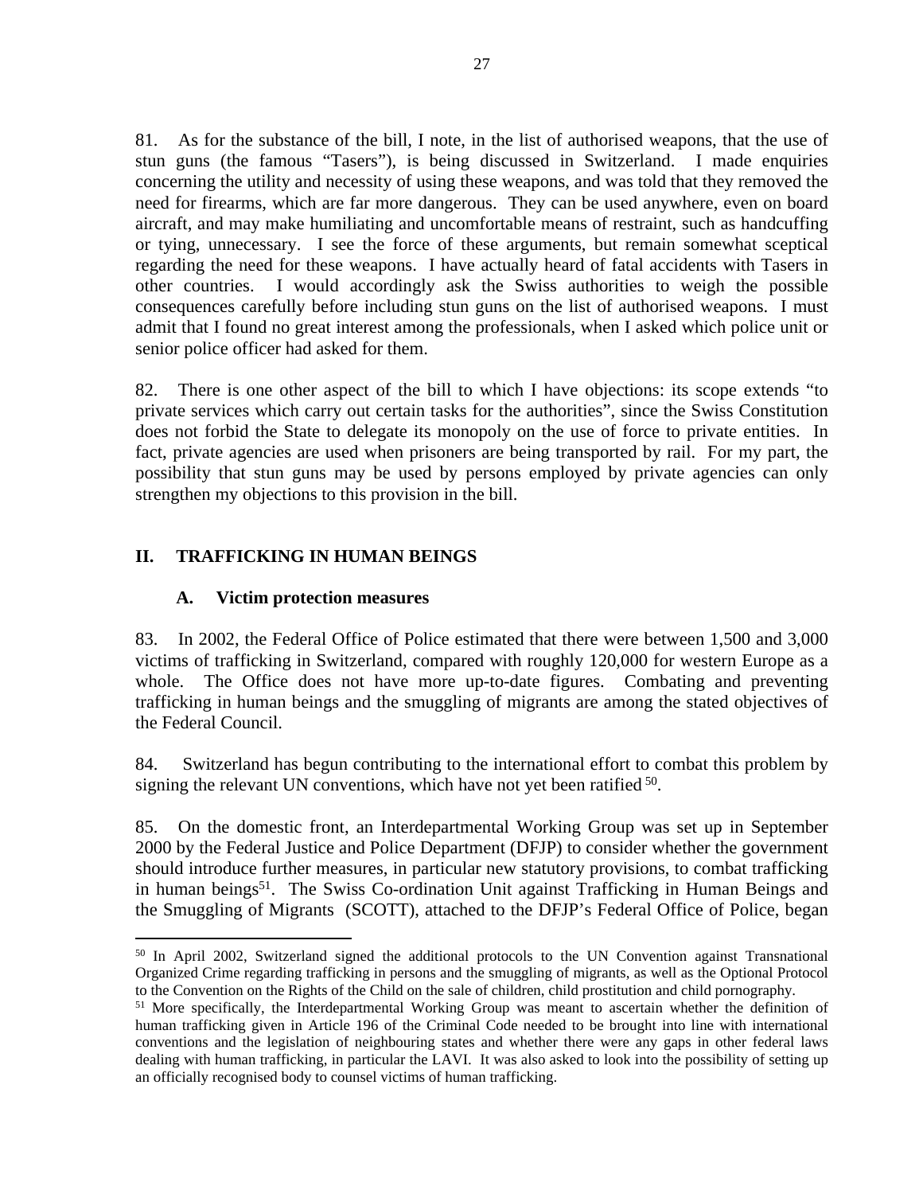81. As for the substance of the bill, I note, in the list of authorised weapons, that the use of stun guns (the famous "Tasers"), is being discussed in Switzerland. I made enquiries concerning the utility and necessity of using these weapons, and was told that they removed the need for firearms, which are far more dangerous. They can be used anywhere, even on board aircraft, and may make humiliating and uncomfortable means of restraint, such as handcuffing or tying, unnecessary. I see the force of these arguments, but remain somewhat sceptical regarding the need for these weapons. I have actually heard of fatal accidents with Tasers in other countries. I would accordingly ask the Swiss authorities to weigh the possible consequences carefully before including stun guns on the list of authorised weapons. I must admit that I found no great interest among the professionals, when I asked which police unit or senior police officer had asked for them.

82. There is one other aspect of the bill to which I have objections: its scope extends "to private services which carry out certain tasks for the authorities", since the Swiss Constitution does not forbid the State to delegate its monopoly on the use of force to private entities. In fact, private agencies are used when prisoners are being transported by rail. For my part, the possibility that stun guns may be used by persons employed by private agencies can only strengthen my objections to this provision in the bill.

## II. TRAFFICKING IN HUMAN BEINGS

### A. Victim protection measures

83. In 2002, the Federal Office of Police estimated that there were between 1,500 and 3,000 victims of trafficking in Switzerland, compared with roughly 120,000 for western Europe as a whole. The Office does not have more up-to-date figures. Combating and preventing trafficking in human beings and the smuggling of migrants are among the stated objectives of the Federal Council.

84. Switzerland has begun contributing to the international effort to combat this problem by signing the relevant UN conventions, which have not yet been ratified [50].

85. On the domestic front, an Interdepartmental Working Group was set up in September 2000 by the Federal Justice and Police Department (DFJP) to consider whether the government should introduce further measures, in particular new statutory provisions, to combat trafficking in human beings[51]. The Swiss Co-ordination Unit against Trafficking in Human Beings and the Smuggling of Migrants (SCOTT), attached to the DFJP's Federal Office of Police, began

---

[50] In April 2002, Switzerland signed the additional protocols to the UN Convention against Transnational Organized Crime regarding trafficking in persons and the smuggling of migrants, as well as the Optional Protocol to the Convention on the Rights of the Child on the sale of children, child prostitution and child pornography.

[51] More specifically, the Interdepartmental Working Group was meant to ascertain whether the definition of human trafficking given in Article 196 of the Criminal Code needed to be brought into line with international conventions and the legislation of neighbouring states and whether there were any gaps in other federal laws dealing with human trafficking, in particular the LAVI. It was also asked to look into the possibility of setting up an officially recognised body to counsel victims of human trafficking.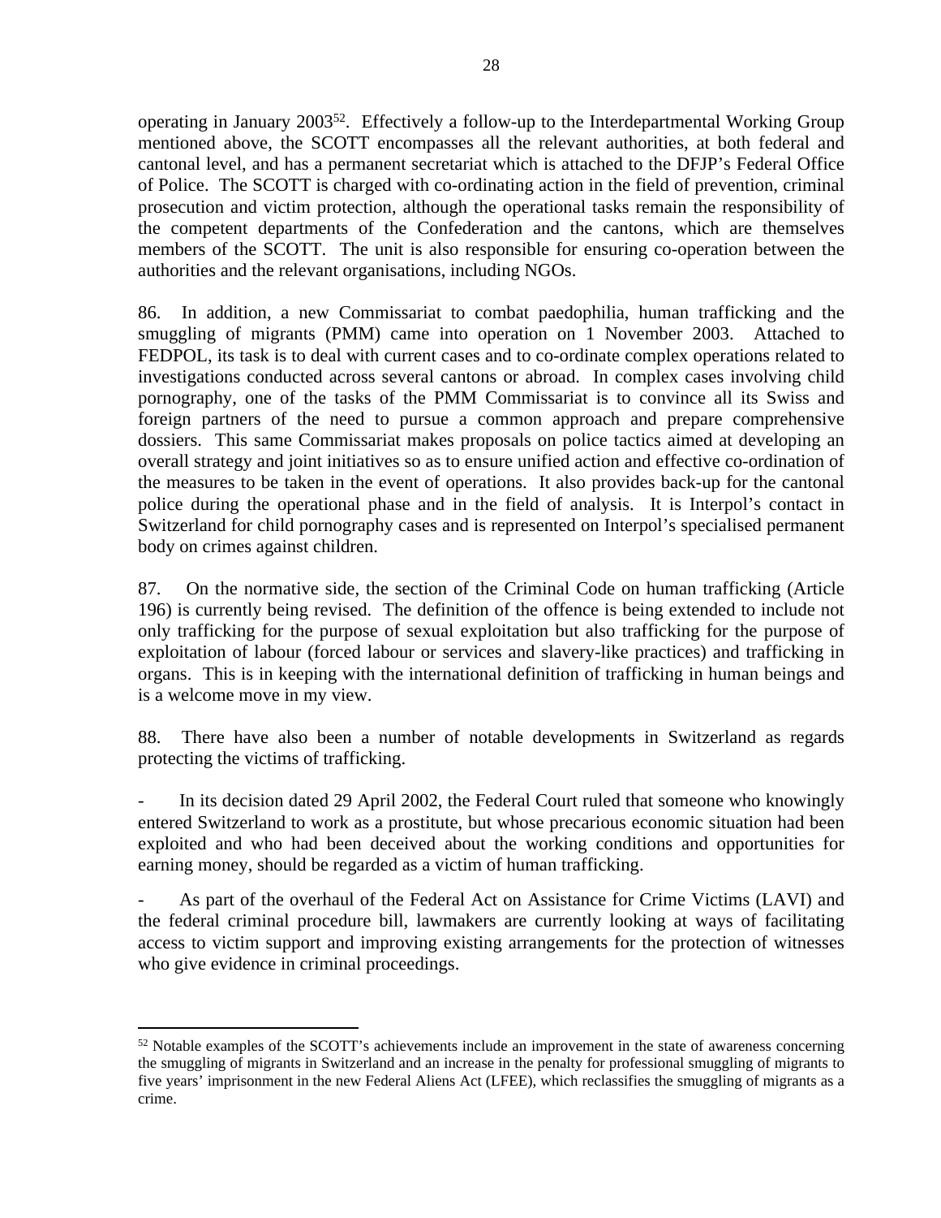operating in January 2003[52]. Effectively a follow-up to the Interdepartmental Working Group mentioned above, the SCOTT encompasses all the relevant authorities, at both federal and cantonal level, and has a permanent secretariat which is attached to the DFJP's Federal Office of Police. The SCOTT is charged with co-ordinating action in the field of prevention, criminal prosecution and victim protection, although the operational tasks remain the responsibility of the competent departments of the Confederation and the cantons, which are themselves members of the SCOTT. The unit is also responsible for ensuring co-operation between the authorities and the relevant organisations, including NGOs.

86. In addition, a new Commissariat to combat paedophilia, human trafficking and the smuggling of migrants (PMM) came into operation on 1 November 2003. Attached to FEDPOL, its task is to deal with current cases and to co-ordinate complex operations related to investigations conducted across several cantons or abroad. In complex cases involving child pornography, one of the tasks of the PMM Commissariat is to convince all its Swiss and foreign partners of the need to pursue a common approach and prepare comprehensive dossiers. This same Commissariat makes proposals on police tactics aimed at developing an overall strategy and joint initiatives so as to ensure unified action and effective co-ordination of the measures to be taken in the event of operations. It also provides back-up for the cantonal police during the operational phase and in the field of analysis. It is Interpol's contact in Switzerland for child pornography cases and is represented on Interpol's specialised permanent body on crimes against children.

87. On the normative side, the section of the Criminal Code on human trafficking (Article 196) is currently being revised. The definition of the offence is being extended to include not only trafficking for the purpose of sexual exploitation but also trafficking for the purpose of exploitation of labour (forced labour or services and slavery-like practices) and trafficking in organs. This is in keeping with the international definition of trafficking in human beings and is a welcome move in my view.

88. There have also been a number of notable developments in Switzerland as regards protecting the victims of trafficking.

- In its decision dated 29 April 2002, the Federal Court ruled that someone who knowingly entered Switzerland to work as a prostitute, but whose precarious economic situation had been exploited and who had been deceived about the working conditions and opportunities for earning money, should be regarded as a victim of human trafficking.

- As part of the overhaul of the Federal Act on Assistance for Crime Victims (LAVI) and the federal criminal procedure bill, lawmakers are currently looking at ways of facilitating access to victim support and improving existing arrangements for the protection of witnesses who give evidence in criminal proceedings.

---

[52] Notable examples of the SCOTT's achievements include an improvement in the state of awareness concerning the smuggling of migrants in Switzerland and an increase in the penalty for professional smuggling of migrants to five years' imprisonment in the new Federal Aliens Act (LFEE), which reclassifies the smuggling of migrants as a crime.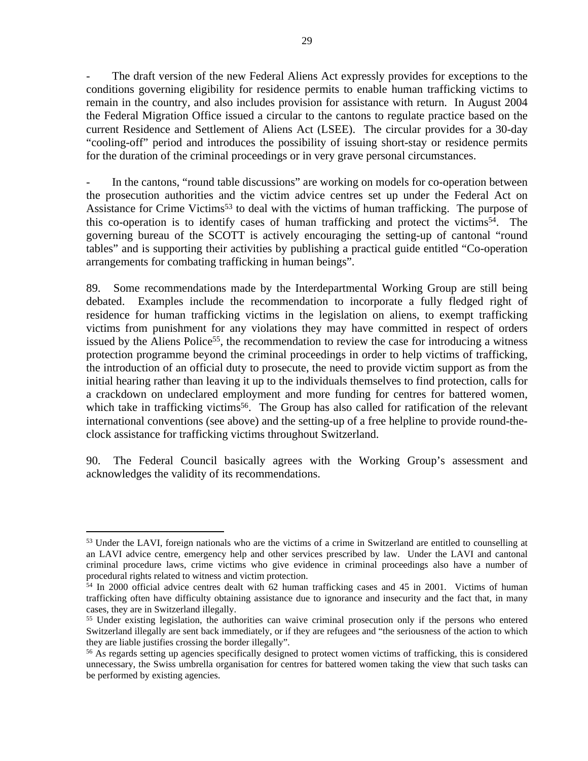- The draft version of the new Federal Aliens Act expressly provides for exceptions to the conditions governing eligibility for residence permits to enable human trafficking victims to remain in the country, and also includes provision for assistance with return. In August 2004 the Federal Migration Office issued a circular to the cantons to regulate practice based on the current Residence and Settlement of Aliens Act (LSEE). The circular provides for a 30-day "cooling-off" period and introduces the possibility of issuing short-stay or residence permits for the duration of the criminal proceedings or in very grave personal circumstances.

- In the cantons, "round table discussions" are working on models for co-operation between the prosecution authorities and the victim advice centres set up under the Federal Act on Assistance for Crime Victims[53] to deal with the victims of human trafficking. The purpose of this co-operation is to identify cases of human trafficking and protect the victims[54]. The governing bureau of the SCOTT is actively encouraging the setting-up of cantonal "round tables" and is supporting their activities by publishing a practical guide entitled "Co-operation arrangements for combating trafficking in human beings".

89. Some recommendations made by the Interdepartmental Working Group are still being debated. Examples include the recommendation to incorporate a fully fledged right of residence for human trafficking victims in the legislation on aliens, to exempt trafficking victims from punishment for any violations they may have committed in respect of orders issued by the Aliens Police[55], the recommendation to review the case for introducing a witness protection programme beyond the criminal proceedings in order to help victims of trafficking, the introduction of an official duty to prosecute, the need to provide victim support as from the initial hearing rather than leaving it up to the individuals themselves to find protection, calls for a crackdown on undeclared employment and more funding for centres for battered women, which take in trafficking victims[56]. The Group has also called for ratification of the relevant international conventions (see above) and the setting-up of a free helpline to provide round-the-clock assistance for trafficking victims throughout Switzerland.

90. The Federal Council basically agrees with the Working Group's assessment and acknowledges the validity of its recommendations.

---

[53] Under the LAVI, foreign nationals who are the victims of a crime in Switzerland are entitled to counselling at an LAVI advice centre, emergency help and other services prescribed by law. Under the LAVI and cantonal criminal procedure laws, crime victims who give evidence in criminal proceedings also have a number of procedural rights related to witness and victim protection.

[54] In 2000 official advice centres dealt with 62 human trafficking cases and 45 in 2001. Victims of human trafficking often have difficulty obtaining assistance due to ignorance and insecurity and the fact that, in many cases, they are in Switzerland illegally.

[55] Under existing legislation, the authorities can waive criminal prosecution only if the persons who entered Switzerland illegally are sent back immediately, or if they are refugees and "the seriousness of the action to which they are liable justifies crossing the border illegally".

[56] As regards setting up agencies specifically designed to protect women victims of trafficking, this is considered unnecessary, the Swiss umbrella organisation for centres for battered women taking the view that such tasks can be performed by existing agencies.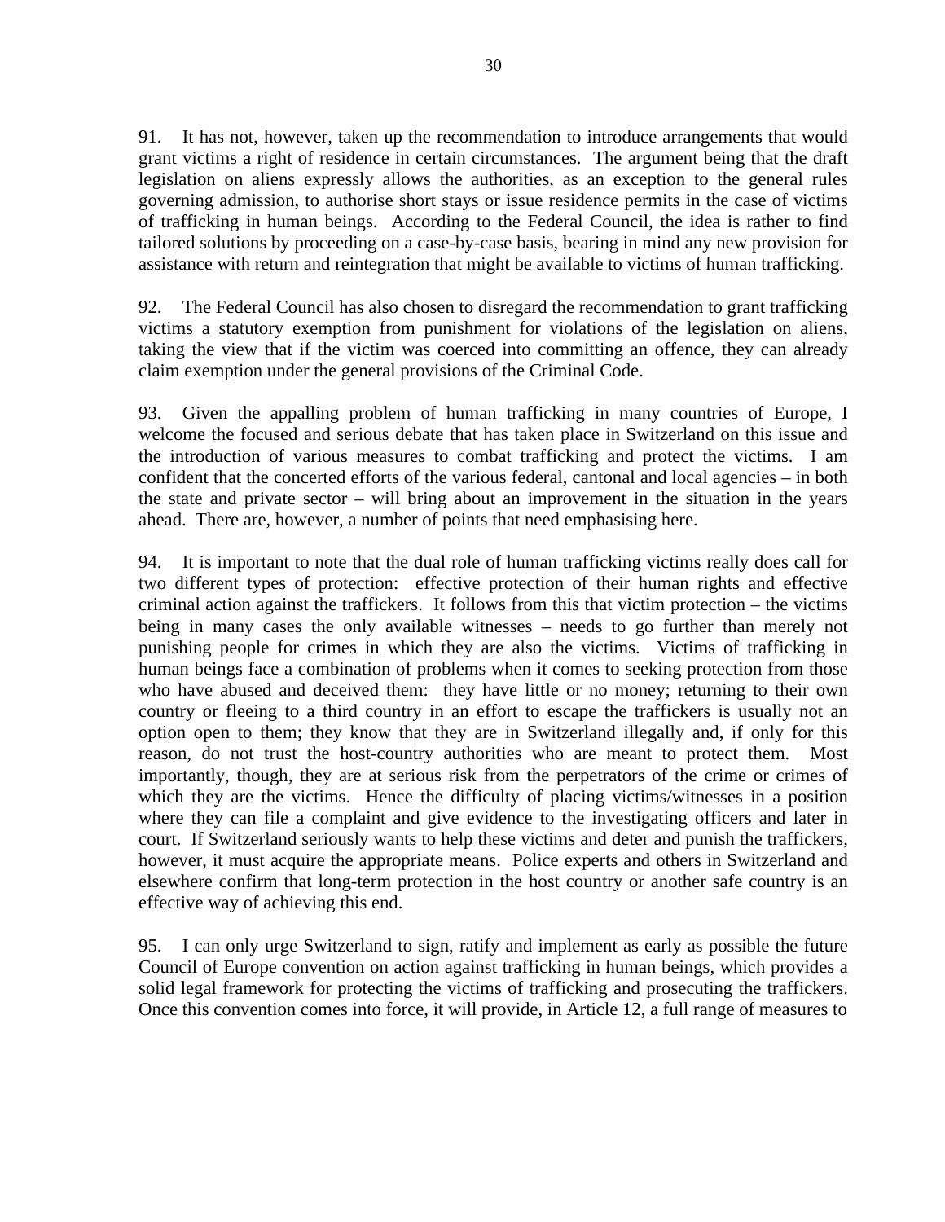91. It has not, however, taken up the recommendation to introduce arrangements that would grant victims a right of residence in certain circumstances. The argument being that the draft legislation on aliens expressly allows the authorities, as an exception to the general rules governing admission, to authorise short stays or issue residence permits in the case of victims of trafficking in human beings. According to the Federal Council, the idea is rather to find tailored solutions by proceeding on a case-by-case basis, bearing in mind any new provision for assistance with return and reintegration that might be available to victims of human trafficking.

92. The Federal Council has also chosen to disregard the recommendation to grant trafficking victims a statutory exemption from punishment for violations of the legislation on aliens, taking the view that if the victim was coerced into committing an offence, they can already claim exemption under the general provisions of the Criminal Code.

93. Given the appalling problem of human trafficking in many countries of Europe, I welcome the focused and serious debate that has taken place in Switzerland on this issue and the introduction of various measures to combat trafficking and protect the victims. I am confident that the concerted efforts of the various federal, cantonal and local agencies – in both the state and private sector – will bring about an improvement in the situation in the years ahead. There are, however, a number of points that need emphasising here.

94. It is important to note that the dual role of human trafficking victims really does call for two different types of protection: effective protection of their human rights and effective criminal action against the traffickers. It follows from this that victim protection – the victims being in many cases the only available witnesses – needs to go further than merely not punishing people for crimes in which they are also the victims. Victims of trafficking in human beings face a combination of problems when it comes to seeking protection from those who have abused and deceived them: they have little or no money; returning to their own country or fleeing to a third country in an effort to escape the traffickers is usually not an option open to them; they know that they are in Switzerland illegally and, if only for this reason, do not trust the host-country authorities who are meant to protect them. Most importantly, though, they are at serious risk from the perpetrators of the crime or crimes of which they are the victims. Hence the difficulty of placing victims/witnesses in a position where they can file a complaint and give evidence to the investigating officers and later in court. If Switzerland seriously wants to help these victims and deter and punish the traffickers, however, it must acquire the appropriate means. Police experts and others in Switzerland and elsewhere confirm that long-term protection in the host country or another safe country is an effective way of achieving this end.

95. I can only urge Switzerland to sign, ratify and implement as early as possible the future Council of Europe convention on action against trafficking in human beings, which provides a solid legal framework for protecting the victims of trafficking and prosecuting the traffickers. Once this convention comes into force, it will provide, in Article 12, a full range of measures to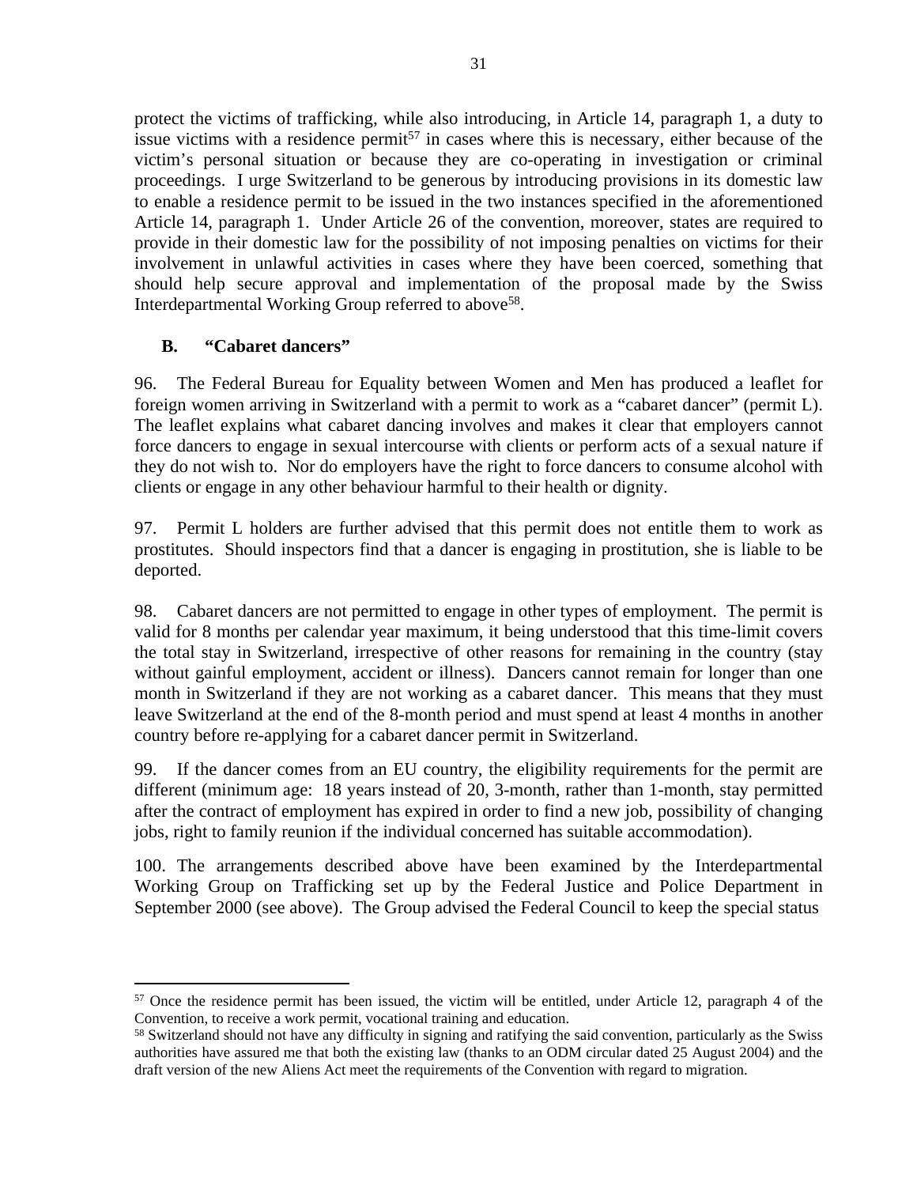protect the victims of trafficking, while also introducing, in Article 14, paragraph 1, a duty to issue victims with a residence permit[57] in cases where this is necessary, either because of the victim's personal situation or because they are co-operating in investigation or criminal proceedings. I urge Switzerland to be generous by introducing provisions in its domestic law to enable a residence permit to be issued in the two instances specified in the aforementioned Article 14, paragraph 1. Under Article 26 of the convention, moreover, states are required to provide in their domestic law for the possibility of not imposing penalties on victims for their involvement in unlawful activities in cases where they have been coerced, something that should help secure approval and implementation of the proposal made by the Swiss Interdepartmental Working Group referred to above[58].

### B. "Cabaret dancers"

96. The Federal Bureau for Equality between Women and Men has produced a leaflet for foreign women arriving in Switzerland with a permit to work as a "cabaret dancer" (permit L). The leaflet explains what cabaret dancing involves and makes it clear that employers cannot force dancers to engage in sexual intercourse with clients or perform acts of a sexual nature if they do not wish to. Nor do employers have the right to force dancers to consume alcohol with clients or engage in any other behaviour harmful to their health or dignity.

97. Permit L holders are further advised that this permit does not entitle them to work as prostitutes. Should inspectors find that a dancer is engaging in prostitution, she is liable to be deported.

98. Cabaret dancers are not permitted to engage in other types of employment. The permit is valid for 8 months per calendar year maximum, it being understood that this time-limit covers the total stay in Switzerland, irrespective of other reasons for remaining in the country (stay without gainful employment, accident or illness). Dancers cannot remain for longer than one month in Switzerland if they are not working as a cabaret dancer. This means that they must leave Switzerland at the end of the 8-month period and must spend at least 4 months in another country before re-applying for a cabaret dancer permit in Switzerland.

99. If the dancer comes from an EU country, the eligibility requirements for the permit are different (minimum age: 18 years instead of 20, 3-month, rather than 1-month, stay permitted after the contract of employment has expired in order to find a new job, possibility of changing jobs, right to family reunion if the individual concerned has suitable accommodation).

100. The arrangements described above have been examined by the Interdepartmental Working Group on Trafficking set up by the Federal Justice and Police Department in September 2000 (see above). The Group advised the Federal Council to keep the special status

---

[57] Once the residence permit has been issued, the victim will be entitled, under Article 12, paragraph 4 of the Convention, to receive a work permit, vocational training and education.

[58] Switzerland should not have any difficulty in signing and ratifying the said convention, particularly as the Swiss authorities have assured me that both the existing law (thanks to an ODM circular dated 25 August 2004) and the draft version of the new Aliens Act meet the requirements of the Convention with regard to migration.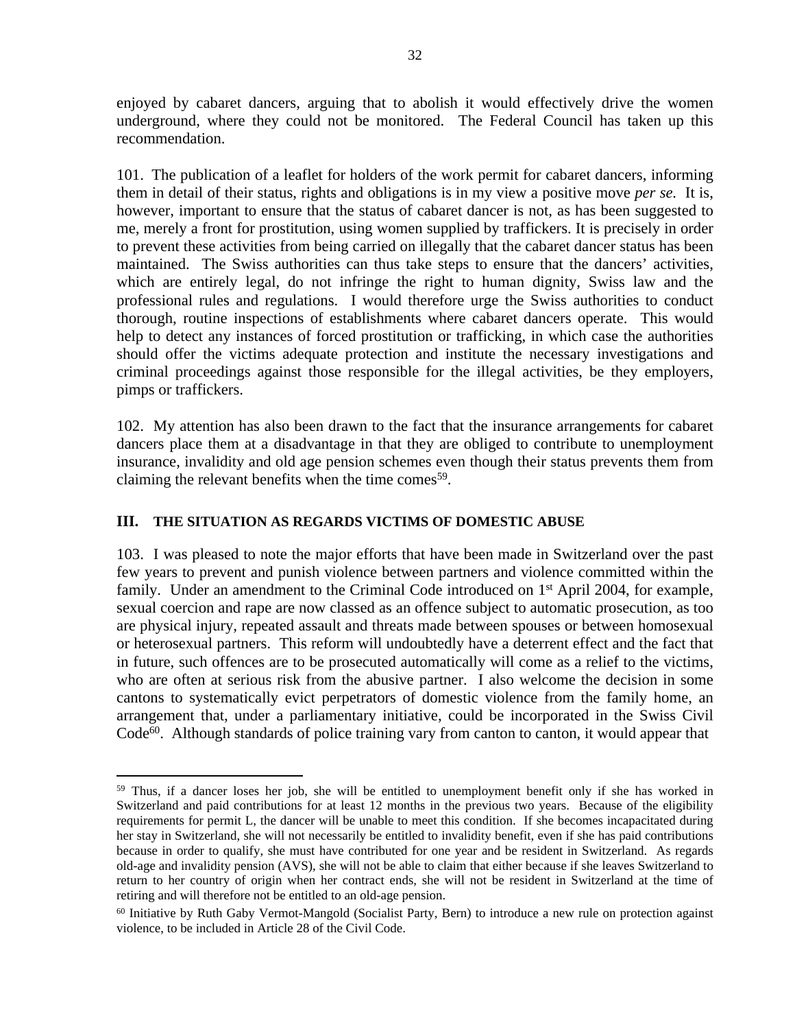enjoyed by cabaret dancers, arguing that to abolish it would effectively drive the women underground, where they could not be monitored. The Federal Council has taken up this recommendation.

101. The publication of a leaflet for holders of the work permit for cabaret dancers, informing them in detail of their status, rights and obligations is in my view a positive move *per se*. It is, however, important to ensure that the status of cabaret dancer is not, as has been suggested to me, merely a front for prostitution, using women supplied by traffickers. It is precisely in order to prevent these activities from being carried on illegally that the cabaret dancer status has been maintained. The Swiss authorities can thus take steps to ensure that the dancers' activities, which are entirely legal, do not infringe the right to human dignity, Swiss law and the professional rules and regulations. I would therefore urge the Swiss authorities to conduct thorough, routine inspections of establishments where cabaret dancers operate. This would help to detect any instances of forced prostitution or trafficking, in which case the authorities should offer the victims adequate protection and institute the necessary investigations and criminal proceedings against those responsible for the illegal activities, be they employers, pimps or traffickers.

102. My attention has also been drawn to the fact that the insurance arrangements for cabaret dancers place them at a disadvantage in that they are obliged to contribute to unemployment insurance, invalidity and old age pension schemes even though their status prevents them from claiming the relevant benefits when the time comes[59].

## III. THE SITUATION AS REGARDS VICTIMS OF DOMESTIC ABUSE

103. I was pleased to note the major efforts that have been made in Switzerland over the past few years to prevent and punish violence between partners and violence committed within the family. Under an amendment to the Criminal Code introduced on 1st April 2004, for example, sexual coercion and rape are now classed as an offence subject to automatic prosecution, as too are physical injury, repeated assault and threats made between spouses or between homosexual or heterosexual partners. This reform will undoubtedly have a deterrent effect and the fact that in future, such offences are to be prosecuted automatically will come as a relief to the victims, who are often at serious risk from the abusive partner. I also welcome the decision in some cantons to systematically evict perpetrators of domestic violence from the family home, an arrangement that, under a parliamentary initiative, could be incorporated in the Swiss Civil Code[60]. Although standards of police training vary from canton to canton, it would appear that

---

[59] Thus, if a dancer loses her job, she will be entitled to unemployment benefit only if she has worked in Switzerland and paid contributions for at least 12 months in the previous two years. Because of the eligibility requirements for permit L, the dancer will be unable to meet this condition. If she becomes incapacitated during her stay in Switzerland, she will not necessarily be entitled to invalidity benefit, even if she has paid contributions because in order to qualify, she must have contributed for one year and be resident in Switzerland. As regards old-age and invalidity pension (AVS), she will not be able to claim that either because if she leaves Switzerland to return to her country of origin when her contract ends, she will not be resident in Switzerland at the time of retiring and will therefore not be entitled to an old-age pension.

[60] Initiative by Ruth Gaby Vermot-Mangold (Socialist Party, Bern) to introduce a new rule on protection against violence, to be included in Article 28 of the Civil Code.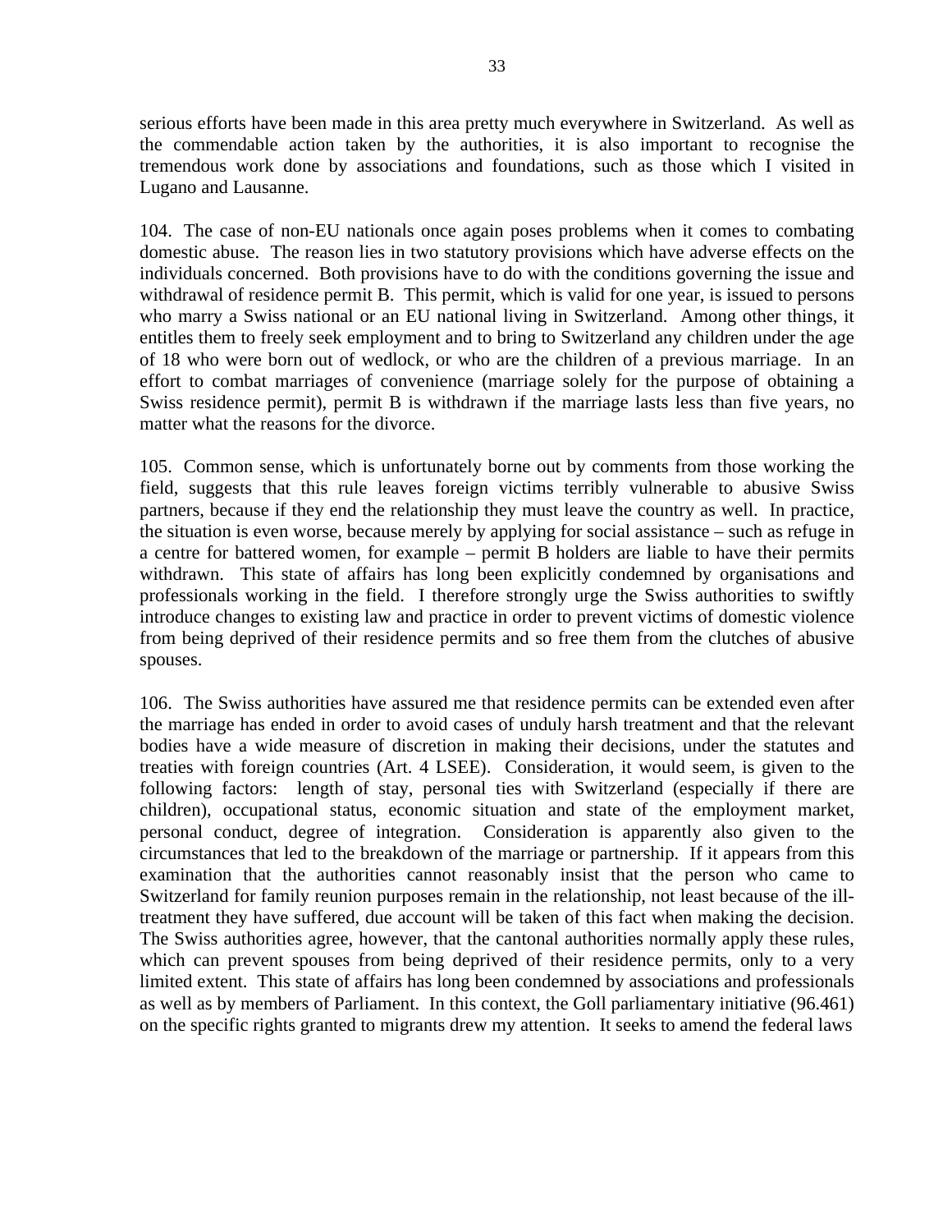serious efforts have been made in this area pretty much everywhere in Switzerland. As well as the commendable action taken by the authorities, it is also important to recognise the tremendous work done by associations and foundations, such as those which I visited in Lugano and Lausanne.

104. The case of non-EU nationals once again poses problems when it comes to combating domestic abuse. The reason lies in two statutory provisions which have adverse effects on the individuals concerned. Both provisions have to do with the conditions governing the issue and withdrawal of residence permit B. This permit, which is valid for one year, is issued to persons who marry a Swiss national or an EU national living in Switzerland. Among other things, it entitles them to freely seek employment and to bring to Switzerland any children under the age of 18 who were born out of wedlock, or who are the children of a previous marriage. In an effort to combat marriages of convenience (marriage solely for the purpose of obtaining a Swiss residence permit), permit B is withdrawn if the marriage lasts less than five years, no matter what the reasons for the divorce.

105. Common sense, which is unfortunately borne out by comments from those working the field, suggests that this rule leaves foreign victims terribly vulnerable to abusive Swiss partners, because if they end the relationship they must leave the country as well. In practice, the situation is even worse, because merely by applying for social assistance – such as refuge in a centre for battered women, for example – permit B holders are liable to have their permits withdrawn. This state of affairs has long been explicitly condemned by organisations and professionals working in the field. I therefore strongly urge the Swiss authorities to swiftly introduce changes to existing law and practice in order to prevent victims of domestic violence from being deprived of their residence permits and so free them from the clutches of abusive spouses.

106. The Swiss authorities have assured me that residence permits can be extended even after the marriage has ended in order to avoid cases of unduly harsh treatment and that the relevant bodies have a wide measure of discretion in making their decisions, under the statutes and treaties with foreign countries (Art. 4 LSEE). Consideration, it would seem, is given to the following factors: length of stay, personal ties with Switzerland (especially if there are children), occupational status, economic situation and state of the employment market, personal conduct, degree of integration. Consideration is apparently also given to the circumstances that led to the breakdown of the marriage or partnership. If it appears from this examination that the authorities cannot reasonably insist that the person who came to Switzerland for family reunion purposes remain in the relationship, not least because of the ill-treatment they have suffered, due account will be taken of this fact when making the decision. The Swiss authorities agree, however, that the cantonal authorities normally apply these rules, which can prevent spouses from being deprived of their residence permits, only to a very limited extent. This state of affairs has long been condemned by associations and professionals as well as by members of Parliament. In this context, the Goll parliamentary initiative (96.461) on the specific rights granted to migrants drew my attention. It seeks to amend the federal laws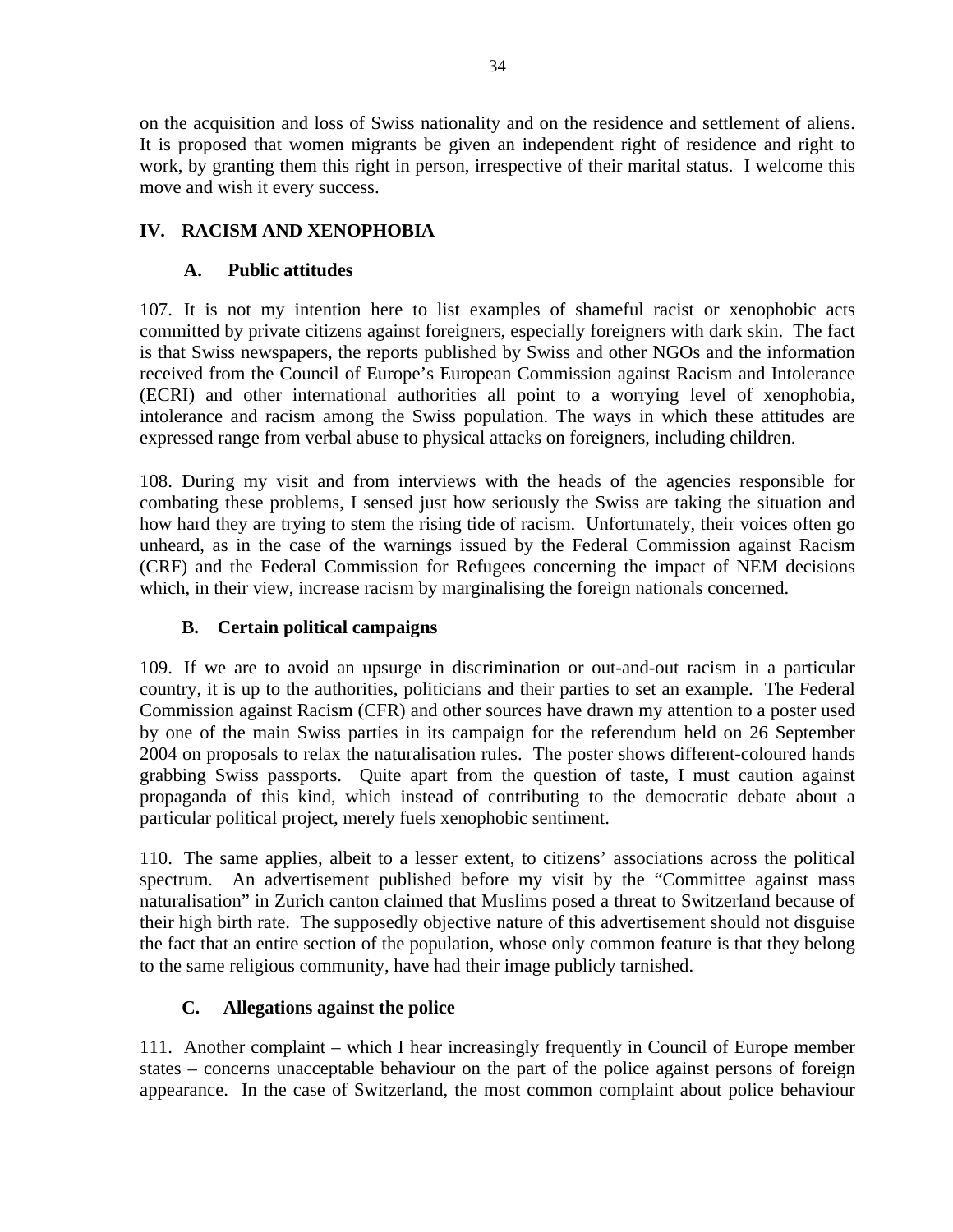on the acquisition and loss of Swiss nationality and on the residence and settlement of aliens. It is proposed that women migrants be given an independent right of residence and right to work, by granting them this right in person, irrespective of their marital status. I welcome this move and wish it every success.

## IV. RACISM AND XENOPHOBIA

### A. Public attitudes

107. It is not my intention here to list examples of shameful racist or xenophobic acts committed by private citizens against foreigners, especially foreigners with dark skin. The fact is that Swiss newspapers, the reports published by Swiss and other NGOs and the information received from the Council of Europe's European Commission against Racism and Intolerance (ECRI) and other international authorities all point to a worrying level of xenophobia, intolerance and racism among the Swiss population. The ways in which these attitudes are expressed range from verbal abuse to physical attacks on foreigners, including children.

108. During my visit and from interviews with the heads of the agencies responsible for combating these problems, I sensed just how seriously the Swiss are taking the situation and how hard they are trying to stem the rising tide of racism. Unfortunately, their voices often go unheard, as in the case of the warnings issued by the Federal Commission against Racism (CRF) and the Federal Commission for Refugees concerning the impact of NEM decisions which, in their view, increase racism by marginalising the foreign nationals concerned.

### B. Certain political campaigns

109. If we are to avoid an upsurge in discrimination or out-and-out racism in a particular country, it is up to the authorities, politicians and their parties to set an example. The Federal Commission against Racism (CFR) and other sources have drawn my attention to a poster used by one of the main Swiss parties in its campaign for the referendum held on 26 September 2004 on proposals to relax the naturalisation rules. The poster shows different-coloured hands grabbing Swiss passports. Quite apart from the question of taste, I must caution against propaganda of this kind, which instead of contributing to the democratic debate about a particular political project, merely fuels xenophobic sentiment.

110. The same applies, albeit to a lesser extent, to citizens' associations across the political spectrum. An advertisement published before my visit by the "Committee against mass naturalisation" in Zurich canton claimed that Muslims posed a threat to Switzerland because of their high birth rate. The supposedly objective nature of this advertisement should not disguise the fact that an entire section of the population, whose only common feature is that they belong to the same religious community, have had their image publicly tarnished.

### C. Allegations against the police

111. Another complaint – which I hear increasingly frequently in Council of Europe member states – concerns unacceptable behaviour on the part of the police against persons of foreign appearance. In the case of Switzerland, the most common complaint about police behaviour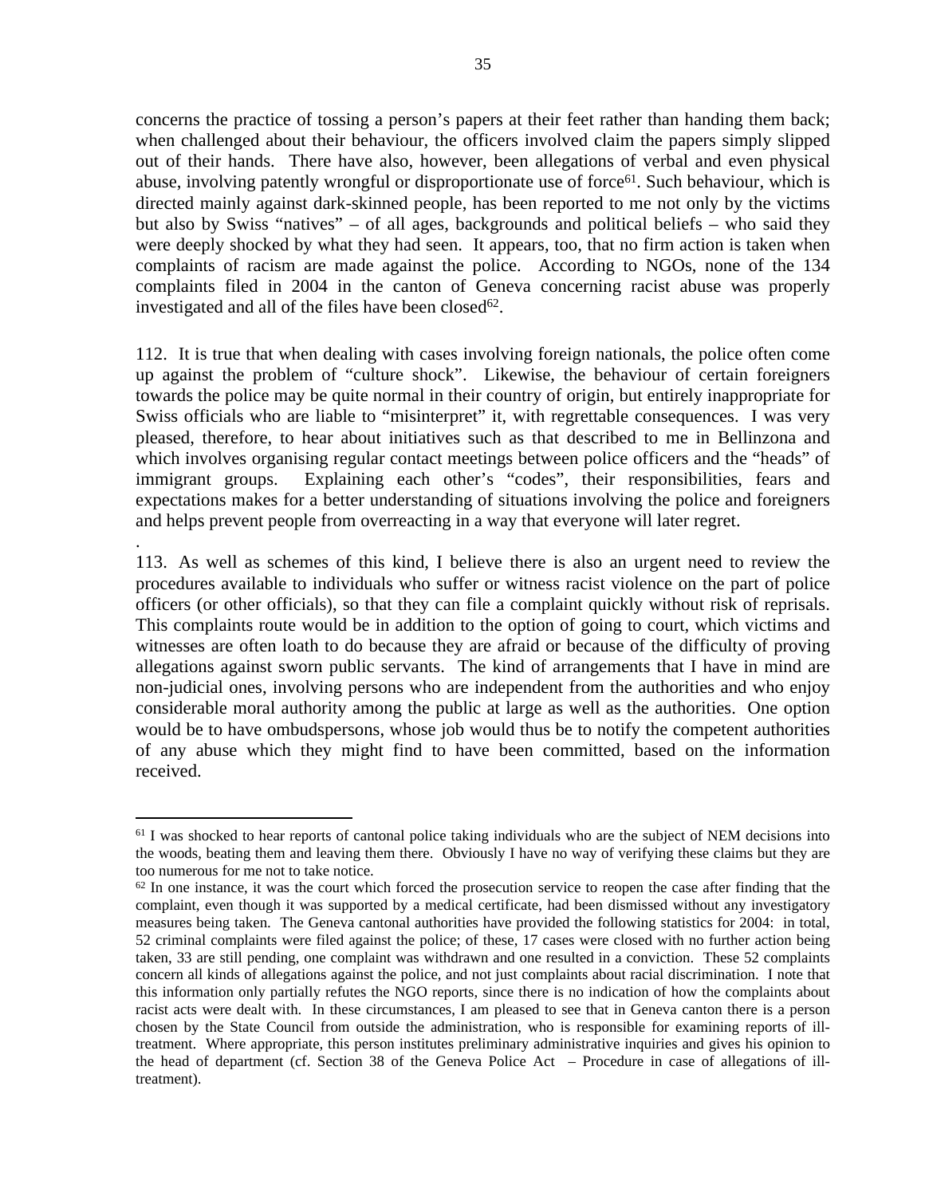concerns the practice of tossing a person's papers at their feet rather than handing them back; when challenged about their behaviour, the officers involved claim the papers simply slipped out of their hands. There have also, however, been allegations of verbal and even physical abuse, involving patently wrongful or disproportionate use of force[61]. Such behaviour, which is directed mainly against dark-skinned people, has been reported to me not only by the victims but also by Swiss "natives" – of all ages, backgrounds and political beliefs – who said they were deeply shocked by what they had seen. It appears, too, that no firm action is taken when complaints of racism are made against the police. According to NGOs, none of the 134 complaints filed in 2004 in the canton of Geneva concerning racist abuse was properly investigated and all of the files have been closed[62].

112. It is true that when dealing with cases involving foreign nationals, the police often come up against the problem of "culture shock". Likewise, the behaviour of certain foreigners towards the police may be quite normal in their country of origin, but entirely inappropriate for Swiss officials who are liable to "misinterpret" it, with regrettable consequences. I was very pleased, therefore, to hear about initiatives such as that described to me in Bellinzona and which involves organising regular contact meetings between police officers and the "heads" of immigrant groups. Explaining each other's "codes", their responsibilities, fears and expectations makes for a better understanding of situations involving the police and foreigners and helps prevent people from overreacting in a way that everyone will later regret.

113. As well as schemes of this kind, I believe there is also an urgent need to review the procedures available to individuals who suffer or witness racist violence on the part of police officers (or other officials), so that they can file a complaint quickly without risk of reprisals. This complaints route would be in addition to the option of going to court, which victims and witnesses are often loath to do because they are afraid or because of the difficulty of proving allegations against sworn public servants. The kind of arrangements that I have in mind are non-judicial ones, involving persons who are independent from the authorities and who enjoy considerable moral authority among the public at large as well as the authorities. One option would be to have ombudspersons, whose job would thus be to notify the competent authorities of any abuse which they might find to have been committed, based on the information received.

---

[61] I was shocked to hear reports of cantonal police taking individuals who are the subject of NEM decisions into the woods, beating them and leaving them there. Obviously I have no way of verifying these claims but they are too numerous for me not to take notice.

[62] In one instance, it was the court which forced the prosecution service to reopen the case after finding that the complaint, even though it was supported by a medical certificate, had been dismissed without any investigatory measures being taken. The Geneva cantonal authorities have provided the following statistics for 2004: in total, 52 criminal complaints were filed against the police; of these, 17 cases were closed with no further action being taken, 33 are still pending, one complaint was withdrawn and one resulted in a conviction. These 52 complaints concern all kinds of allegations against the police, and not just complaints about racial discrimination. I note that this information only partially refutes the NGO reports, since there is no indication of how the complaints about racist acts were dealt with. In these circumstances, I am pleased to see that in Geneva canton there is a person chosen by the State Council from outside the administration, who is responsible for examining reports of ill-treatment. Where appropriate, this person institutes preliminary administrative inquiries and gives his opinion to the head of department (cf. Section 38 of the Geneva Police Act – Procedure in case of allegations of ill-treatment).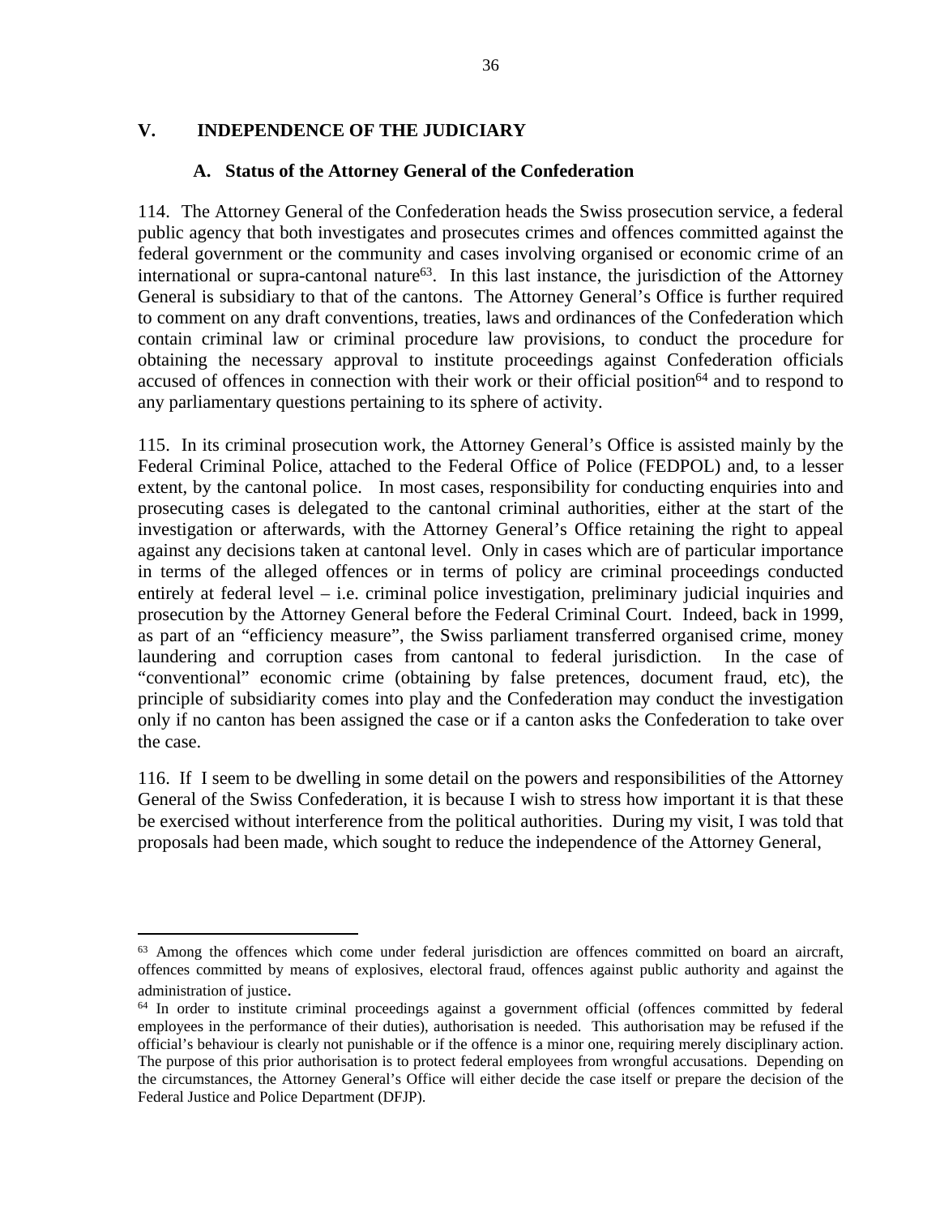## V. INDEPENDENCE OF THE JUDICIARY

### A. Status of the Attorney General of the Confederation

114. The Attorney General of the Confederation heads the Swiss prosecution service, a federal public agency that both investigates and prosecutes crimes and offences committed against the federal government or the community and cases involving organised or economic crime of an international or supra-cantonal nature[63]. In this last instance, the jurisdiction of the Attorney General is subsidiary to that of the cantons. The Attorney General's Office is further required to comment on any draft conventions, treaties, laws and ordinances of the Confederation which contain criminal law or criminal procedure law provisions, to conduct the procedure for obtaining the necessary approval to institute proceedings against Confederation officials accused of offences in connection with their work or their official position[64] and to respond to any parliamentary questions pertaining to its sphere of activity.

115. In its criminal prosecution work, the Attorney General's Office is assisted mainly by the Federal Criminal Police, attached to the Federal Office of Police (FEDPOL) and, to a lesser extent, by the cantonal police. In most cases, responsibility for conducting enquiries into and prosecuting cases is delegated to the cantonal criminal authorities, either at the start of the investigation or afterwards, with the Attorney General's Office retaining the right to appeal against any decisions taken at cantonal level. Only in cases which are of particular importance in terms of the alleged offences or in terms of policy are criminal proceedings conducted entirely at federal level – i.e. criminal police investigation, preliminary judicial inquiries and prosecution by the Attorney General before the Federal Criminal Court. Indeed, back in 1999, as part of an "efficiency measure", the Swiss parliament transferred organised crime, money laundering and corruption cases from cantonal to federal jurisdiction. In the case of "conventional" economic crime (obtaining by false pretences, document fraud, etc), the principle of subsidiarity comes into play and the Confederation may conduct the investigation only if no canton has been assigned the case or if a canton asks the Confederation to take over the case.

116. If I seem to be dwelling in some detail on the powers and responsibilities of the Attorney General of the Swiss Confederation, it is because I wish to stress how important it is that these be exercised without interference from the political authorities. During my visit, I was told that proposals had been made, which sought to reduce the independence of the Attorney General,

---

[63] Among the offences which come under federal jurisdiction are offences committed on board an aircraft, offences committed by means of explosives, electoral fraud, offences against public authority and against the administration of justice.

[64] In order to institute criminal proceedings against a government official (offences committed by federal employees in the performance of their duties), authorisation is needed. This authorisation may be refused if the official's behaviour is clearly not punishable or if the offence is a minor one, requiring merely disciplinary action. The purpose of this prior authorisation is to protect federal employees from wrongful accusations. Depending on the circumstances, the Attorney General's Office will either decide the case itself or prepare the decision of the Federal Justice and Police Department (DFJP).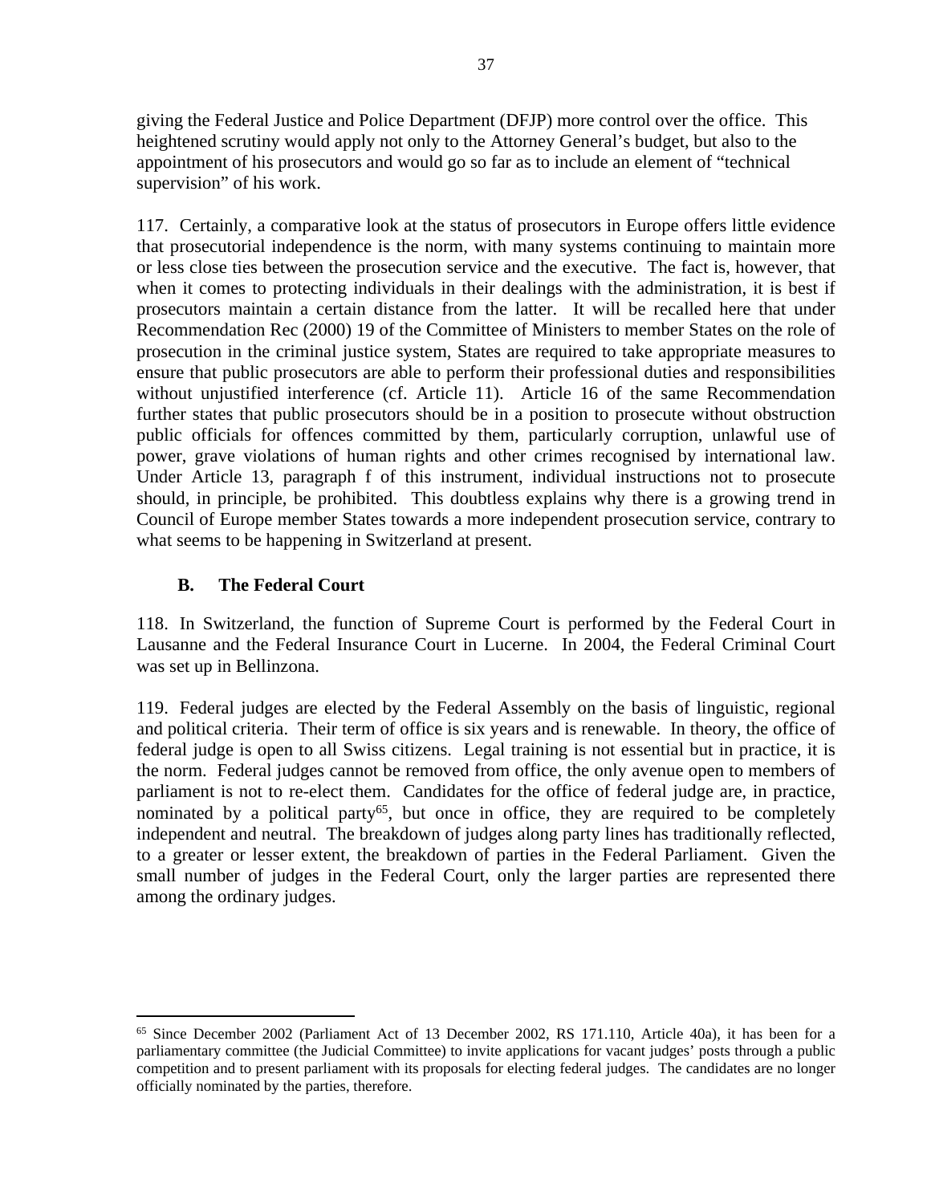giving the Federal Justice and Police Department (DFJP) more control over the office. This heightened scrutiny would apply not only to the Attorney General's budget, but also to the appointment of his prosecutors and would go so far as to include an element of "technical supervision" of his work.

117. Certainly, a comparative look at the status of prosecutors in Europe offers little evidence that prosecutorial independence is the norm, with many systems continuing to maintain more or less close ties between the prosecution service and the executive. The fact is, however, that when it comes to protecting individuals in their dealings with the administration, it is best if prosecutors maintain a certain distance from the latter. It will be recalled here that under Recommendation Rec (2000) 19 of the Committee of Ministers to member States on the role of prosecution in the criminal justice system, States are required to take appropriate measures to ensure that public prosecutors are able to perform their professional duties and responsibilities without unjustified interference (cf. Article 11). Article 16 of the same Recommendation further states that public prosecutors should be in a position to prosecute without obstruction public officials for offences committed by them, particularly corruption, unlawful use of power, grave violations of human rights and other crimes recognised by international law. Under Article 13, paragraph f of this instrument, individual instructions not to prosecute should, in principle, be prohibited. This doubtless explains why there is a growing trend in Council of Europe member States towards a more independent prosecution service, contrary to what seems to be happening in Switzerland at present.

### B. The Federal Court

118. In Switzerland, the function of Supreme Court is performed by the Federal Court in Lausanne and the Federal Insurance Court in Lucerne. In 2004, the Federal Criminal Court was set up in Bellinzona.

119. Federal judges are elected by the Federal Assembly on the basis of linguistic, regional and political criteria. Their term of office is six years and is renewable. In theory, the office of federal judge is open to all Swiss citizens. Legal training is not essential but in practice, it is the norm. Federal judges cannot be removed from office, the only avenue open to members of parliament is not to re-elect them. Candidates for the office of federal judge are, in practice, nominated by a political party[65], but once in office, they are required to be completely independent and neutral. The breakdown of judges along party lines has traditionally reflected, to a greater or lesser extent, the breakdown of parties in the Federal Parliament. Given the small number of judges in the Federal Court, only the larger parties are represented there among the ordinary judges.

---

[65] Since December 2002 (Parliament Act of 13 December 2002, RS 171.110, Article 40a), it has been for a parliamentary committee (the Judicial Committee) to invite applications for vacant judges' posts through a public competition and to present parliament with its proposals for electing federal judges. The candidates are no longer officially nominated by the parties, therefore.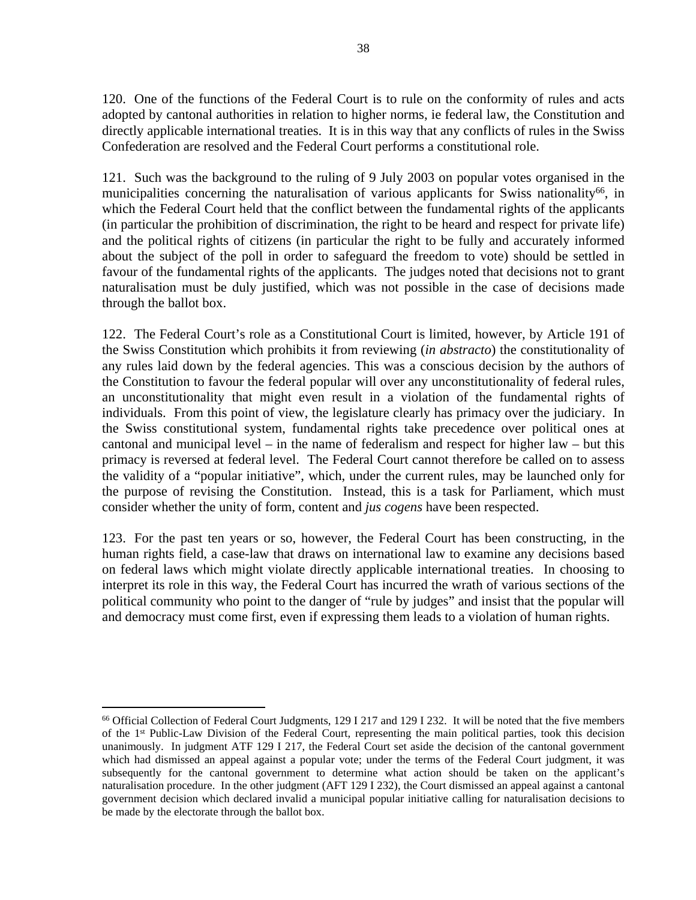120. One of the functions of the Federal Court is to rule on the conformity of rules and acts adopted by cantonal authorities in relation to higher norms, ie federal law, the Constitution and directly applicable international treaties. It is in this way that any conflicts of rules in the Swiss Confederation are resolved and the Federal Court performs a constitutional role.

121. Such was the background to the ruling of 9 July 2003 on popular votes organised in the municipalities concerning the naturalisation of various applicants for Swiss nationality[66], in which the Federal Court held that the conflict between the fundamental rights of the applicants (in particular the prohibition of discrimination, the right to be heard and respect for private life) and the political rights of citizens (in particular the right to be fully and accurately informed about the subject of the poll in order to safeguard the freedom to vote) should be settled in favour of the fundamental rights of the applicants. The judges noted that decisions not to grant naturalisation must be duly justified, which was not possible in the case of decisions made through the ballot box.

122. The Federal Court's role as a Constitutional Court is limited, however, by Article 191 of the Swiss Constitution which prohibits it from reviewing (*in abstracto*) the constitutionality of any rules laid down by the federal agencies. This was a conscious decision by the authors of the Constitution to favour the federal popular will over any unconstitutionality of federal rules, an unconstitutionality that might even result in a violation of the fundamental rights of individuals. From this point of view, the legislature clearly has primacy over the judiciary. In the Swiss constitutional system, fundamental rights take precedence over political ones at cantonal and municipal level – in the name of federalism and respect for higher law – but this primacy is reversed at federal level. The Federal Court cannot therefore be called on to assess the validity of a "popular initiative", which, under the current rules, may be launched only for the purpose of revising the Constitution. Instead, this is a task for Parliament, which must consider whether the unity of form, content and *jus cogens* have been respected.

123. For the past ten years or so, however, the Federal Court has been constructing, in the human rights field, a case-law that draws on international law to examine any decisions based on federal laws which might violate directly applicable international treaties. In choosing to interpret its role in this way, the Federal Court has incurred the wrath of various sections of the political community who point to the danger of "rule by judges" and insist that the popular will and democracy must come first, even if expressing them leads to a violation of human rights.

---

[66] Official Collection of Federal Court Judgments, 129 I 217 and 129 I 232. It will be noted that the five members of the 1st Public-Law Division of the Federal Court, representing the main political parties, took this decision unanimously. In judgment ATF 129 I 217, the Federal Court set aside the decision of the cantonal government which had dismissed an appeal against a popular vote; under the terms of the Federal Court judgment, it was subsequently for the cantonal government to determine what action should be taken on the applicant's naturalisation procedure. In the other judgment (AFT 129 I 232), the Court dismissed an appeal against a cantonal government decision which declared invalid a municipal popular initiative calling for naturalisation decisions to be made by the electorate through the ballot box.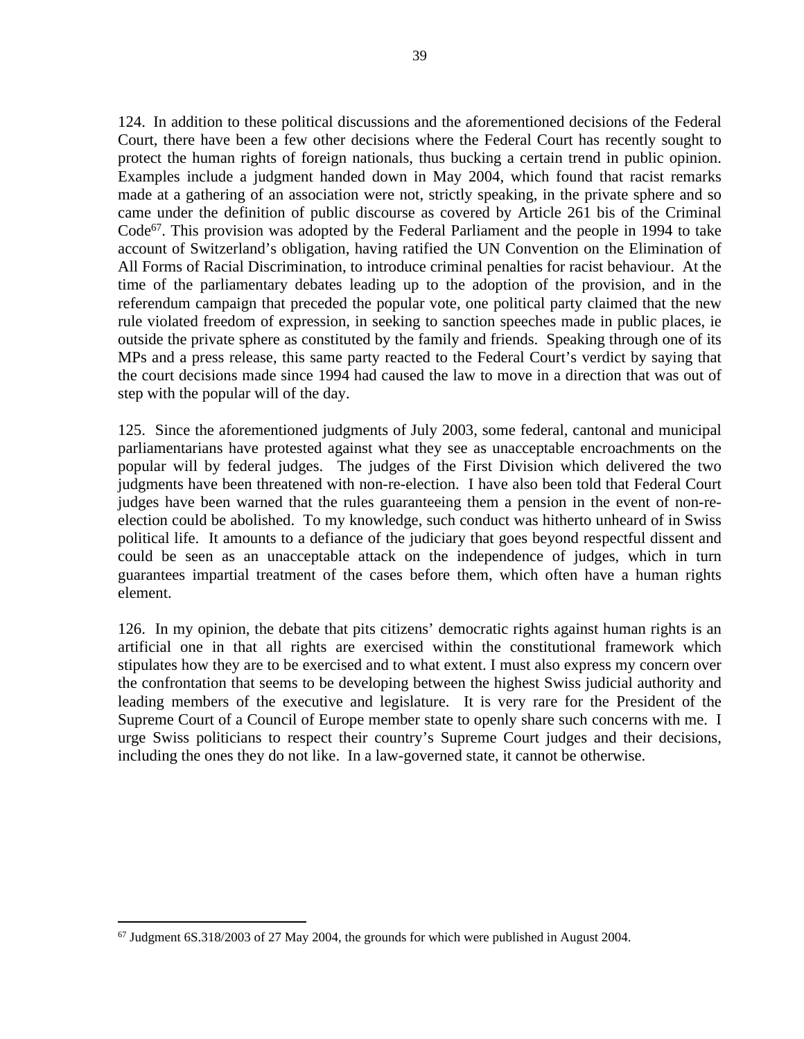124. In addition to these political discussions and the aforementioned decisions of the Federal Court, there have been a few other decisions where the Federal Court has recently sought to protect the human rights of foreign nationals, thus bucking a certain trend in public opinion. Examples include a judgment handed down in May 2004, which found that racist remarks made at a gathering of an association were not, strictly speaking, in the private sphere and so came under the definition of public discourse as covered by Article 261 bis of the Criminal Code[67]. This provision was adopted by the Federal Parliament and the people in 1994 to take account of Switzerland's obligation, having ratified the UN Convention on the Elimination of All Forms of Racial Discrimination, to introduce criminal penalties for racist behaviour. At the time of the parliamentary debates leading up to the adoption of the provision, and in the referendum campaign that preceded the popular vote, one political party claimed that the new rule violated freedom of expression, in seeking to sanction speeches made in public places, ie outside the private sphere as constituted by the family and friends. Speaking through one of its MPs and a press release, this same party reacted to the Federal Court's verdict by saying that the court decisions made since 1994 had caused the law to move in a direction that was out of step with the popular will of the day.

125. Since the aforementioned judgments of July 2003, some federal, cantonal and municipal parliamentarians have protested against what they see as unacceptable encroachments on the popular will by federal judges. The judges of the First Division which delivered the two judgments have been threatened with non-re-election. I have also been told that Federal Court judges have been warned that the rules guaranteeing them a pension in the event of non-re-election could be abolished. To my knowledge, such conduct was hitherto unheard of in Swiss political life. It amounts to a defiance of the judiciary that goes beyond respectful dissent and could be seen as an unacceptable attack on the independence of judges, which in turn guarantees impartial treatment of the cases before them, which often have a human rights element.

126. In my opinion, the debate that pits citizens' democratic rights against human rights is an artificial one in that all rights are exercised within the constitutional framework which stipulates how they are to be exercised and to what extent. I must also express my concern over the confrontation that seems to be developing between the highest Swiss judicial authority and leading members of the executive and legislature. It is very rare for the President of the Supreme Court of a Council of Europe member state to openly share such concerns with me. I urge Swiss politicians to respect their country's Supreme Court judges and their decisions, including the ones they do not like. In a law-governed state, it cannot be otherwise.

---

[67] Judgment 6S.318/2003 of 27 May 2004, the grounds for which were published in August 2004.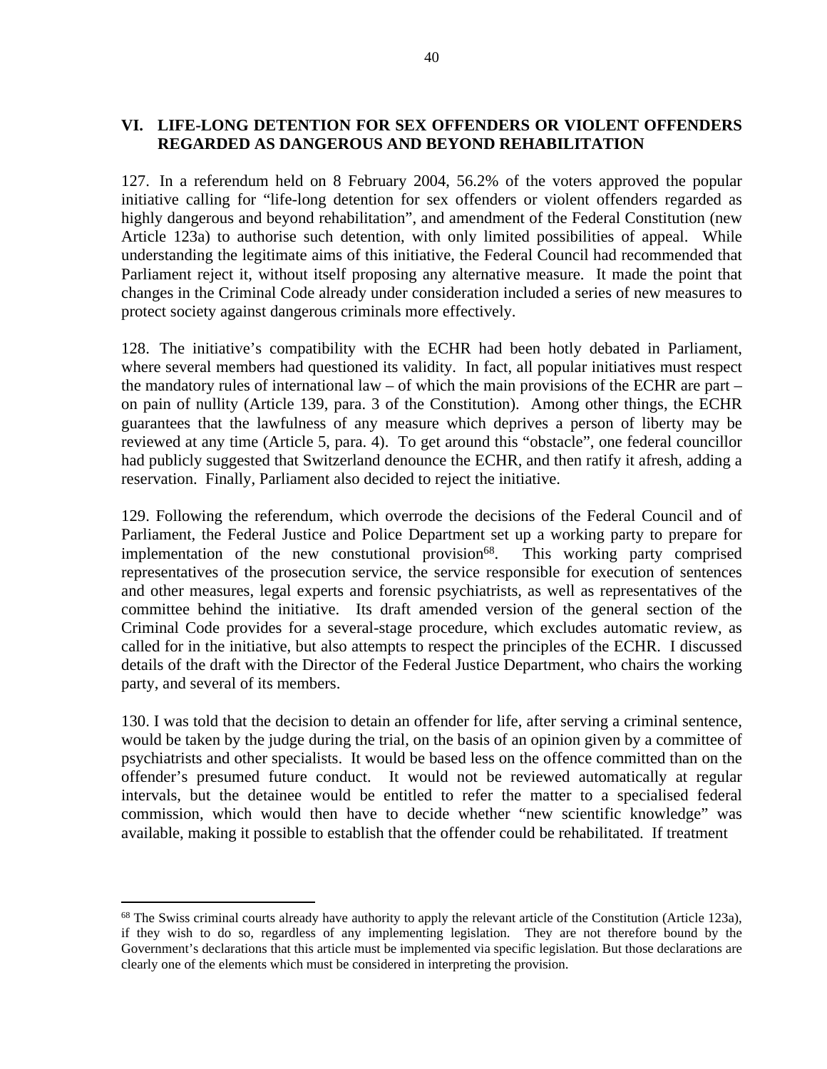## VI. LIFE-LONG DETENTION FOR SEX OFFENDERS OR VIOLENT OFFENDERS REGARDED AS DANGEROUS AND BEYOND REHABILITATION

127. In a referendum held on 8 February 2004, 56.2% of the voters approved the popular initiative calling for "life-long detention for sex offenders or violent offenders regarded as highly dangerous and beyond rehabilitation", and amendment of the Federal Constitution (new Article 123a) to authorise such detention, with only limited possibilities of appeal. While understanding the legitimate aims of this initiative, the Federal Council had recommended that Parliament reject it, without itself proposing any alternative measure. It made the point that changes in the Criminal Code already under consideration included a series of new measures to protect society against dangerous criminals more effectively.

128. The initiative's compatibility with the ECHR had been hotly debated in Parliament, where several members had questioned its validity. In fact, all popular initiatives must respect the mandatory rules of international law – of which the main provisions of the ECHR are part – on pain of nullity (Article 139, para. 3 of the Constitution). Among other things, the ECHR guarantees that the lawfulness of any measure which deprives a person of liberty may be reviewed at any time (Article 5, para. 4). To get around this "obstacle", one federal councillor had publicly suggested that Switzerland denounce the ECHR, and then ratify it afresh, adding a reservation. Finally, Parliament also decided to reject the initiative.

129. Following the referendum, which overrode the decisions of the Federal Council and of Parliament, the Federal Justice and Police Department set up a working party to prepare for implementation of the new constutional provision[68]. This working party comprised representatives of the prosecution service, the service responsible for execution of sentences and other measures, legal experts and forensic psychiatrists, as well as representatives of the committee behind the initiative. Its draft amended version of the general section of the Criminal Code provides for a several-stage procedure, which excludes automatic review, as called for in the initiative, but also attempts to respect the principles of the ECHR. I discussed details of the draft with the Director of the Federal Justice Department, who chairs the working party, and several of its members.

130. I was told that the decision to detain an offender for life, after serving a criminal sentence, would be taken by the judge during the trial, on the basis of an opinion given by a committee of psychiatrists and other specialists. It would be based less on the offence committed than on the offender's presumed future conduct. It would not be reviewed automatically at regular intervals, but the detainee would be entitled to refer the matter to a specialised federal commission, which would then have to decide whether "new scientific knowledge" was available, making it possible to establish that the offender could be rehabilitated. If treatment

[68] The Swiss criminal courts already have authority to apply the relevant article of the Constitution (Article 123a), if they wish to do so, regardless of any implementing legislation. They are not therefore bound by the Government's declarations that this article must be implemented via specific legislation. But those declarations are clearly one of the elements which must be considered in interpreting the provision.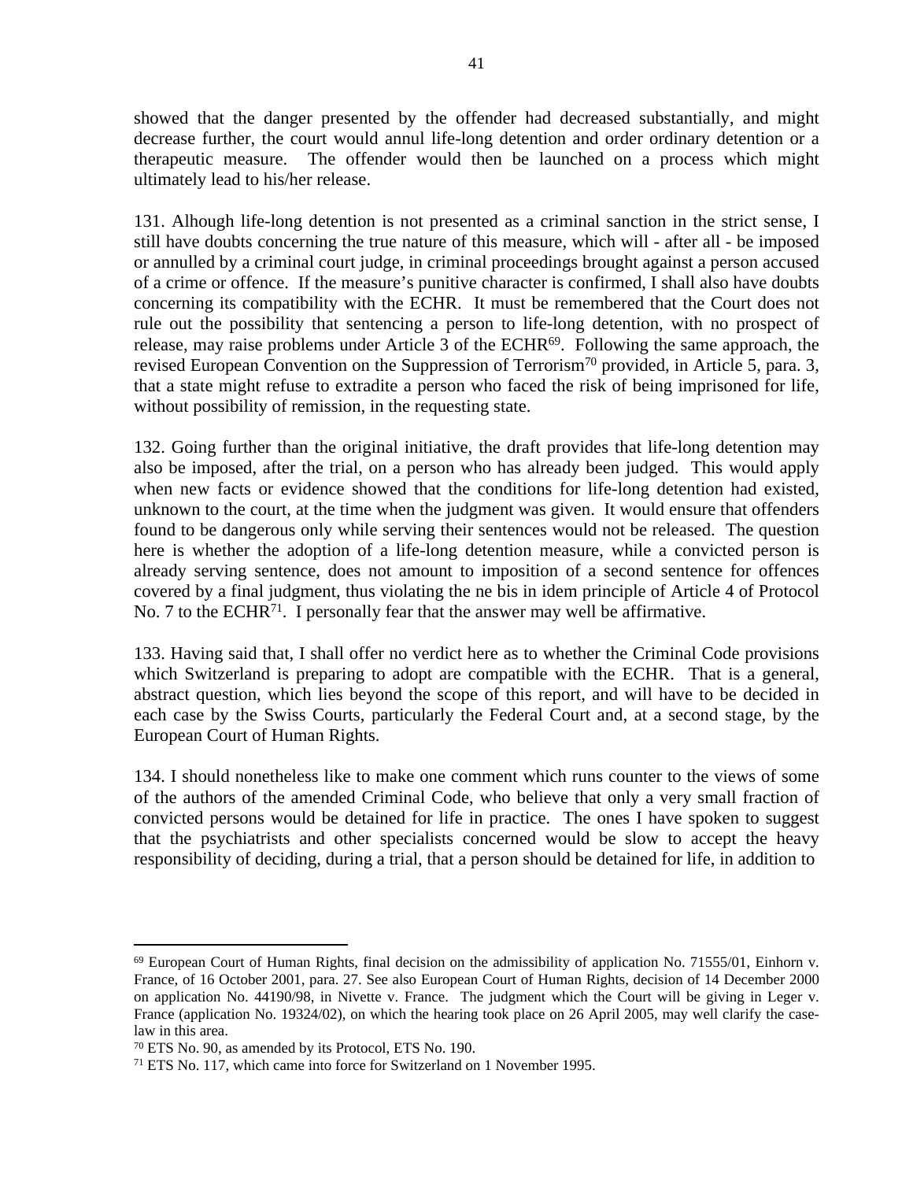showed that the danger presented by the offender had decreased substantially, and might decrease further, the court would annul life-long detention and order ordinary detention or a therapeutic measure. The offender would then be launched on a process which might ultimately lead to his/her release.

131. Alhough life-long detention is not presented as a criminal sanction in the strict sense, I still have doubts concerning the true nature of this measure, which will - after all - be imposed or annulled by a criminal court judge, in criminal proceedings brought against a person accused of a crime or offence. If the measure's punitive character is confirmed, I shall also have doubts concerning its compatibility with the ECHR. It must be remembered that the Court does not rule out the possibility that sentencing a person to life-long detention, with no prospect of release, may raise problems under Article 3 of the ECHR[69]. Following the same approach, the revised European Convention on the Suppression of Terrorism[70] provided, in Article 5, para. 3, that a state might refuse to extradite a person who faced the risk of being imprisoned for life, without possibility of remission, in the requesting state.

132. Going further than the original initiative, the draft provides that life-long detention may also be imposed, after the trial, on a person who has already been judged. This would apply when new facts or evidence showed that the conditions for life-long detention had existed, unknown to the court, at the time when the judgment was given. It would ensure that offenders found to be dangerous only while serving their sentences would not be released. The question here is whether the adoption of a life-long detention measure, while a convicted person is already serving sentence, does not amount to imposition of a second sentence for offences covered by a final judgment, thus violating the ne bis in idem principle of Article 4 of Protocol No. 7 to the ECHR[71]. I personally fear that the answer may well be affirmative.

133. Having said that, I shall offer no verdict here as to whether the Criminal Code provisions which Switzerland is preparing to adopt are compatible with the ECHR. That is a general, abstract question, which lies beyond the scope of this report, and will have to be decided in each case by the Swiss Courts, particularly the Federal Court and, at a second stage, by the European Court of Human Rights.

134. I should nonetheless like to make one comment which runs counter to the views of some of the authors of the amended Criminal Code, who believe that only a very small fraction of convicted persons would be detained for life in practice. The ones I have spoken to suggest that the psychiatrists and other specialists concerned would be slow to accept the heavy responsibility of deciding, during a trial, that a person should be detained for life, in addition to

---

[69] European Court of Human Rights, final decision on the admissibility of application No. 71555/01, Einhorn v. France, of 16 October 2001, para. 27. See also European Court of Human Rights, decision of 14 December 2000 on application No. 44190/98, in Nivette v. France. The judgment which the Court will be giving in Leger v. France (application No. 19324/02), on which the hearing took place on 26 April 2005, may well clarify the case-law in this area.

[70] ETS No. 90, as amended by its Protocol, ETS No. 190.

[71] ETS No. 117, which came into force for Switzerland on 1 November 1995.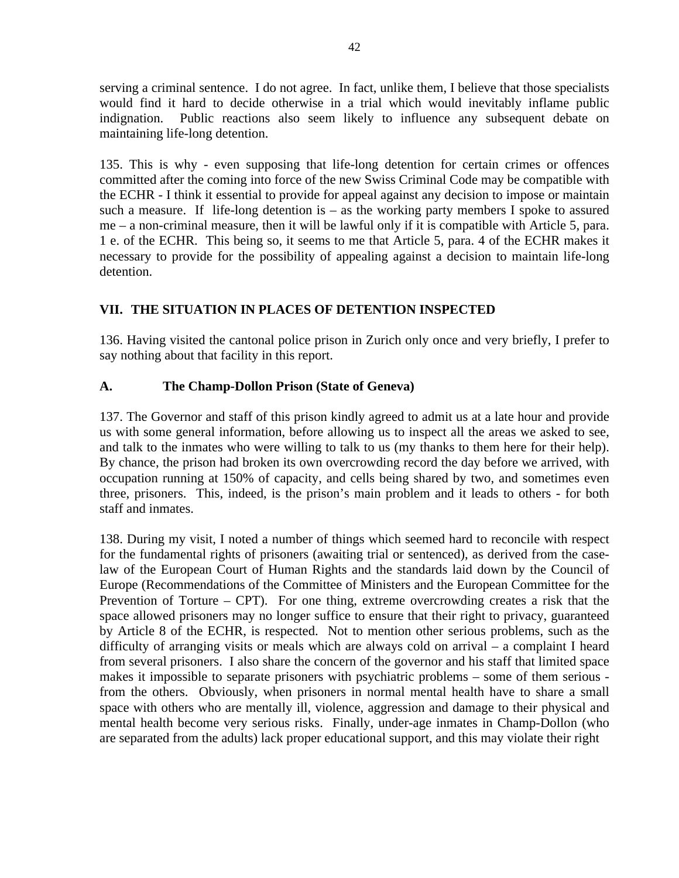serving a criminal sentence. I do not agree. In fact, unlike them, I believe that those specialists would find it hard to decide otherwise in a trial which would inevitably inflame public indignation. Public reactions also seem likely to influence any subsequent debate on maintaining life-long detention.

135. This is why - even supposing that life-long detention for certain crimes or offences committed after the coming into force of the new Swiss Criminal Code may be compatible with the ECHR - I think it essential to provide for appeal against any decision to impose or maintain such a measure. If life-long detention is – as the working party members I spoke to assured me – a non-criminal measure, then it will be lawful only if it is compatible with Article 5, para. 1 e. of the ECHR. This being so, it seems to me that Article 5, para. 4 of the ECHR makes it necessary to provide for the possibility of appealing against a decision to maintain life-long detention.

## VII. THE SITUATION IN PLACES OF DETENTION INSPECTED

136. Having visited the cantonal police prison in Zurich only once and very briefly, I prefer to say nothing about that facility in this report.

### A. The Champ-Dollon Prison (State of Geneva)

137. The Governor and staff of this prison kindly agreed to admit us at a late hour and provide us with some general information, before allowing us to inspect all the areas we asked to see, and talk to the inmates who were willing to talk to us (my thanks to them here for their help). By chance, the prison had broken its own overcrowding record the day before we arrived, with occupation running at 150% of capacity, and cells being shared by two, and sometimes even three, prisoners. This, indeed, is the prison's main problem and it leads to others - for both staff and inmates.

138. During my visit, I noted a number of things which seemed hard to reconcile with respect for the fundamental rights of prisoners (awaiting trial or sentenced), as derived from the case-law of the European Court of Human Rights and the standards laid down by the Council of Europe (Recommendations of the Committee of Ministers and the European Committee for the Prevention of Torture – CPT). For one thing, extreme overcrowding creates a risk that the space allowed prisoners may no longer suffice to ensure that their right to privacy, guaranteed by Article 8 of the ECHR, is respected. Not to mention other serious problems, such as the difficulty of arranging visits or meals which are always cold on arrival – a complaint I heard from several prisoners. I also share the concern of the governor and his staff that limited space makes it impossible to separate prisoners with psychiatric problems – some of them serious - from the others. Obviously, when prisoners in normal mental health have to share a small space with others who are mentally ill, violence, aggression and damage to their physical and mental health become very serious risks. Finally, under-age inmates in Champ-Dollon (who are separated from the adults) lack proper educational support, and this may violate their right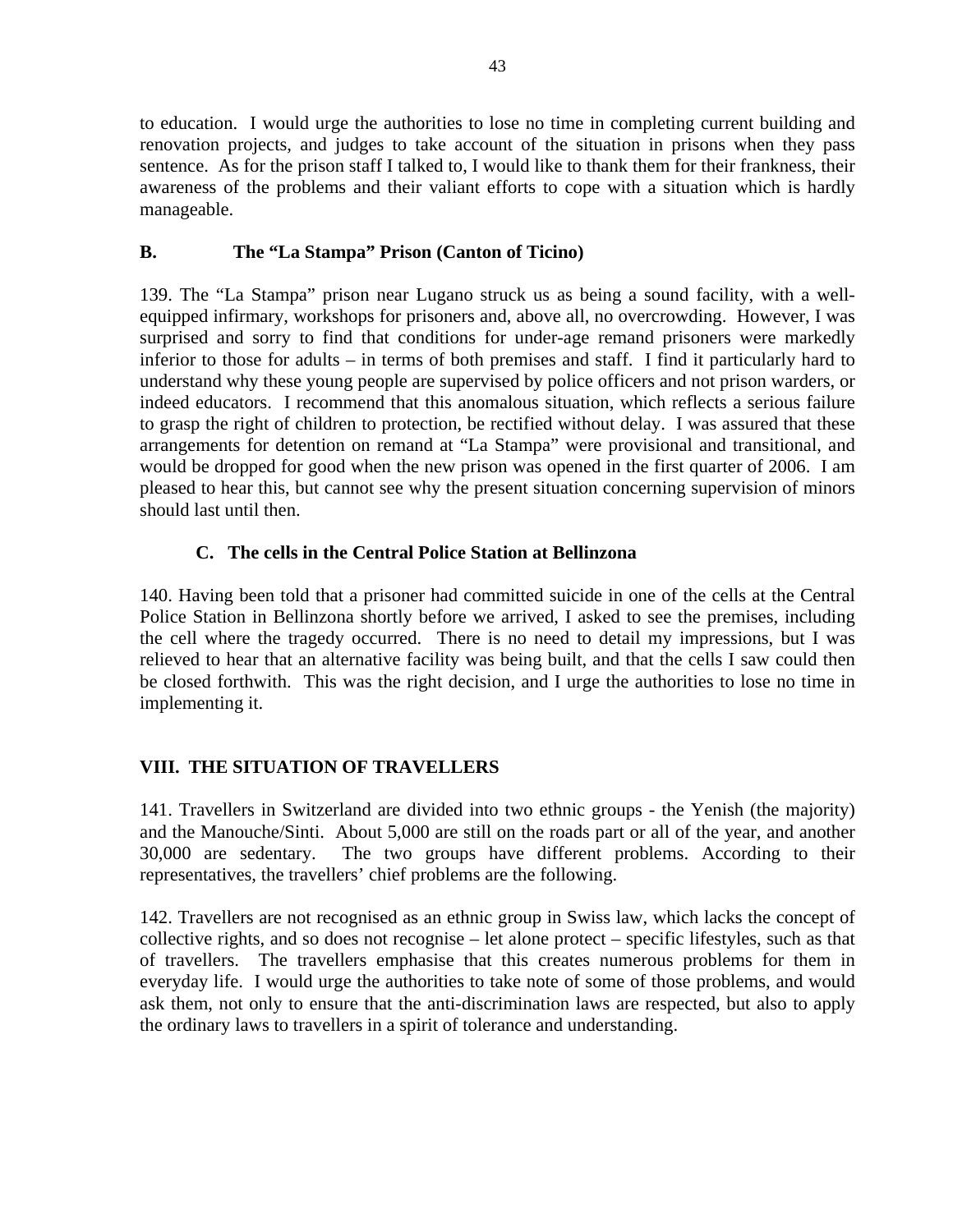to education. I would urge the authorities to lose no time in completing current building and renovation projects, and judges to take account of the situation in prisons when they pass sentence. As for the prison staff I talked to, I would like to thank them for their frankness, their awareness of the problems and their valiant efforts to cope with a situation which is hardly manageable.

### B. The "La Stampa" Prison (Canton of Ticino)

139. The "La Stampa" prison near Lugano struck us as being a sound facility, with a well-equipped infirmary, workshops for prisoners and, above all, no overcrowding. However, I was surprised and sorry to find that conditions for under-age remand prisoners were markedly inferior to those for adults – in terms of both premises and staff. I find it particularly hard to understand why these young people are supervised by police officers and not prison warders, or indeed educators. I recommend that this anomalous situation, which reflects a serious failure to grasp the right of children to protection, be rectified without delay. I was assured that these arrangements for detention on remand at "La Stampa" were provisional and transitional, and would be dropped for good when the new prison was opened in the first quarter of 2006. I am pleased to hear this, but cannot see why the present situation concerning supervision of minors should last until then.

### C. The cells in the Central Police Station at Bellinzona

140. Having been told that a prisoner had committed suicide in one of the cells at the Central Police Station in Bellinzona shortly before we arrived, I asked to see the premises, including the cell where the tragedy occurred. There is no need to detail my impressions, but I was relieved to hear that an alternative facility was being built, and that the cells I saw could then be closed forthwith. This was the right decision, and I urge the authorities to lose no time in implementing it.

## VIII. THE SITUATION OF TRAVELLERS

141. Travellers in Switzerland are divided into two ethnic groups - the Yenish (the majority) and the Manouche/Sinti. About 5,000 are still on the roads part or all of the year, and another 30,000 are sedentary. The two groups have different problems. According to their representatives, the travellers' chief problems are the following.

142. Travellers are not recognised as an ethnic group in Swiss law, which lacks the concept of collective rights, and so does not recognise – let alone protect – specific lifestyles, such as that of travellers. The travellers emphasise that this creates numerous problems for them in everyday life. I would urge the authorities to take note of some of those problems, and would ask them, not only to ensure that the anti-discrimination laws are respected, but also to apply the ordinary laws to travellers in a spirit of tolerance and understanding.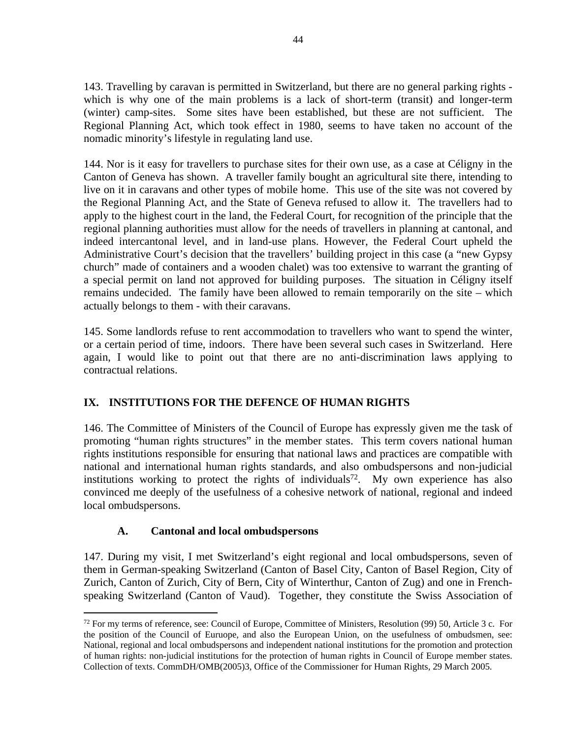143. Travelling by caravan is permitted in Switzerland, but there are no general parking rights - which is why one of the main problems is a lack of short-term (transit) and longer-term (winter) camp-sites. Some sites have been established, but these are not sufficient. The Regional Planning Act, which took effect in 1980, seems to have taken no account of the nomadic minority's lifestyle in regulating land use.

144. Nor is it easy for travellers to purchase sites for their own use, as a case at Céligny in the Canton of Geneva has shown. A traveller family bought an agricultural site there, intending to live on it in caravans and other types of mobile home. This use of the site was not covered by the Regional Planning Act, and the State of Geneva refused to allow it. The travellers had to apply to the highest court in the land, the Federal Court, for recognition of the principle that the regional planning authorities must allow for the needs of travellers in planning at cantonal, and indeed intercantonal level, and in land-use plans. However, the Federal Court upheld the Administrative Court's decision that the travellers' building project in this case (a "new Gypsy church" made of containers and a wooden chalet) was too extensive to warrant the granting of a special permit on land not approved for building purposes. The situation in Céligny itself remains undecided. The family have been allowed to remain temporarily on the site – which actually belongs to them - with their caravans.

145. Some landlords refuse to rent accommodation to travellers who want to spend the winter, or a certain period of time, indoors. There have been several such cases in Switzerland. Here again, I would like to point out that there are no anti-discrimination laws applying to contractual relations.

## IX. INSTITUTIONS FOR THE DEFENCE OF HUMAN RIGHTS

146. The Committee of Ministers of the Council of Europe has expressly given me the task of promoting "human rights structures" in the member states. This term covers national human rights institutions responsible for ensuring that national laws and practices are compatible with national and international human rights standards, and also ombudspersons and non-judicial institutions working to protect the rights of individuals[72]. My own experience has also convinced me deeply of the usefulness of a cohesive network of national, regional and indeed local ombudspersons.

### A. Cantonal and local ombudspersons

147. During my visit, I met Switzerland's eight regional and local ombudspersons, seven of them in German-speaking Switzerland (Canton of Basel City, Canton of Basel Region, City of Zurich, Canton of Zurich, City of Bern, City of Winterthur, Canton of Zug) and one in French-speaking Switzerland (Canton of Vaud). Together, they constitute the Swiss Association of

---

[72] For my terms of reference, see: Council of Europe, Committee of Ministers, Resolution (99) 50, Article 3 c. For the position of the Council of Euruope, and also the European Union, on the usefulness of ombudsmen, see: National, regional and local ombudspersons and independent national institutions for the promotion and protection of human rights: non-judicial institutions for the protection of human rights in Council of Europe member states. Collection of texts. CommDH/OMB(2005)3, Office of the Commissioner for Human Rights, 29 March 2005.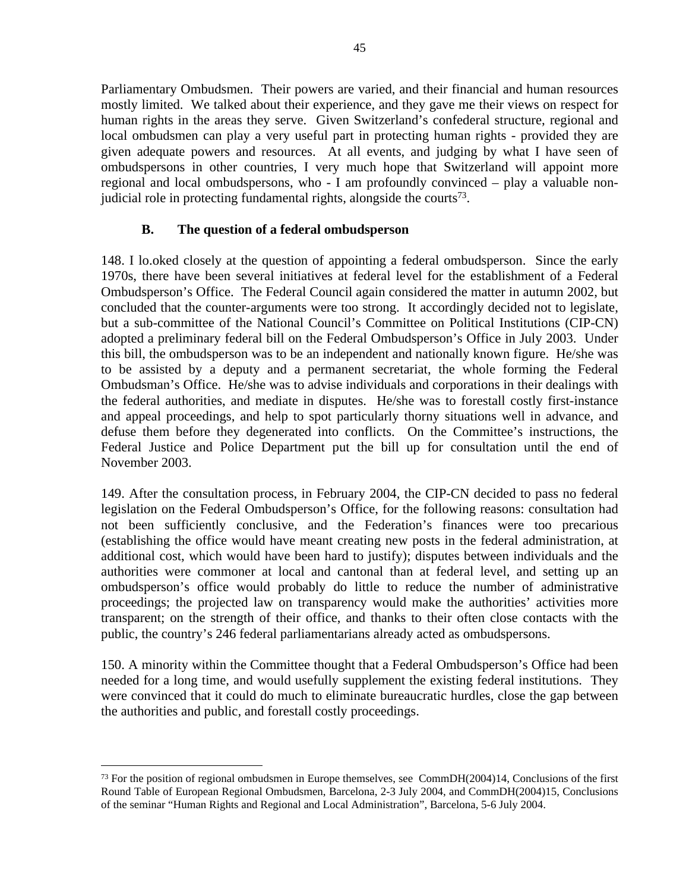Parliamentary Ombudsmen. Their powers are varied, and their financial and human resources mostly limited. We talked about their experience, and they gave me their views on respect for human rights in the areas they serve. Given Switzerland's confederal structure, regional and local ombudsmen can play a very useful part in protecting human rights - provided they are given adequate powers and resources. At all events, and judging by what I have seen of ombudspersons in other countries, I very much hope that Switzerland will appoint more regional and local ombudspersons, who - I am profoundly convinced – play a valuable non-judicial role in protecting fundamental rights, alongside the courts[73].

### B. The question of a federal ombudsperson

148. I lo.oked closely at the question of appointing a federal ombudsperson. Since the early 1970s, there have been several initiatives at federal level for the establishment of a Federal Ombudsperson's Office. The Federal Council again considered the matter in autumn 2002, but concluded that the counter-arguments were too strong. It accordingly decided not to legislate, but a sub-committee of the National Council's Committee on Political Institutions (CIP-CN) adopted a preliminary federal bill on the Federal Ombudsperson's Office in July 2003. Under this bill, the ombudsperson was to be an independent and nationally known figure. He/she was to be assisted by a deputy and a permanent secretariat, the whole forming the Federal Ombudsman's Office. He/she was to advise individuals and corporations in their dealings with the federal authorities, and mediate in disputes. He/she was to forestall costly first-instance and appeal proceedings, and help to spot particularly thorny situations well in advance, and defuse them before they degenerated into conflicts. On the Committee's instructions, the Federal Justice and Police Department put the bill up for consultation until the end of November 2003.

149. After the consultation process, in February 2004, the CIP-CN decided to pass no federal legislation on the Federal Ombudsperson's Office, for the following reasons: consultation had not been sufficiently conclusive, and the Federation's finances were too precarious (establishing the office would have meant creating new posts in the federal administration, at additional cost, which would have been hard to justify); disputes between individuals and the authorities were commoner at local and cantonal than at federal level, and setting up an ombudsperson's office would probably do little to reduce the number of administrative proceedings; the projected law on transparency would make the authorities' activities more transparent; on the strength of their office, and thanks to their often close contacts with the public, the country's 246 federal parliamentarians already acted as ombudspersons.

150. A minority within the Committee thought that a Federal Ombudsperson's Office had been needed for a long time, and would usefully supplement the existing federal institutions. They were convinced that it could do much to eliminate bureaucratic hurdles, close the gap between the authorities and public, and forestall costly proceedings.

---

[73] For the position of regional ombudsmen in Europe themselves, see CommDH(2004)14, Conclusions of the first Round Table of European Regional Ombudsmen, Barcelona, 2-3 July 2004, and CommDH(2004)15, Conclusions of the seminar "Human Rights and Regional and Local Administration", Barcelona, 5-6 July 2004.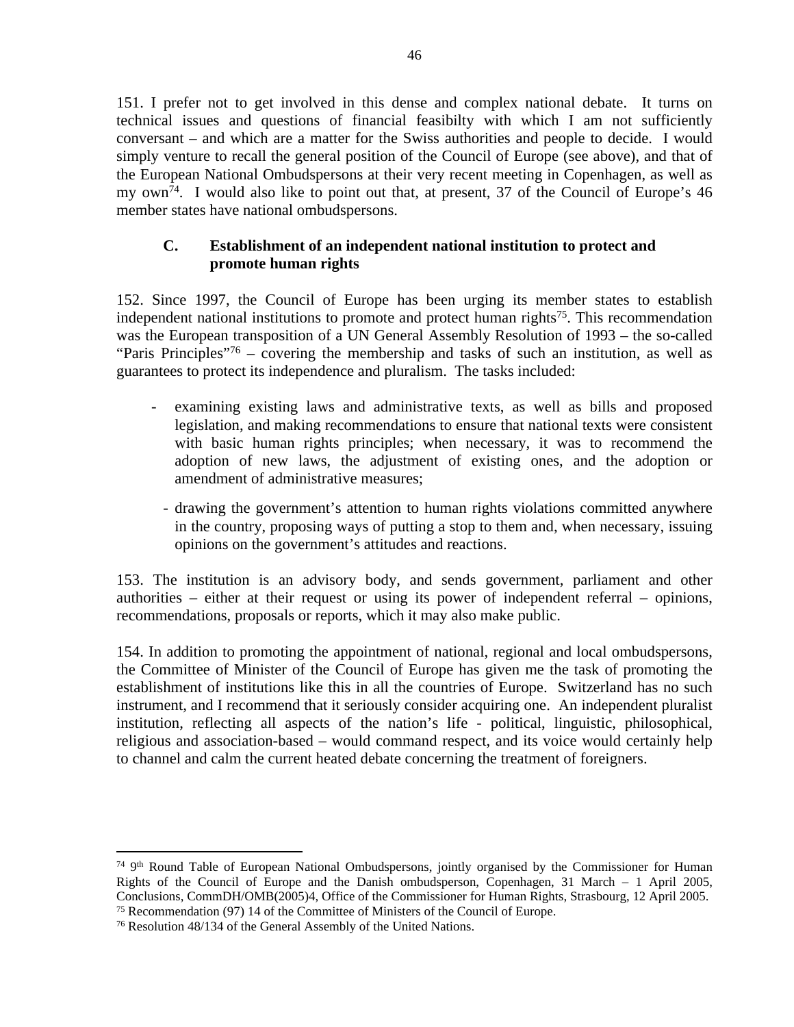151. I prefer not to get involved in this dense and complex national debate. It turns on technical issues and questions of financial feasibilty with which I am not sufficiently conversant – and which are a matter for the Swiss authorities and people to decide. I would simply venture to recall the general position of the Council of Europe (see above), and that of the European National Ombudspersons at their very recent meeting in Copenhagen, as well as my own[74]. I would also like to point out that, at present, 37 of the Council of Europe's 46 member states have national ombudspersons.

### C. Establishment of an independent national institution to protect and promote human rights

152. Since 1997, the Council of Europe has been urging its member states to establish independent national institutions to promote and protect human rights[75]. This recommendation was the European transposition of a UN General Assembly Resolution of 1993 – the so-called "Paris Principles"[76] – covering the membership and tasks of such an institution, as well as guarantees to protect its independence and pluralism. The tasks included:

- examining existing laws and administrative texts, as well as bills and proposed legislation, and making recommendations to ensure that national texts were consistent with basic human rights principles; when necessary, it was to recommend the adoption of new laws, the adjustment of existing ones, and the adoption or amendment of administrative measures;
- drawing the government's attention to human rights violations committed anywhere in the country, proposing ways of putting a stop to them and, when necessary, issuing opinions on the government's attitudes and reactions.

153. The institution is an advisory body, and sends government, parliament and other authorities – either at their request or using its power of independent referral – opinions, recommendations, proposals or reports, which it may also make public.

154. In addition to promoting the appointment of national, regional and local ombudspersons, the Committee of Minister of the Council of Europe has given me the task of promoting the establishment of institutions like this in all the countries of Europe. Switzerland has no such instrument, and I recommend that it seriously consider acquiring one. An independent pluralist institution, reflecting all aspects of the nation's life - political, linguistic, philosophical, religious and association-based – would command respect, and its voice would certainly help to channel and calm the current heated debate concerning the treatment of foreigners.

---

[74] 9th Round Table of European National Ombudspersons, jointly organised by the Commissioner for Human Rights of the Council of Europe and the Danish ombudsperson, Copenhagen, 31 March – 1 April 2005, Conclusions, CommDH/OMB(2005)4, Office of the Commissioner for Human Rights, Strasbourg, 12 April 2005.

[75] Recommendation (97) 14 of the Committee of Ministers of the Council of Europe.

[76] Resolution 48/134 of the General Assembly of the United Nations.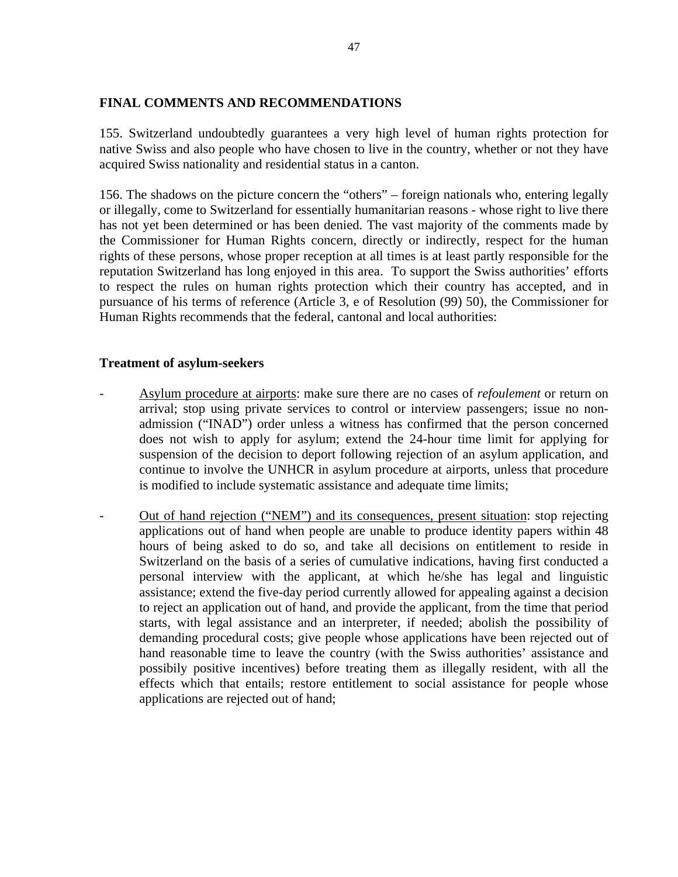## FINAL COMMENTS AND RECOMMENDATIONS

155. Switzerland undoubtedly guarantees a very high level of human rights protection for native Swiss and also people who have chosen to live in the country, whether or not they have acquired Swiss nationality and residential status in a canton.

156. The shadows on the picture concern the "others" – foreign nationals who, entering legally or illegally, come to Switzerland for essentially humanitarian reasons - whose right to live there has not yet been determined or has been denied. The vast majority of the comments made by the Commissioner for Human Rights concern, directly or indirectly, respect for the human rights of these persons, whose proper reception at all times is at least partly responsible for the reputation Switzerland has long enjoyed in this area. To support the Swiss authorities' efforts to respect the rules on human rights protection which their country has accepted, and in pursuance of his terms of reference (Article 3, e of Resolution (99) 50), the Commissioner for Human Rights recommends that the federal, cantonal and local authorities:

### Treatment of asylum-seekers

- <u>Asylum procedure at airports</u>: make sure there are no cases of *refoulement* or return on arrival; stop using private services to control or interview passengers; issue no non-admission ("INAD") order unless a witness has confirmed that the person concerned does not wish to apply for asylum; extend the 24-hour time limit for applying for suspension of the decision to deport following rejection of an asylum application, and continue to involve the UNHCR in asylum procedure at airports, unless that procedure is modified to include systematic assistance and adequate time limits;

- <u>Out of hand rejection ("NEM") and its consequences, present situation</u>: stop rejecting applications out of hand when people are unable to produce identity papers within 48 hours of being asked to do so, and take all decisions on entitlement to reside in Switzerland on the basis of a series of cumulative indications, having first conducted a personal interview with the applicant, at which he/she has legal and linguistic assistance; extend the five-day period currently allowed for appealing against a decision to reject an application out of hand, and provide the applicant, from the time that period starts, with legal assistance and an interpreter, if needed; abolish the possibility of demanding procedural costs; give people whose applications have been rejected out of hand reasonable time to leave the country (with the Swiss authorities' assistance and possibily positive incentives) before treating them as illegally resident, with all the effects which that entails; restore entitlement to social assistance for people whose applications are rejected out of hand;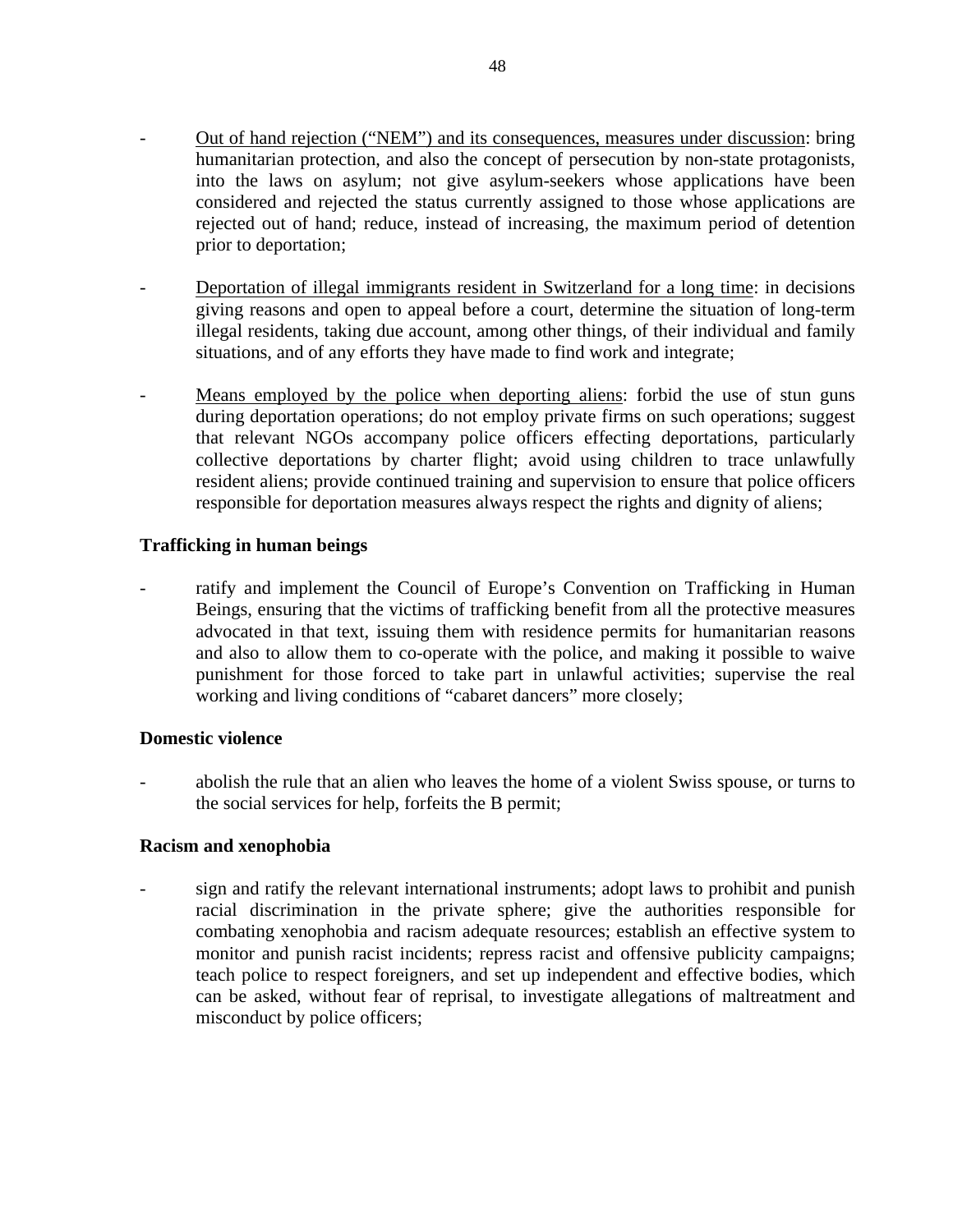- Out of hand rejection ("NEM") and its consequences, measures under discussion: bring humanitarian protection, and also the concept of persecution by non-state protagonists, into the laws on asylum; not give asylum-seekers whose applications have been considered and rejected the status currently assigned to those whose applications are rejected out of hand; reduce, instead of increasing, the maximum period of detention prior to deportation;

- Deportation of illegal immigrants resident in Switzerland for a long time: in decisions giving reasons and open to appeal before a court, determine the situation of long-term illegal residents, taking due account, among other things, of their individual and family situations, and of any efforts they have made to find work and integrate;

- Means employed by the police when deporting aliens: forbid the use of stun guns during deportation operations; do not employ private firms on such operations; suggest that relevant NGOs accompany police officers effecting deportations, particularly collective deportations by charter flight; avoid using children to trace unlawfully resident aliens; provide continued training and supervision to ensure that police officers responsible for deportation measures always respect the rights and dignity of aliens;

**Trafficking in human beings**

- ratify and implement the Council of Europe's Convention on Trafficking in Human Beings, ensuring that the victims of trafficking benefit from all the protective measures advocated in that text, issuing them with residence permits for humanitarian reasons and also to allow them to co-operate with the police, and making it possible to waive punishment for those forced to take part in unlawful activities; supervise the real working and living conditions of "cabaret dancers" more closely;

**Domestic violence**

- abolish the rule that an alien who leaves the home of a violent Swiss spouse, or turns to the social services for help, forfeits the B permit;

**Racism and xenophobia**

- sign and ratify the relevant international instruments; adopt laws to prohibit and punish racial discrimination in the private sphere; give the authorities responsible for combating xenophobia and racism adequate resources; establish an effective system to monitor and punish racist incidents; repress racist and offensive publicity campaigns; teach police to respect foreigners, and set up independent and effective bodies, which can be asked, without fear of reprisal, to investigate allegations of maltreatment and misconduct by police officers;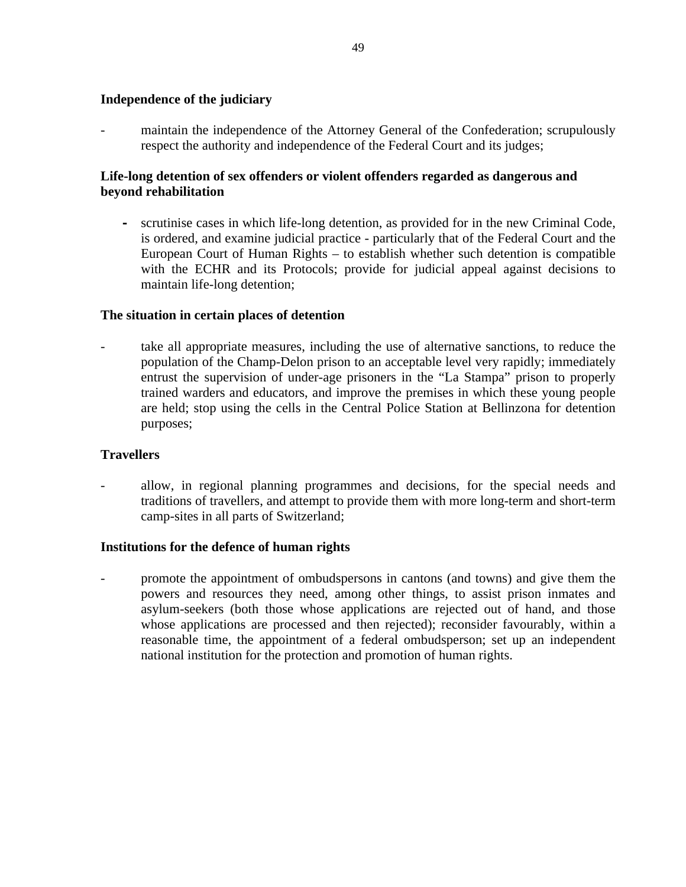**Independence of the judiciary**

- maintain the independence of the Attorney General of the Confederation; scrupulously respect the authority and independence of the Federal Court and its judges;

**Life-long detention of sex offenders or violent offenders regarded as dangerous and beyond rehabilitation**

- scrutinise cases in which life-long detention, as provided for in the new Criminal Code, is ordered, and examine judicial practice - particularly that of the Federal Court and the European Court of Human Rights – to establish whether such detention is compatible with the ECHR and its Protocols; provide for judicial appeal against decisions to maintain life-long detention;

**The situation in certain places of detention**

- take all appropriate measures, including the use of alternative sanctions, to reduce the population of the Champ-Delon prison to an acceptable level very rapidly; immediately entrust the supervision of under-age prisoners in the "La Stampa" prison to properly trained warders and educators, and improve the premises in which these young people are held; stop using the cells in the Central Police Station at Bellinzona for detention purposes;

**Travellers**

- allow, in regional planning programmes and decisions, for the special needs and traditions of travellers, and attempt to provide them with more long-term and short-term camp-sites in all parts of Switzerland;

**Institutions for the defence of human rights**

- promote the appointment of ombudspersons in cantons (and towns) and give them the powers and resources they need, among other things, to assist prison inmates and asylum-seekers (both those whose applications are rejected out of hand, and those whose applications are processed and then rejected); reconsider favourably, within a reasonable time, the appointment of a federal ombudsperson; set up an independent national institution for the protection and promotion of human rights.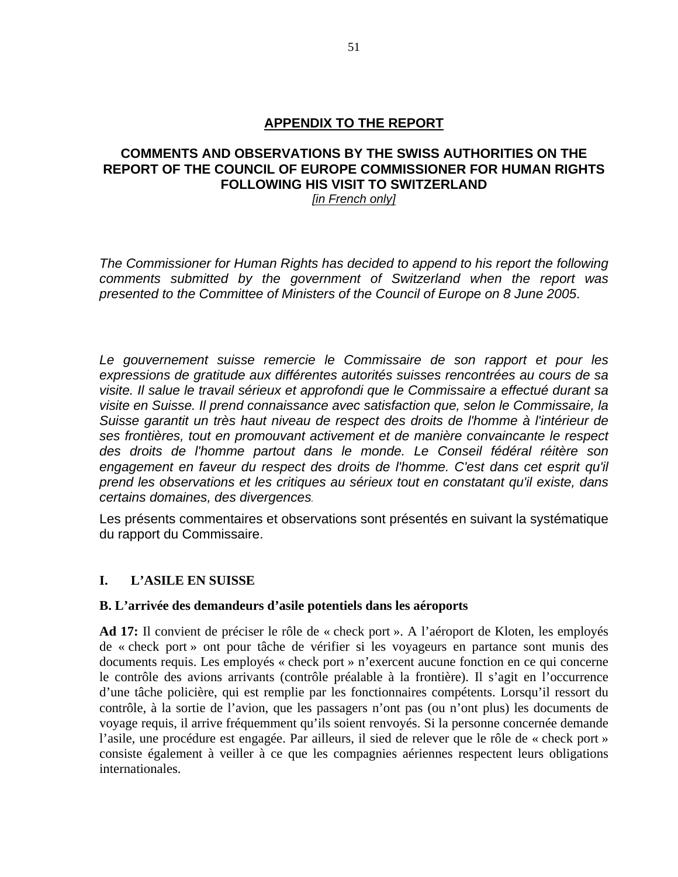**APPENDIX TO THE REPORT**

## COMMENTS AND OBSERVATIONS BY THE SWISS AUTHORITIES ON THE REPORT OF THE COUNCIL OF EUROPE COMMISSIONER FOR HUMAN RIGHTS FOLLOWING HIS VISIT TO SWITZERLAND

*[in French only]*

*The Commissioner for Human Rights has decided to append to his report the following comments submitted by the government of Switzerland when the report was presented to the Committee of Ministers of the Council of Europe on 8 June 2005.*

*Le gouvernement suisse remercie le Commissaire de son rapport et pour les expressions de gratitude aux différentes autorités suisses rencontrées au cours de sa visite. Il salue le travail sérieux et approfondi que le Commissaire a effectué durant sa visite en Suisse. Il prend connaissance avec satisfaction que, selon le Commissaire, la Suisse garantit un très haut niveau de respect des droits de l'homme à l'intérieur de ses frontières, tout en promouvant activement et de manière convaincante le respect des droits de l'homme partout dans le monde. Le Conseil fédéral réitère son engagement en faveur du respect des droits de l'homme. C'est dans cet esprit qu'il prend les observations et les critiques au sérieux tout en constatant qu'il existe, dans certains domaines, des divergences.*

Les présents commentaires et observations sont présentés en suivant la systématique du rapport du Commissaire.

## I. L'ASILE EN SUISSE

### B. L'arrivée des demandeurs d'asile potentiels dans les aéroports

**Ad 17:** Il convient de préciser le rôle de « check port ». A l'aéroport de Kloten, les employés de « check port » ont pour tâche de vérifier si les voyageurs en partance sont munis des documents requis. Les employés « check port » n'exercent aucune fonction en ce qui concerne le contrôle des avions arrivants (contrôle préalable à la frontière). Il s'agit en l'occurrence d'une tâche policière, qui est remplie par les fonctionnaires compétents. Lorsqu'il ressort du contrôle, à la sortie de l'avion, que les passagers n'ont pas (ou n'ont plus) les documents de voyage requis, il arrive fréquemment qu'ils soient renvoyés. Si la personne concernée demande l'asile, une procédure est engagée. Par ailleurs, il sied de relever que le rôle de « check port » consiste également à veiller à ce que les compagnies aériennes respectent leurs obligations internationales.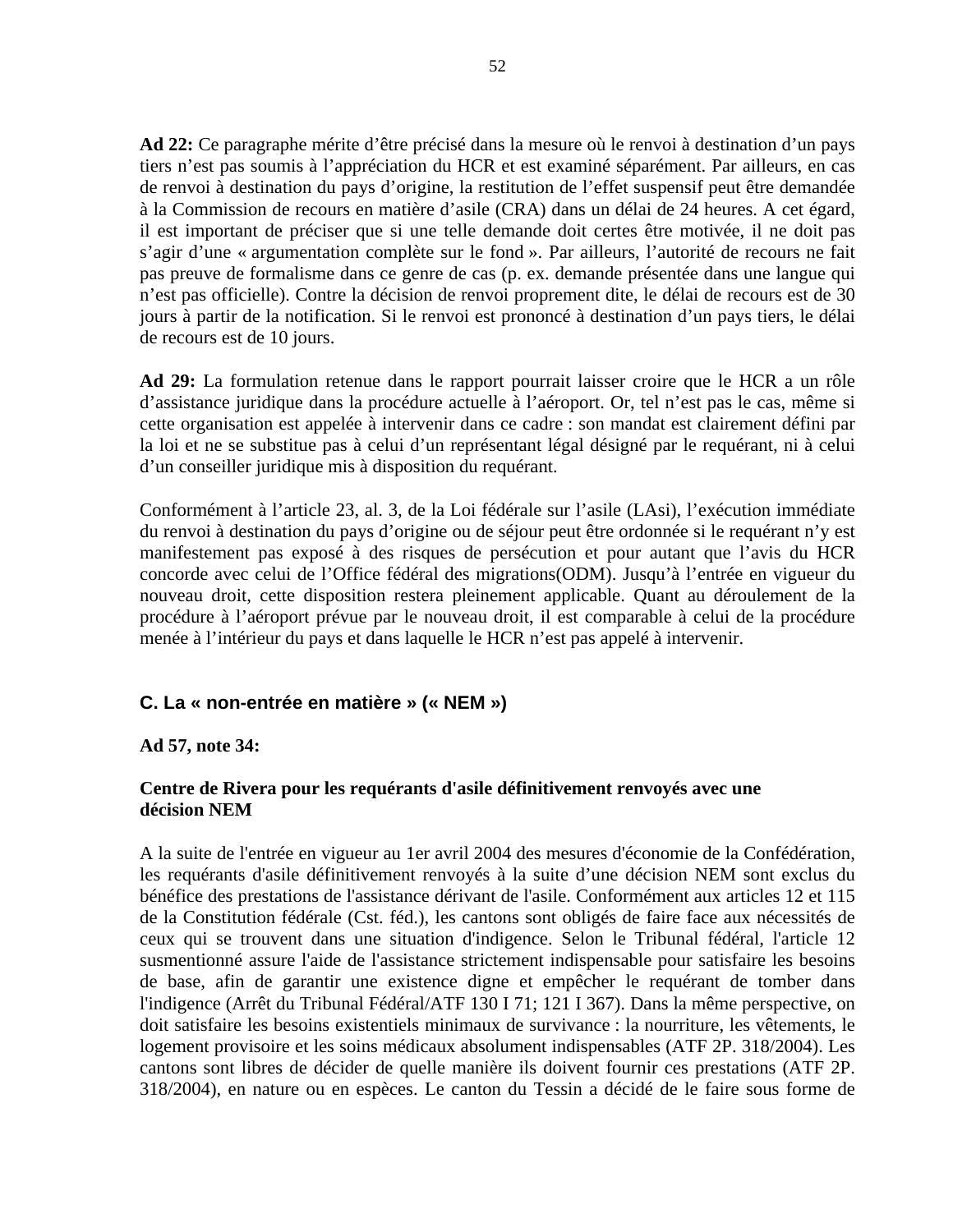**Ad 22:** Ce paragraphe mérite d’être précisé dans la mesure où le renvoi à destination d’un pays tiers n’est pas soumis à l’appréciation du HCR et est examiné séparément. Par ailleurs, en cas de renvoi à destination du pays d’origine, la restitution de l’effet suspensif peut être demandée à la Commission de recours en matière d’asile (CRA) dans un délai de 24 heures. A cet égard, il est important de préciser que si une telle demande doit certes être motivée, il ne doit pas s’agir d’une « argumentation complète sur le fond ». Par ailleurs, l’autorité de recours ne fait pas preuve de formalisme dans ce genre de cas (p. ex. demande présentée dans une langue qui n’est pas officielle). Contre la décision de renvoi proprement dite, le délai de recours est de 30 jours à partir de la notification. Si le renvoi est prononcé à destination d’un pays tiers, le délai de recours est de 10 jours.

**Ad 29:** La formulation retenue dans le rapport pourrait laisser croire que le HCR a un rôle d’assistance juridique dans la procédure actuelle à l’aéroport. Or, tel n’est pas le cas, même si cette organisation est appelée à intervenir dans ce cadre : son mandat est clairement défini par la loi et ne se substitue pas à celui d’un représentant légal désigné par le requérant, ni à celui d’un conseiller juridique mis à disposition du requérant.

Conformément à l’article 23, al. 3, de la Loi fédérale sur l’asile (LAsi), l’exécution immédiate du renvoi à destination du pays d’origine ou de séjour peut être ordonnée si le requérant n’y est manifestement pas exposé à des risques de persécution et pour autant que l’avis du HCR concorde avec celui de l’Office fédéral des migrations(ODM). Jusqu’à l’entrée en vigueur du nouveau droit, cette disposition restera pleinement applicable. Quant au déroulement de la procédure à l’aéroport prévue par le nouveau droit, il est comparable à celui de la procédure menée à l’intérieur du pays et dans laquelle le HCR n’est pas appelé à intervenir.

## C. La « non-entrée en matière » (« NEM »)

**Ad 57, note 34:**

**Centre de Rivera pour les requérants d'asile définitivement renvoyés avec une décision NEM**

A la suite de l'entrée en vigueur au 1er avril 2004 des mesures d'économie de la Confédération, les requérants d'asile définitivement renvoyés à la suite d’une décision NEM sont exclus du bénéfice des prestations de l'assistance dérivant de l'asile. Conformément aux articles 12 et 115 de la Constitution fédérale (Cst. féd.), les cantons sont obligés de faire face aux nécessités de ceux qui se trouvent dans une situation d'indigence. Selon le Tribunal fédéral, l'article 12 susmentionné assure l'aide de l'assistance strictement indispensable pour satisfaire les besoins de base, afin de garantir une existence digne et empêcher le requérant de tomber dans l'indigence (Arrêt du Tribunal Fédéral/ATF 130 I 71; 121 I 367). Dans la même perspective, on doit satisfaire les besoins existentiels minimaux de survivance : la nourriture, les vêtements, le logement provisoire et les soins médicaux absolument indispensables (ATF 2P. 318/2004). Les cantons sont libres de décider de quelle manière ils doivent fournir ces prestations (ATF 2P. 318/2004), en nature ou en espèces. Le canton du Tessin a décidé de le faire sous forme de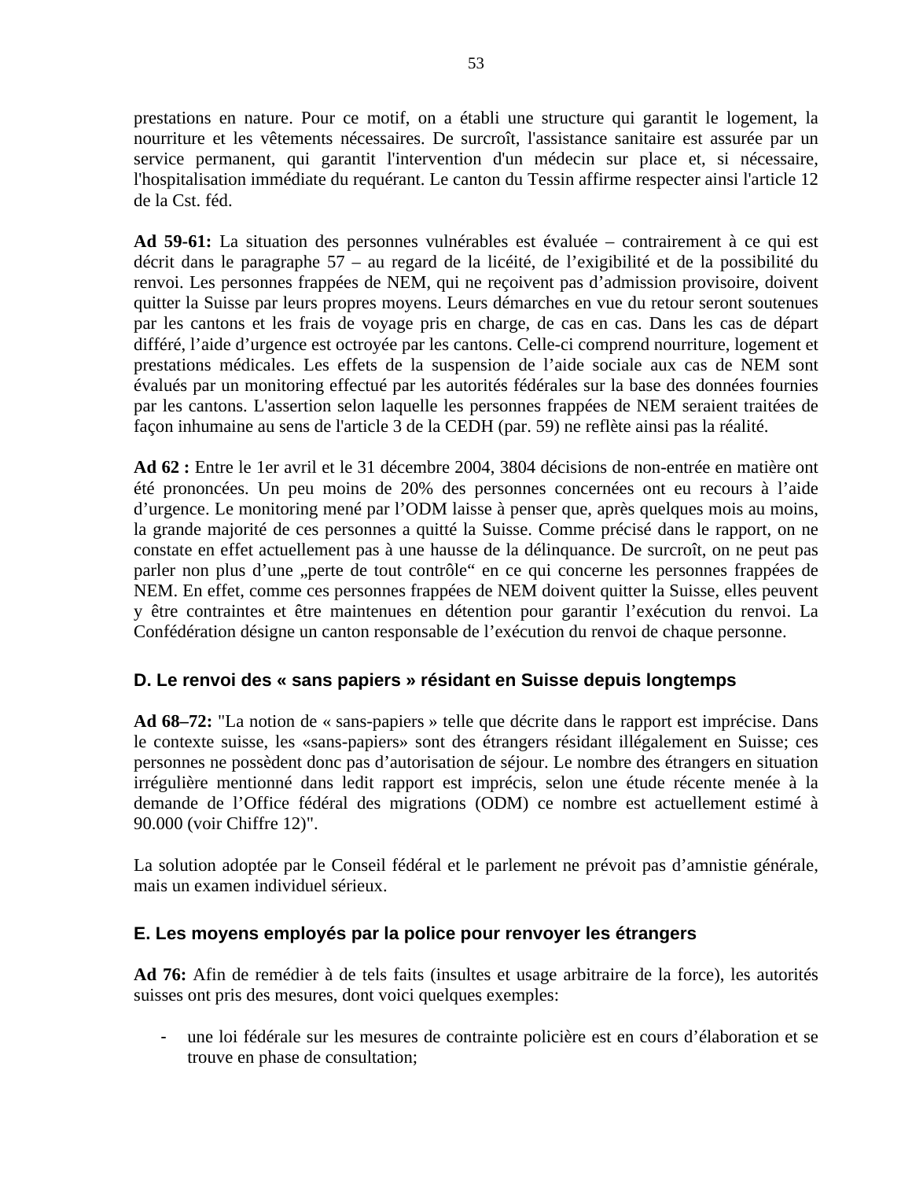prestations en nature. Pour ce motif, on a établi une structure qui garantit le logement, la nourriture et les vêtements nécessaires. De surcroît, l'assistance sanitaire est assurée par un service permanent, qui garantit l'intervention d'un médecin sur place et, si nécessaire, l'hospitalisation immédiate du requérant. Le canton du Tessin affirme respecter ainsi l'article 12 de la Cst. féd.

**Ad 59-61:** La situation des personnes vulnérables est évaluée – contrairement à ce qui est décrit dans le paragraphe 57 – au regard de la licéité, de l'exigibilité et de la possibilité du renvoi. Les personnes frappées de NEM, qui ne reçoivent pas d'admission provisoire, doivent quitter la Suisse par leurs propres moyens. Leurs démarches en vue du retour seront soutenues par les cantons et les frais de voyage pris en charge, de cas en cas. Dans les cas de départ différé, l'aide d'urgence est octroyée par les cantons. Celle-ci comprend nourriture, logement et prestations médicales. Les effets de la suspension de l'aide sociale aux cas de NEM sont évalués par un monitoring effectué par les autorités fédérales sur la base des données fournies par les cantons. L'assertion selon laquelle les personnes frappées de NEM seraient traitées de façon inhumaine au sens de l'article 3 de la CEDH (par. 59) ne reflète ainsi pas la réalité.

**Ad 62 :** Entre le 1er avril et le 31 décembre 2004, 3804 décisions de non-entrée en matière ont été prononcées. Un peu moins de 20% des personnes concernées ont eu recours à l'aide d'urgence. Le monitoring mené par l'ODM laisse à penser que, après quelques mois au moins, la grande majorité de ces personnes a quitté la Suisse. Comme précisé dans le rapport, on ne constate en effet actuellement pas à une hausse de la délinquance. De surcroît, on ne peut pas parler non plus d'une „perte de tout contrôle" en ce qui concerne les personnes frappées de NEM. En effet, comme ces personnes frappées de NEM doivent quitter la Suisse, elles peuvent y être contraintes et être maintenues en détention pour garantir l'exécution du renvoi. La Confédération désigne un canton responsable de l'exécution du renvoi de chaque personne.

### D. Le renvoi des « sans papiers » résidant en Suisse depuis longtemps

**Ad 68–72:** "La notion de « sans-papiers » telle que décrite dans le rapport est imprécise. Dans le contexte suisse, les «sans-papiers» sont des étrangers résidant illégalement en Suisse; ces personnes ne possèdent donc pas d'autorisation de séjour. Le nombre des étrangers en situation irrégulière mentionné dans ledit rapport est imprécis, selon une étude récente menée à la demande de l'Office fédéral des migrations (ODM) ce nombre est actuellement estimé à 90.000 (voir Chiffre 12)".

La solution adoptée par le Conseil fédéral et le parlement ne prévoit pas d'amnistie générale, mais un examen individuel sérieux.

### E. Les moyens employés par la police pour renvoyer les étrangers

**Ad 76:** Afin de remédier à de tels faits (insultes et usage arbitraire de la force), les autorités suisses ont pris des mesures, dont voici quelques exemples:

- une loi fédérale sur les mesures de contrainte policière est en cours d'élaboration et se trouve en phase de consultation;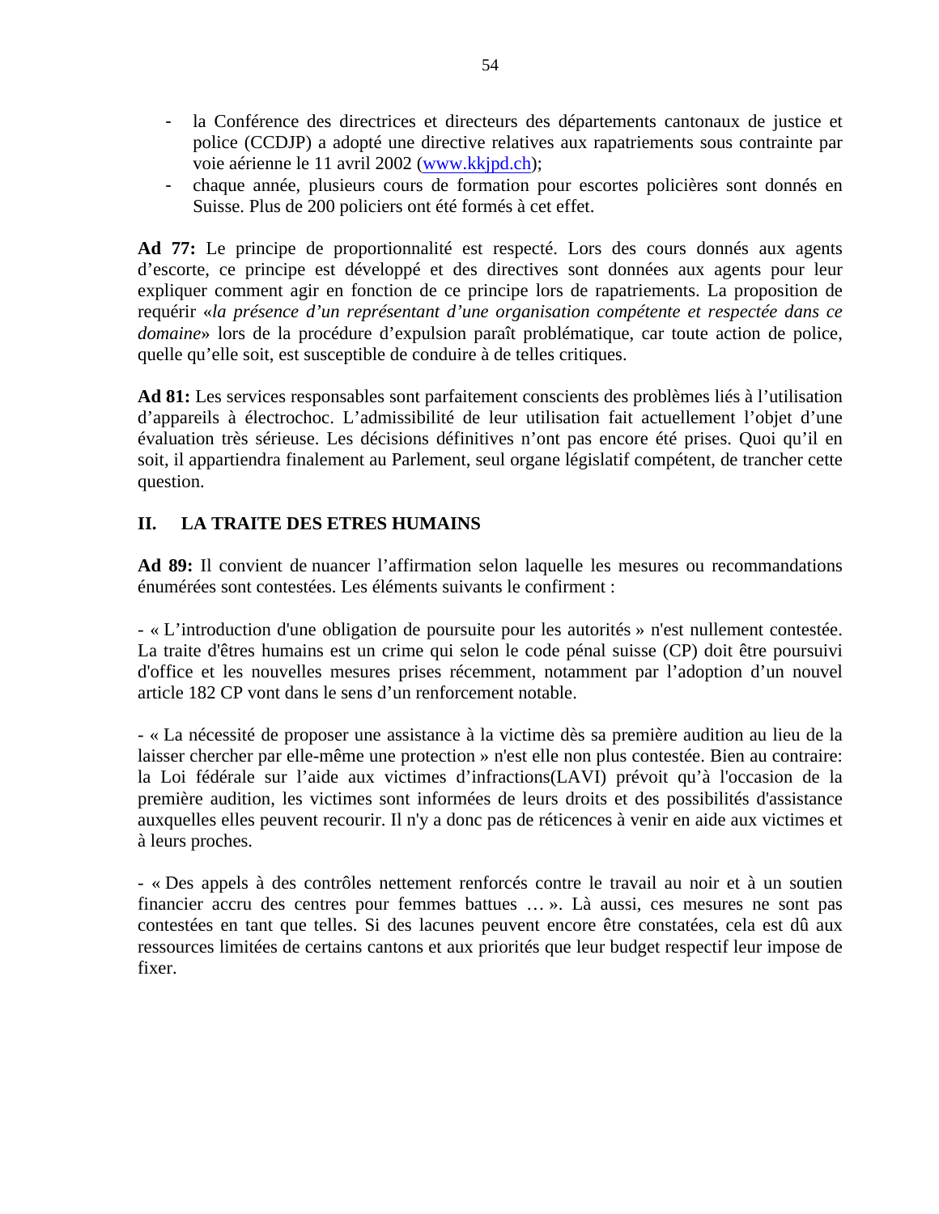- la Conférence des directrices et directeurs des départements cantonaux de justice et police (CCDJP) a adopté une directive relatives aux rapatriements sous contrainte par voie aérienne le 11 avril 2002 (www.kkjpd.ch);
- chaque année, plusieurs cours de formation pour escortes policières sont donnés en Suisse. Plus de 200 policiers ont été formés à cet effet.

**Ad 77:** Le principe de proportionnalité est respecté. Lors des cours donnés aux agents d'escorte, ce principe est développé et des directives sont données aux agents pour leur expliquer comment agir en fonction de ce principe lors de rapatriements. La proposition de requérir «*la présence d'un représentant d'une organisation compétente et respectée dans ce domaine*» lors de la procédure d'expulsion paraît problématique, car toute action de police, quelle qu'elle soit, est susceptible de conduire à de telles critiques.

**Ad 81:** Les services responsables sont parfaitement conscients des problèmes liés à l'utilisation d'appareils à électrochoc. L'admissibilité de leur utilisation fait actuellement l'objet d'une évaluation très sérieuse. Les décisions définitives n'ont pas encore été prises. Quoi qu'il en soit, il appartiendra finalement au Parlement, seul organe législatif compétent, de trancher cette question.

## II. LA TRAITE DES ETRES HUMAINS

**Ad 89:** Il convient de nuancer l'affirmation selon laquelle les mesures ou recommandations énumérées sont contestées. Les éléments suivants le confirment :

- « L'introduction d'une obligation de poursuite pour les autorités » n'est nullement contestée. La traite d'êtres humains est un crime qui selon le code pénal suisse (CP) doit être poursuivi d'office et les nouvelles mesures prises récemment, notamment par l'adoption d'un nouvel article 182 CP vont dans le sens d'un renforcement notable.

- « La nécessité de proposer une assistance à la victime dès sa première audition au lieu de la laisser chercher par elle-même une protection » n'est elle non plus contestée. Bien au contraire: la Loi fédérale sur l'aide aux victimes d'infractions(LAVI) prévoit qu'à l'occasion de la première audition, les victimes sont informées de leurs droits et des possibilités d'assistance auxquelles elles peuvent recourir. Il n'y a donc pas de réticences à venir en aide aux victimes et à leurs proches.

- « Des appels à des contrôles nettement renforcés contre le travail au noir et à un soutien financier accru des centres pour femmes battues … ». Là aussi, ces mesures ne sont pas contestées en tant que telles. Si des lacunes peuvent encore être constatées, cela est dû aux ressources limitées de certains cantons et aux priorités que leur budget respectif leur impose de fixer.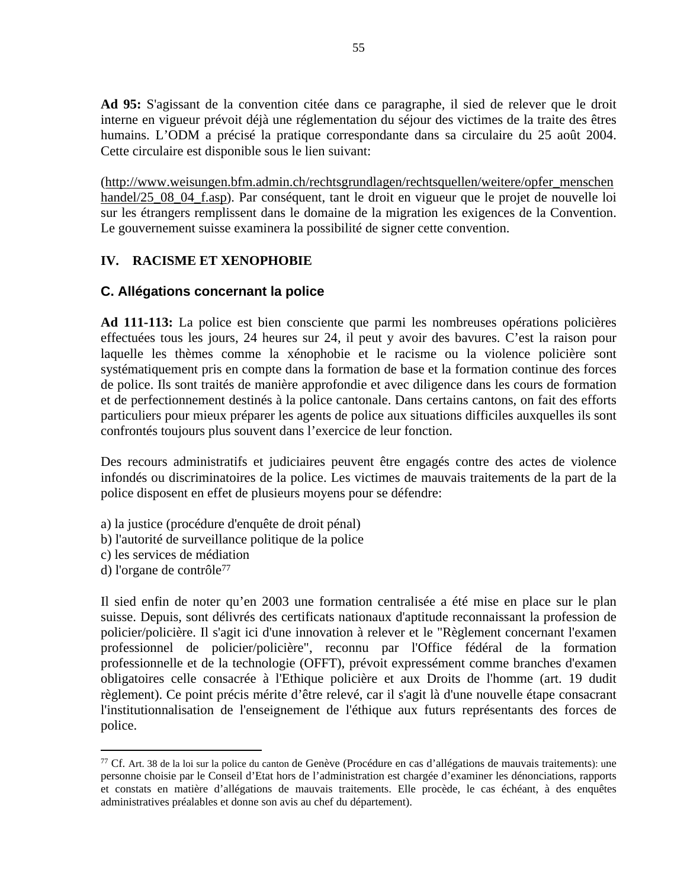**Ad 95:** S'agissant de la convention citée dans ce paragraphe, il sied de relever que le droit interne en vigueur prévoit déjà une réglementation du séjour des victimes de la traite des êtres humains. L'ODM a précisé la pratique correspondante dans sa circulaire du 25 août 2004. Cette circulaire est disponible sous le lien suivant:

(http://www.weisungen.bfm.admin.ch/rechtsgrundlagen/rechtsquellen/weitere/opfer_menschenhandel/25_08_04_f.asp). Par conséquent, tant le droit en vigueur que le projet de nouvelle loi sur les étrangers remplissent dans le domaine de la migration les exigences de la Convention. Le gouvernement suisse examinera la possibilité de signer cette convention.

## IV. RACISME ET XENOPHOBIE

### C. Allégations concernant la police

**Ad 111-113:** La police est bien consciente que parmi les nombreuses opérations policières effectuées tous les jours, 24 heures sur 24, il peut y avoir des bavures. C'est la raison pour laquelle les thèmes comme la xénophobie et le racisme ou la violence policière sont systématiquement pris en compte dans la formation de base et la formation continue des forces de police. Ils sont traités de manière approfondie et avec diligence dans les cours de formation et de perfectionnement destinés à la police cantonale. Dans certains cantons, on fait des efforts particuliers pour mieux préparer les agents de police aux situations difficiles auxquelles ils sont confrontés toujours plus souvent dans l'exercice de leur fonction.

Des recours administratifs et judiciaires peuvent être engagés contre des actes de violence infondés ou discriminatoires de la police. Les victimes de mauvais traitements de la part de la police disposent en effet de plusieurs moyens pour se défendre:

a) la justice (procédure d'enquête de droit pénal)
b) l'autorité de surveillance politique de la police
c) les services de médiation
d) l'organe de contrôle[77]

Il sied enfin de noter qu'en 2003 une formation centralisée a été mise en place sur le plan suisse. Depuis, sont délivrés des certificats nationaux d'aptitude reconnaissant la profession de policier/policière. Il s'agit ici d'une innovation à relever et le "Règlement concernant l'examen professionnel de policier/policière", reconnu par l'Office fédéral de la formation professionnelle et de la technologie (OFFT), prévoit expressément comme branches d'examen obligatoires celle consacrée à l'Ethique policière et aux Droits de l'homme (art. 19 dudit règlement). Ce point précis mérite d'être relevé, car il s'agit là d'une nouvelle étape consacrant l'institutionnalisation de l'enseignement de l'éthique aux futurs représentants des forces de police.

---

[77] Cf. Art. 38 de la loi sur la police du canton de Genève (Procédure en cas d'allégations de mauvais traitements): une personne choisie par le Conseil d'Etat hors de l'administration est chargée d'examiner les dénonciations, rapports et constats en matière d'allégations de mauvais traitements. Elle procède, le cas échéant, à des enquêtes administratives préalables et donne son avis au chef du département).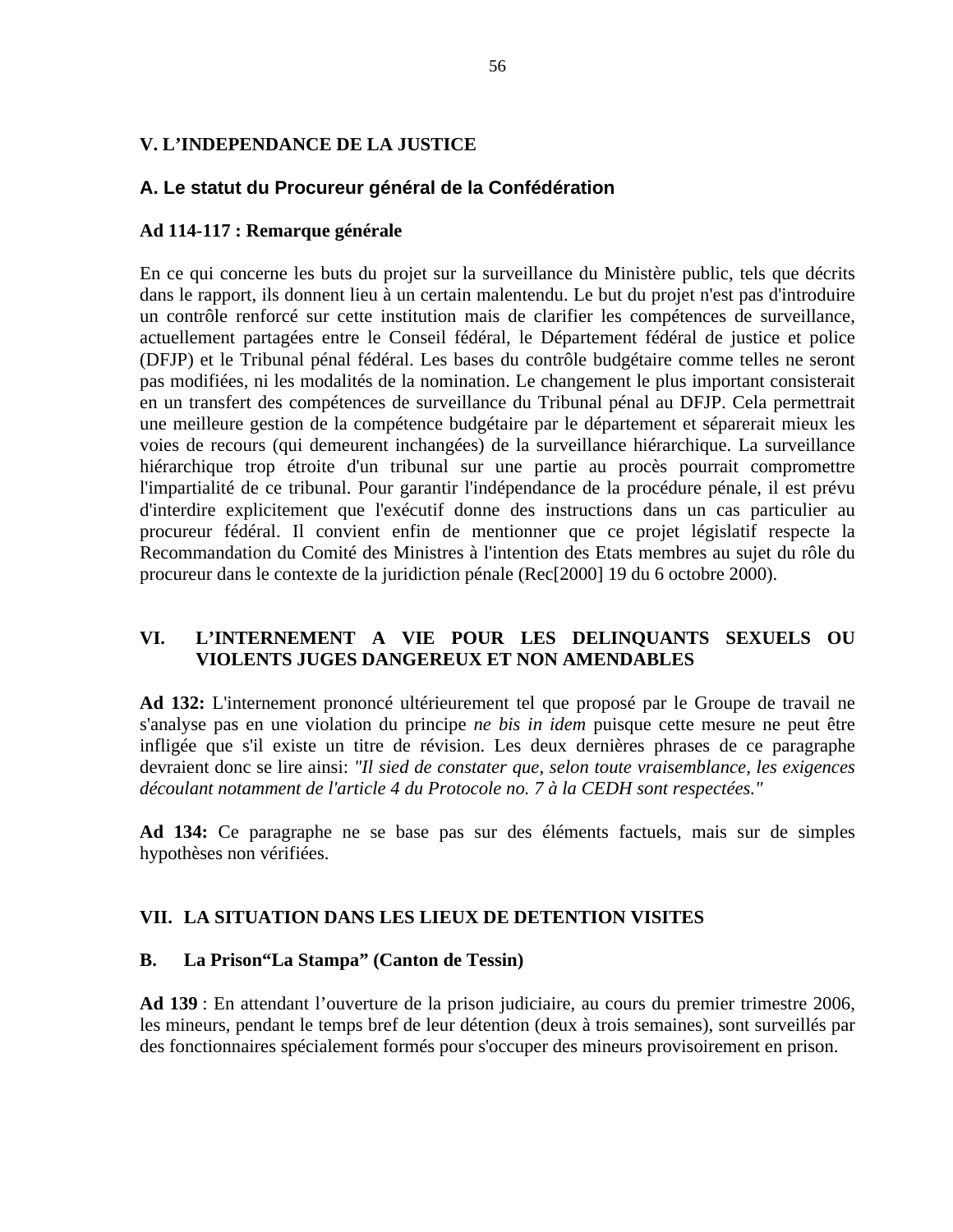## V. L'INDEPENDANCE DE LA JUSTICE

### A. Le statut du Procureur général de la Confédération

**Ad 114-117 : Remarque générale**

En ce qui concerne les buts du projet sur la surveillance du Ministère public, tels que décrits dans le rapport, ils donnent lieu à un certain malentendu. Le but du projet n'est pas d'introduire un contrôle renforcé sur cette institution mais de clarifier les compétences de surveillance, actuellement partagées entre le Conseil fédéral, le Département fédéral de justice et police (DFJP) et le Tribunal pénal fédéral. Les bases du contrôle budgétaire comme telles ne seront pas modifiées, ni les modalités de la nomination. Le changement le plus important consisterait en un transfert des compétences de surveillance du Tribunal pénal au DFJP. Cela permettrait une meilleure gestion de la compétence budgétaire par le département et séparerait mieux les voies de recours (qui demeurent inchangées) de la surveillance hiérarchique. La surveillance hiérarchique trop étroite d'un tribunal sur une partie au procès pourrait compromettre l'impartialité de ce tribunal. Pour garantir l'indépendance de la procédure pénale, il est prévu d'interdire explicitement que l'exécutif donne des instructions dans un cas particulier au procureur fédéral. Il convient enfin de mentionner que ce projet législatif respecte la Recommandation du Comité des Ministres à l'intention des Etats membres au sujet du rôle du procureur dans le contexte de la juridiction pénale (Rec[2000] 19 du 6 octobre 2000).

## VI. L'INTERNEMENT A VIE POUR LES DELINQUANTS SEXUELS OU VIOLENTS JUGES DANGEREUX ET NON AMENDABLES

**Ad 132:** L'internement prononcé ultérieurement tel que proposé par le Groupe de travail ne s'analyse pas en une violation du principe *ne bis in idem* puisque cette mesure ne peut être infligée que s'il existe un titre de révision. Les deux dernières phrases de ce paragraphe devraient donc se lire ainsi: *"Il sied de constater que, selon toute vraisemblance, les exigences découlant notamment de l'article 4 du Protocole no. 7 à la CEDH sont respectées."*

**Ad 134:** Ce paragraphe ne se base pas sur des éléments factuels, mais sur de simples hypothèses non vérifiées.

## VII. LA SITUATION DANS LES LIEUX DE DETENTION VISITES

### B. La Prison"La Stampa" (Canton de Tessin)

**Ad 139** : En attendant l'ouverture de la prison judiciaire, au cours du premier trimestre 2006, les mineurs, pendant le temps bref de leur détention (deux à trois semaines), sont surveillés par des fonctionnaires spécialement formés pour s'occuper des mineurs provisoirement en prison.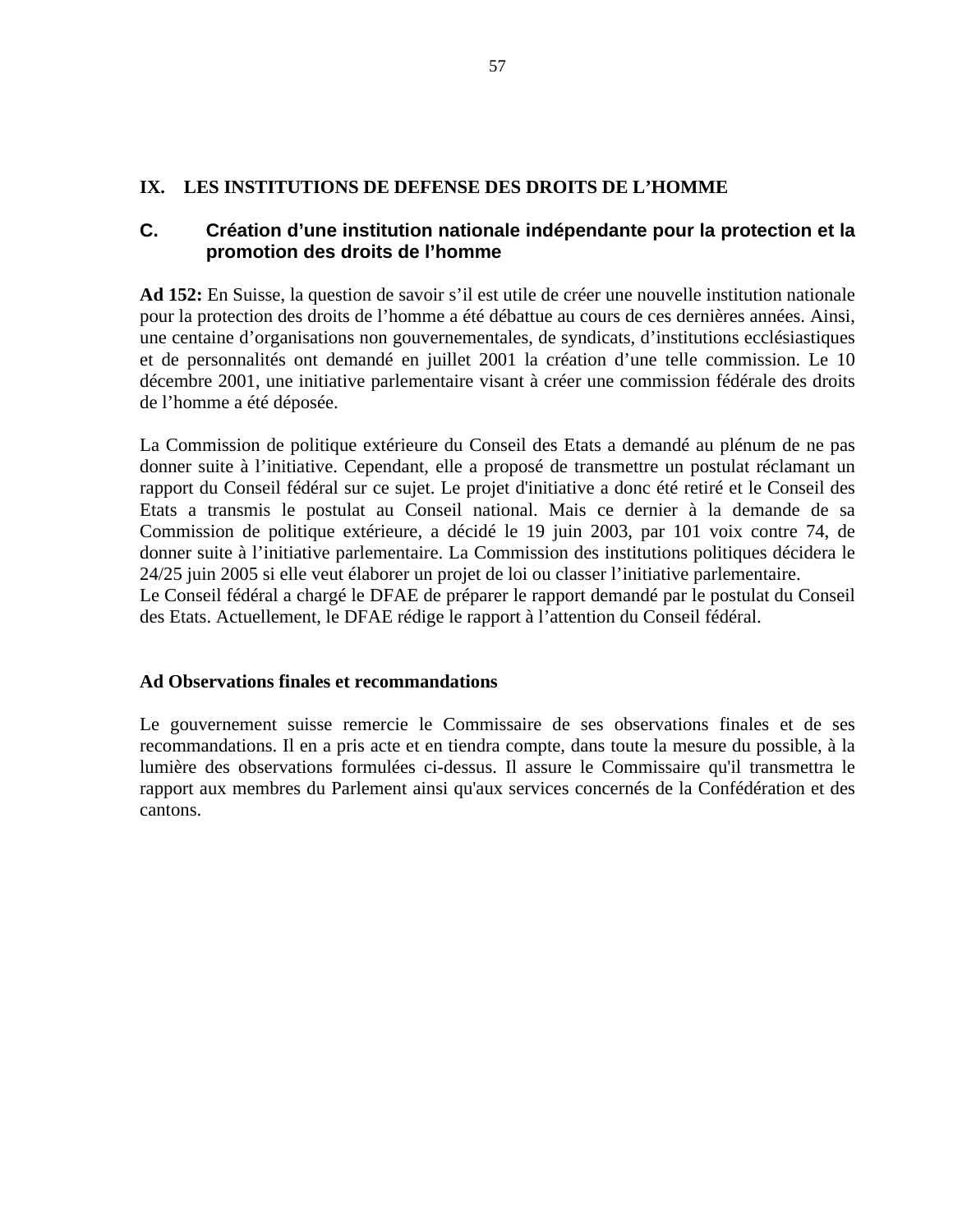## IX. LES INSTITUTIONS DE DEFENSE DES DROITS DE L’HOMME

### C. Création d’une institution nationale indépendante pour la protection et la promotion des droits de l’homme

**Ad 152:** En Suisse, la question de savoir s’il est utile de créer une nouvelle institution nationale pour la protection des droits de l’homme a été débattue au cours de ces dernières années. Ainsi, une centaine d’organisations non gouvernementales, de syndicats, d’institutions ecclésiastiques et de personnalités ont demandé en juillet 2001 la création d’une telle commission. Le 10 décembre 2001, une initiative parlementaire visant à créer une commission fédérale des droits de l’homme a été déposée.

La Commission de politique extérieure du Conseil des Etats a demandé au plénum de ne pas donner suite à l’initiative. Cependant, elle a proposé de transmettre un postulat réclamant un rapport du Conseil fédéral sur ce sujet. Le projet d'initiative a donc été retiré et le Conseil des Etats a transmis le postulat au Conseil national. Mais ce dernier à la demande de sa Commission de politique extérieure, a décidé le 19 juin 2003, par 101 voix contre 74, de donner suite à l’initiative parlementaire. La Commission des institutions politiques décidera le 24/25 juin 2005 si elle veut élaborer un projet de loi ou classer l’initiative parlementaire.
Le Conseil fédéral a chargé le DFAE de préparer le rapport demandé par le postulat du Conseil des Etats. Actuellement, le DFAE rédige le rapport à l’attention du Conseil fédéral.

**Ad Observations finales et recommandations**

Le gouvernement suisse remercie le Commissaire de ses observations finales et de ses recommandations. Il en a pris acte et en tiendra compte, dans toute la mesure du possible, à la lumière des observations formulées ci-dessus. Il assure le Commissaire qu'il transmettra le rapport aux membres du Parlement ainsi qu'aux services concernés de la Confédération et des cantons.